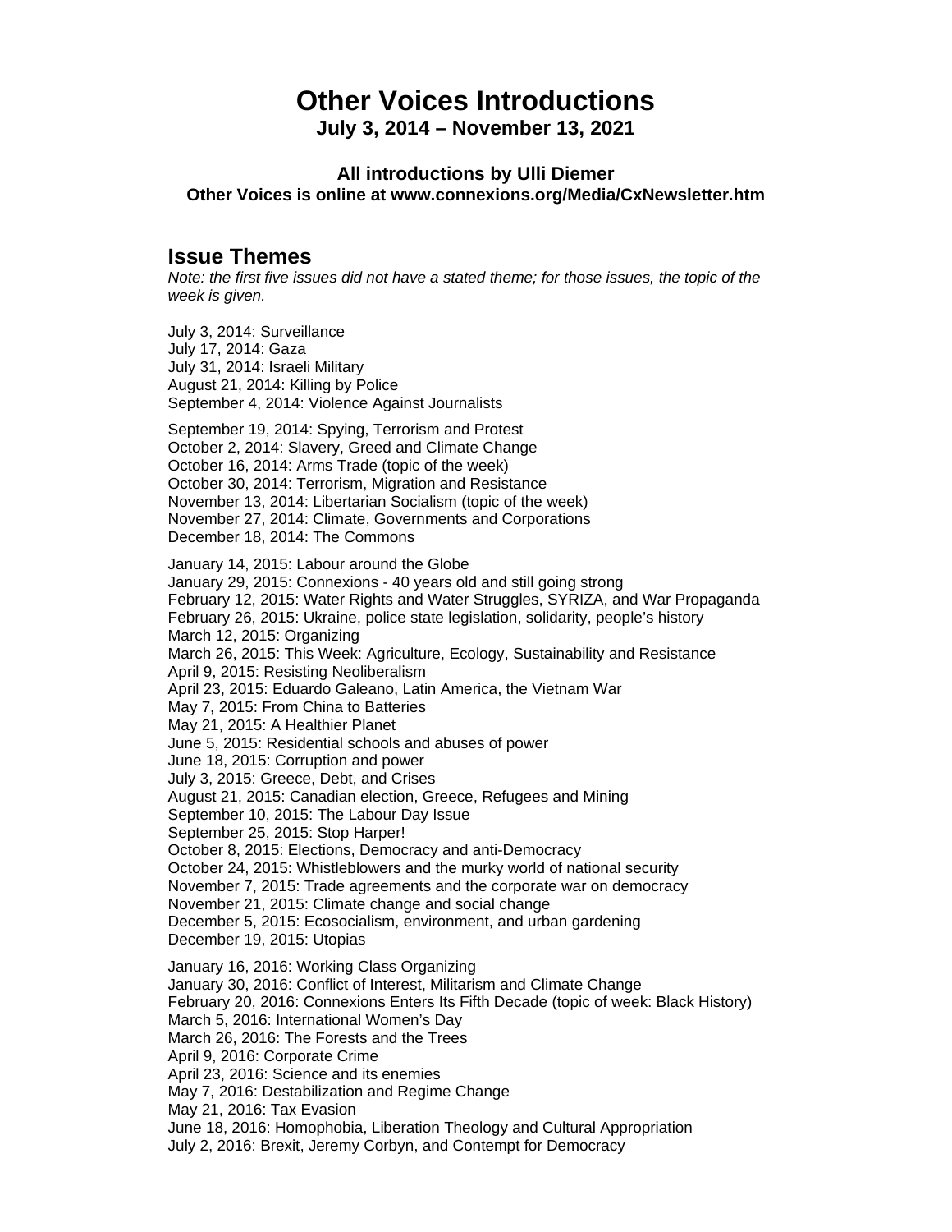# Other Voices Introductions

**July 3, 2014 – November 13, 2021**

**All introductions by Ulli Diemer**

**Other Voices is online at www.connexions.org/Media/CxNewsletter.htm**

## Issue Themes

*Note: the first five issues did not have a stated theme; for those issues, the topic of the week is given.*

July 3, 2014: Surveillance
July 17, 2014: Gaza
July 31, 2014: Israeli Military
August 21, 2014: Killing by Police
September 4, 2014: Violence Against Journalists

September 19, 2014: Spying, Terrorism and Protest
October 2, 2014: Slavery, Greed and Climate Change
October 16, 2014: Arms Trade (topic of the week)
October 30, 2014: Terrorism, Migration and Resistance
November 13, 2014: Libertarian Socialism (topic of the week)
November 27, 2014: Climate, Governments and Corporations
December 18, 2014: The Commons

January 14, 2015: Labour around the Globe
January 29, 2015: Connexions - 40 years old and still going strong
February 12, 2015: Water Rights and Water Struggles, SYRIZA, and War Propaganda
February 26, 2015: Ukraine, police state legislation, solidarity, people's history
March 12, 2015: Organizing
March 26, 2015: This Week: Agriculture, Ecology, Sustainability and Resistance
April 9, 2015: Resisting Neoliberalism
April 23, 2015: Eduardo Galeano, Latin America, the Vietnam War
May 7, 2015: From China to Batteries
May 21, 2015: A Healthier Planet
June 5, 2015: Residential schools and abuses of power
June 18, 2015: Corruption and power
July 3, 2015: Greece, Debt, and Crises
August 21, 2015: Canadian election, Greece, Refugees and Mining
September 10, 2015: The Labour Day Issue
September 25, 2015: Stop Harper!
October 8, 2015: Elections, Democracy and anti-Democracy
October 24, 2015: Whistleblowers and the murky world of national security
November 7, 2015: Trade agreements and the corporate war on democracy
November 21, 2015: Climate change and social change
December 5, 2015: Ecosocialism, environment, and urban gardening
December 19, 2015: Utopias

January 16, 2016: Working Class Organizing
January 30, 2016: Conflict of Interest, Militarism and Climate Change
February 20, 2016: Connexions Enters Its Fifth Decade (topic of week: Black History)
March 5, 2016: International Women's Day
March 26, 2016: The Forests and the Trees
April 9, 2016: Corporate Crime
April 23, 2016: Science and its enemies
May 7, 2016: Destabilization and Regime Change
May 21, 2016: Tax Evasion
June 18, 2016: Homophobia, Liberation Theology and Cultural Appropriation
July 2, 2016: Brexit, Jeremy Corbyn, and Contempt for Democracy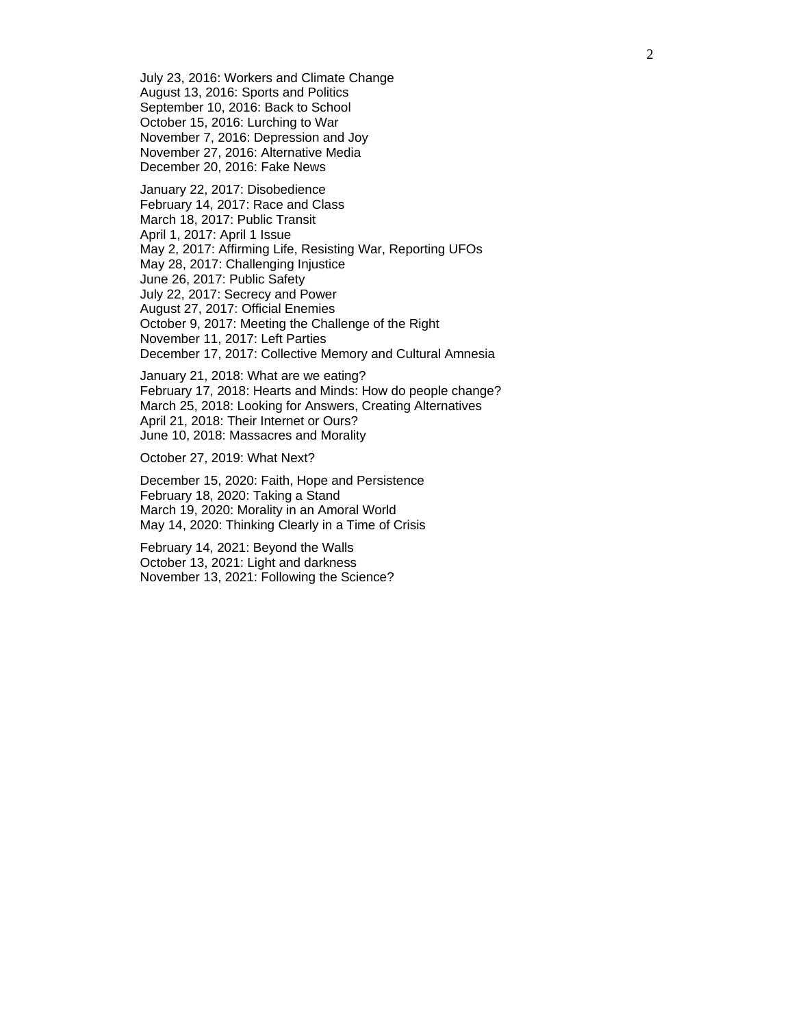July 23, 2016: Workers and Climate Change
August 13, 2016: Sports and Politics
September 10, 2016: Back to School
October 15, 2016: Lurching to War
November 7, 2016: Depression and Joy
November 27, 2016: Alternative Media
December 20, 2016: Fake News

January 22, 2017: Disobedience
February 14, 2017: Race and Class
March 18, 2017: Public Transit
April 1, 2017: April 1 Issue
May 2, 2017: Affirming Life, Resisting War, Reporting UFOs
May 28, 2017: Challenging Injustice
June 26, 2017: Public Safety
July 22, 2017: Secrecy and Power
August 27, 2017: Official Enemies
October 9, 2017: Meeting the Challenge of the Right
November 11, 2017: Left Parties
December 17, 2017: Collective Memory and Cultural Amnesia

January 21, 2018: What are we eating?
February 17, 2018: Hearts and Minds: How do people change?
March 25, 2018: Looking for Answers, Creating Alternatives
April 21, 2018: Their Internet or Ours?
June 10, 2018: Massacres and Morality

October 27, 2019: What Next?

December 15, 2020: Faith, Hope and Persistence
February 18, 2020: Taking a Stand
March 19, 2020: Morality in an Amoral World
May 14, 2020: Thinking Clearly in a Time of Crisis

February 14, 2021: Beyond the Walls
October 13, 2021: Light and darkness
November 13, 2021: Following the Science?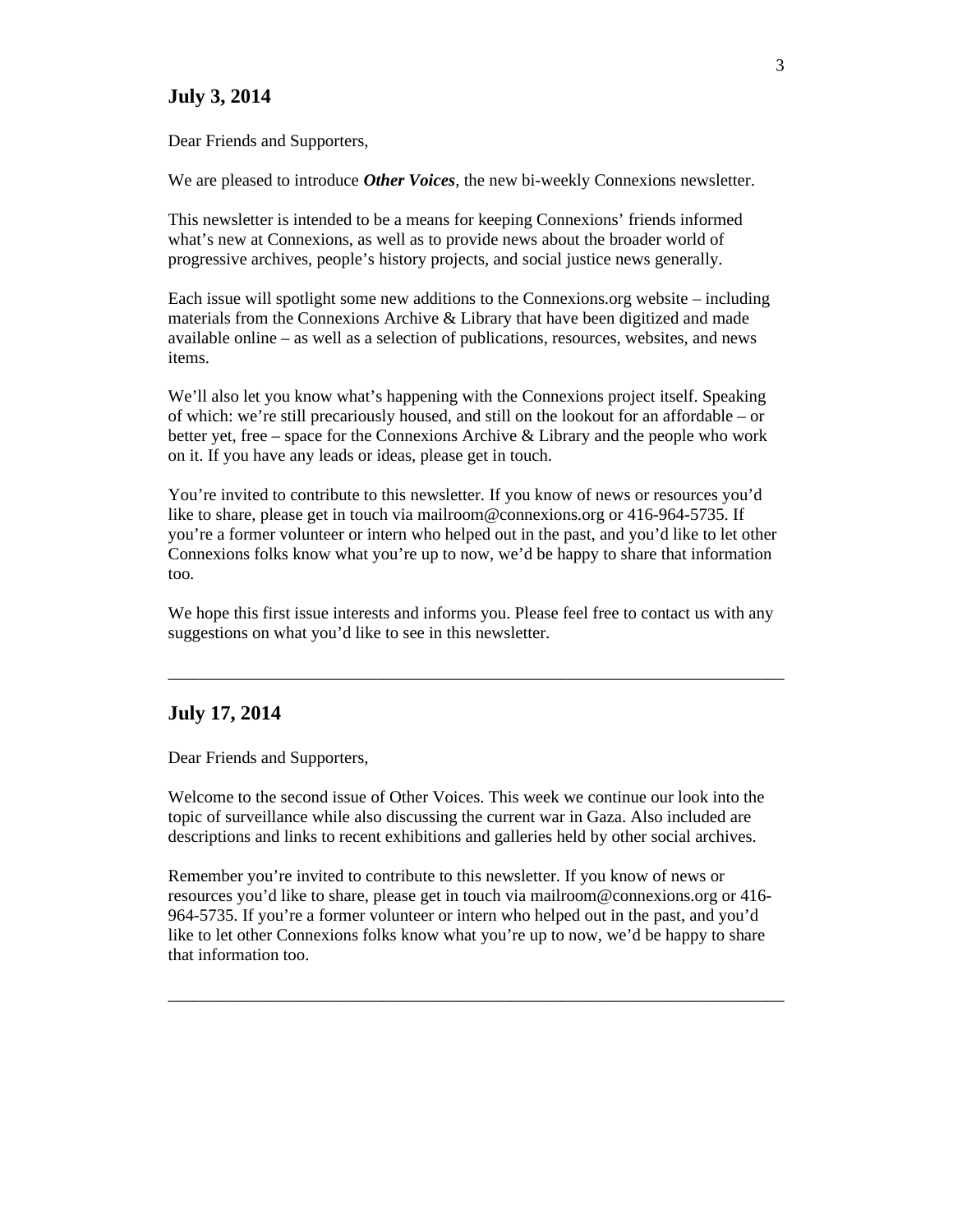## July 3, 2014

Dear Friends and Supporters,

We are pleased to introduce ***Other Voices***, the new bi-weekly Connexions newsletter.

This newsletter is intended to be a means for keeping Connexions' friends informed what's new at Connexions, as well as to provide news about the broader world of progressive archives, people's history projects, and social justice news generally.

Each issue will spotlight some new additions to the Connexions.org website – including materials from the Connexions Archive & Library that have been digitized and made available online – as well as a selection of publications, resources, websites, and news items.

We'll also let you know what's happening with the Connexions project itself. Speaking of which: we're still precariously housed, and still on the lookout for an affordable – or better yet, free – space for the Connexions Archive & Library and the people who work on it. If you have any leads or ideas, please get in touch.

You're invited to contribute to this newsletter. If you know of news or resources you'd like to share, please get in touch via mailroom@connexions.org or 416-964-5735. If you're a former volunteer or intern who helped out in the past, and you'd like to let other Connexions folks know what you're up to now, we'd be happy to share that information too.

We hope this first issue interests and informs you. Please feel free to contact us with any suggestions on what you'd like to see in this newsletter.

---

## July 17, 2014

Dear Friends and Supporters,

Welcome to the second issue of Other Voices. This week we continue our look into the topic of surveillance while also discussing the current war in Gaza. Also included are descriptions and links to recent exhibitions and galleries held by other social archives.

Remember you're invited to contribute to this newsletter. If you know of news or resources you'd like to share, please get in touch via mailroom@connexions.org or 416-964-5735. If you're a former volunteer or intern who helped out in the past, and you'd like to let other Connexions folks know what you're up to now, we'd be happy to share that information too.

---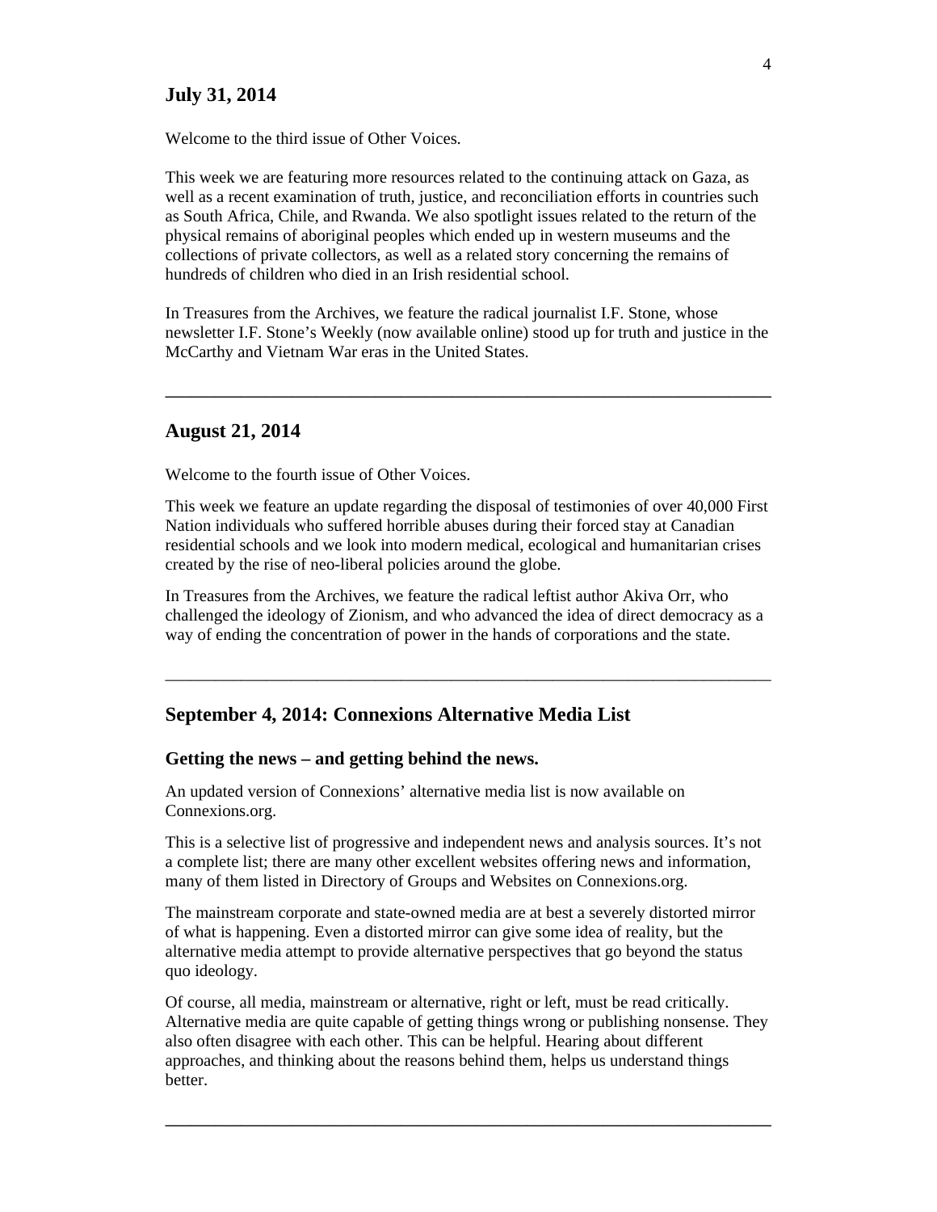## July 31, 2014

Welcome to the third issue of Other Voices.

This week we are featuring more resources related to the continuing attack on Gaza, as well as a recent examination of truth, justice, and reconciliation efforts in countries such as South Africa, Chile, and Rwanda. We also spotlight issues related to the return of the physical remains of aboriginal peoples which ended up in western museums and the collections of private collectors, as well as a related story concerning the remains of hundreds of children who died in an Irish residential school.

In Treasures from the Archives, we feature the radical journalist I.F. Stone, whose newsletter I.F. Stone's Weekly (now available online) stood up for truth and justice in the McCarthy and Vietnam War eras in the United States.

---

## August 21, 2014

Welcome to the fourth issue of Other Voices.

This week we feature an update regarding the disposal of testimonies of over 40,000 First Nation individuals who suffered horrible abuses during their forced stay at Canadian residential schools and we look into modern medical, ecological and humanitarian crises created by the rise of neo-liberal policies around the globe.

In Treasures from the Archives, we feature the radical leftist author Akiva Orr, who challenged the ideology of Zionism, and who advanced the idea of direct democracy as a way of ending the concentration of power in the hands of corporations and the state.

---

## September 4, 2014: Connexions Alternative Media List

### Getting the news – and getting behind the news.

An updated version of Connexions' alternative media list is now available on Connexions.org.

This is a selective list of progressive and independent news and analysis sources. It's not a complete list; there are many other excellent websites offering news and information, many of them listed in Directory of Groups and Websites on Connexions.org.

The mainstream corporate and state-owned media are at best a severely distorted mirror of what is happening. Even a distorted mirror can give some idea of reality, but the alternative media attempt to provide alternative perspectives that go beyond the status quo ideology.

Of course, all media, mainstream or alternative, right or left, must be read critically. Alternative media are quite capable of getting things wrong or publishing nonsense. They also often disagree with each other. This can be helpful. Hearing about different approaches, and thinking about the reasons behind them, helps us understand things better.

---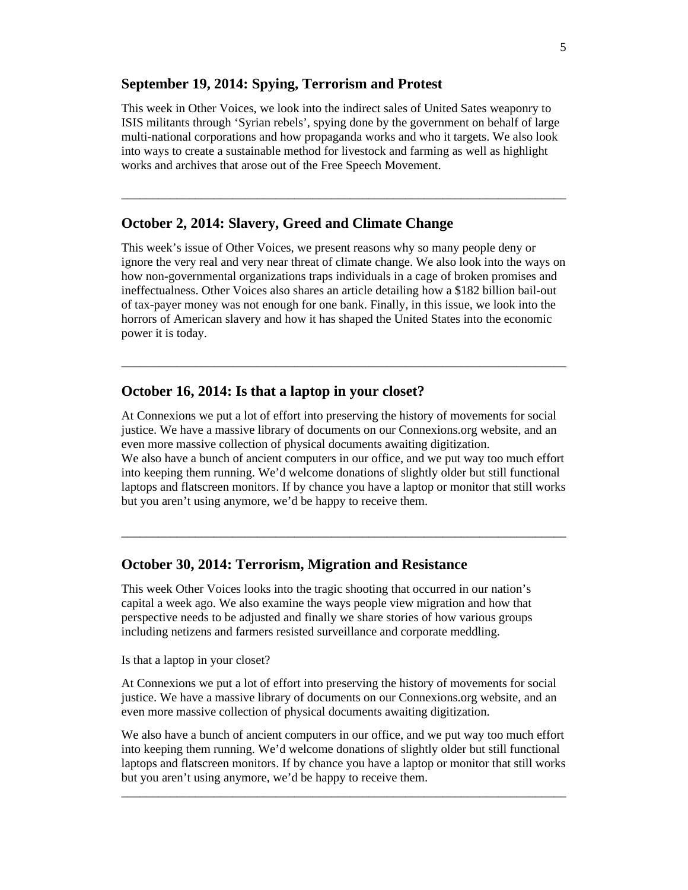## September 19, 2014: Spying, Terrorism and Protest

This week in Other Voices, we look into the indirect sales of United Sates weaponry to ISIS militants through 'Syrian rebels', spying done by the government on behalf of large multi-national corporations and how propaganda works and who it targets. We also look into ways to create a sustainable method for livestock and farming as well as highlight works and archives that arose out of the Free Speech Movement.

---

## October 2, 2014: Slavery, Greed and Climate Change

This week's issue of Other Voices, we present reasons why so many people deny or ignore the very real and very near threat of climate change. We also look into the ways on how non-governmental organizations traps individuals in a cage of broken promises and ineffectualness. Other Voices also shares an article detailing how a $182 billion bail-out of tax-payer money was not enough for one bank. Finally, in this issue, we look into the horrors of American slavery and how it has shaped the United States into the economic power it is today.

---

## October 16, 2014: Is that a laptop in your closet?

At Connexions we put a lot of effort into preserving the history of movements for social justice. We have a massive library of documents on our Connexions.org website, and an even more massive collection of physical documents awaiting digitization.
We also have a bunch of ancient computers in our office, and we put way too much effort into keeping them running. We'd welcome donations of slightly older but still functional laptops and flatscreen monitors. If by chance you have a laptop or monitor that still works but you aren't using anymore, we'd be happy to receive them.

---

## October 30, 2014: Terrorism, Migration and Resistance

This week Other Voices looks into the tragic shooting that occurred in our nation's capital a week ago. We also examine the ways people view migration and how that perspective needs to be adjusted and finally we share stories of how various groups including netizens and farmers resisted surveillance and corporate meddling.

Is that a laptop in your closet?

At Connexions we put a lot of effort into preserving the history of movements for social justice. We have a massive library of documents on our Connexions.org website, and an even more massive collection of physical documents awaiting digitization.

We also have a bunch of ancient computers in our office, and we put way too much effort into keeping them running. We'd welcome donations of slightly older but still functional laptops and flatscreen monitors. If by chance you have a laptop or monitor that still works but you aren't using anymore, we'd be happy to receive them.

---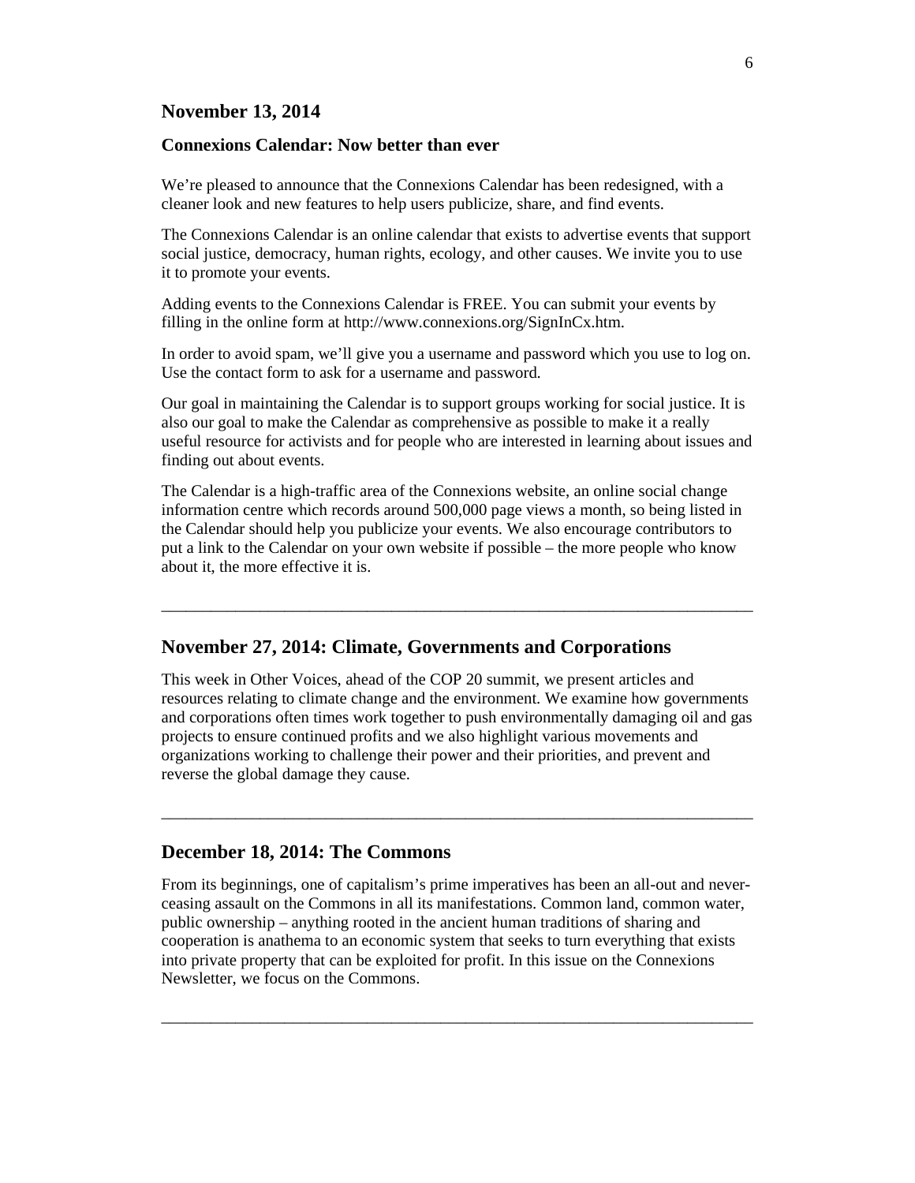## November 13, 2014

### Connexions Calendar: Now better than ever

We're pleased to announce that the Connexions Calendar has been redesigned, with a cleaner look and new features to help users publicize, share, and find events.

The Connexions Calendar is an online calendar that exists to advertise events that support social justice, democracy, human rights, ecology, and other causes. We invite you to use it to promote your events.

Adding events to the Connexions Calendar is FREE. You can submit your events by filling in the online form at http://www.connexions.org/SignInCx.htm.

In order to avoid spam, we'll give you a username and password which you use to log on. Use the contact form to ask for a username and password.

Our goal in maintaining the Calendar is to support groups working for social justice. It is also our goal to make the Calendar as comprehensive as possible to make it a really useful resource for activists and for people who are interested in learning about issues and finding out about events.

The Calendar is a high-traffic area of the Connexions website, an online social change information centre which records around 500,000 page views a month, so being listed in the Calendar should help you publicize your events. We also encourage contributors to put a link to the Calendar on your own website if possible – the more people who know about it, the more effective it is.

---

## November 27, 2014: Climate, Governments and Corporations

This week in Other Voices, ahead of the COP 20 summit, we present articles and resources relating to climate change and the environment. We examine how governments and corporations often times work together to push environmentally damaging oil and gas projects to ensure continued profits and we also highlight various movements and organizations working to challenge their power and their priorities, and prevent and reverse the global damage they cause.

---

## December 18, 2014: The Commons

From its beginnings, one of capitalism's prime imperatives has been an all-out and never-ceasing assault on the Commons in all its manifestations. Common land, common water, public ownership – anything rooted in the ancient human traditions of sharing and cooperation is anathema to an economic system that seeks to turn everything that exists into private property that can be exploited for profit. In this issue on the Connexions Newsletter, we focus on the Commons.

---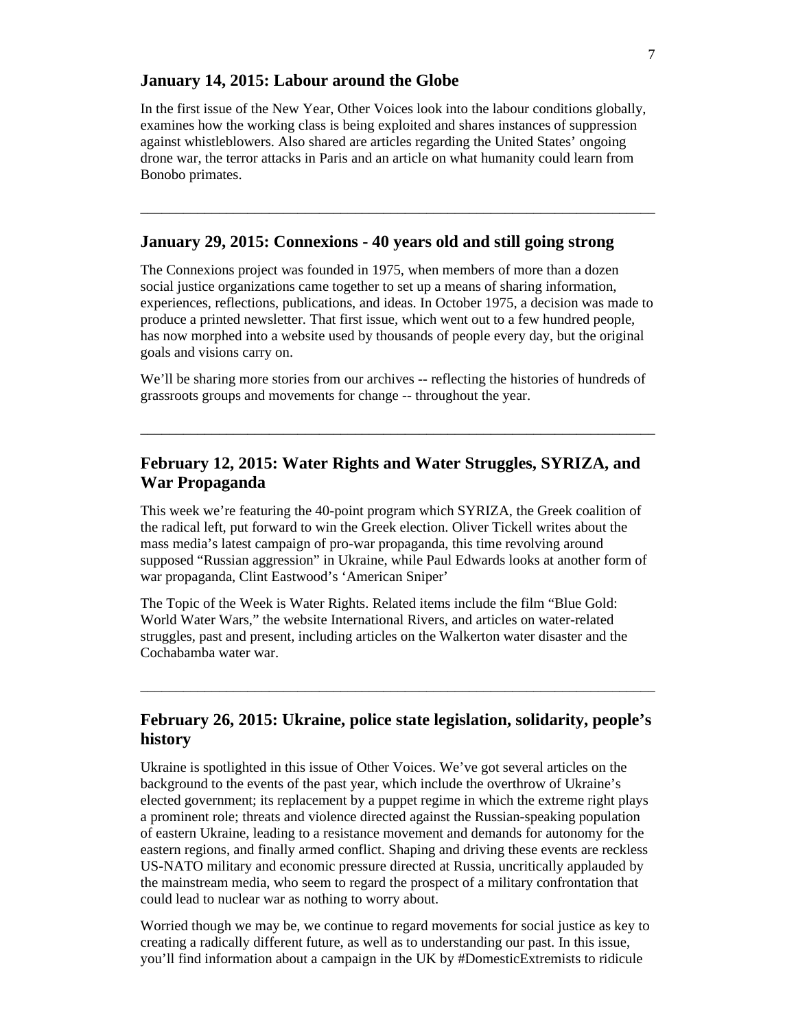### January 14, 2015: Labour around the Globe

In the first issue of the New Year, Other Voices look into the labour conditions globally, examines how the working class is being exploited and shares instances of suppression against whistleblowers. Also shared are articles regarding the United States' ongoing drone war, the terror attacks in Paris and an article on what humanity could learn from Bonobo primates.

---

### January 29, 2015: Connexions - 40 years old and still going strong

The Connexions project was founded in 1975, when members of more than a dozen social justice organizations came together to set up a means of sharing information, experiences, reflections, publications, and ideas. In October 1975, a decision was made to produce a printed newsletter. That first issue, which went out to a few hundred people, has now morphed into a website used by thousands of people every day, but the original goals and visions carry on.

We'll be sharing more stories from our archives -- reflecting the histories of hundreds of grassroots groups and movements for change -- throughout the year.

---

### February 12, 2015: Water Rights and Water Struggles, SYRIZA, and War Propaganda

This week we're featuring the 40-point program which SYRIZA, the Greek coalition of the radical left, put forward to win the Greek election. Oliver Tickell writes about the mass media's latest campaign of pro-war propaganda, this time revolving around supposed "Russian aggression" in Ukraine, while Paul Edwards looks at another form of war propaganda, Clint Eastwood's 'American Sniper'

The Topic of the Week is Water Rights. Related items include the film "Blue Gold: World Water Wars," the website International Rivers, and articles on water-related struggles, past and present, including articles on the Walkerton water disaster and the Cochabamba water war.

---

### February 26, 2015: Ukraine, police state legislation, solidarity, people's history

Ukraine is spotlighted in this issue of Other Voices. We've got several articles on the background to the events of the past year, which include the overthrow of Ukraine's elected government; its replacement by a puppet regime in which the extreme right plays a prominent role; threats and violence directed against the Russian-speaking population of eastern Ukraine, leading to a resistance movement and demands for autonomy for the eastern regions, and finally armed conflict. Shaping and driving these events are reckless US-NATO military and economic pressure directed at Russia, uncritically applauded by the mainstream media, who seem to regard the prospect of a military confrontation that could lead to nuclear war as nothing to worry about.

Worried though we may be, we continue to regard movements for social justice as key to creating a radically different future, as well as to understanding our past. In this issue, you'll find information about a campaign in the UK by #DomesticExtremists to ridicule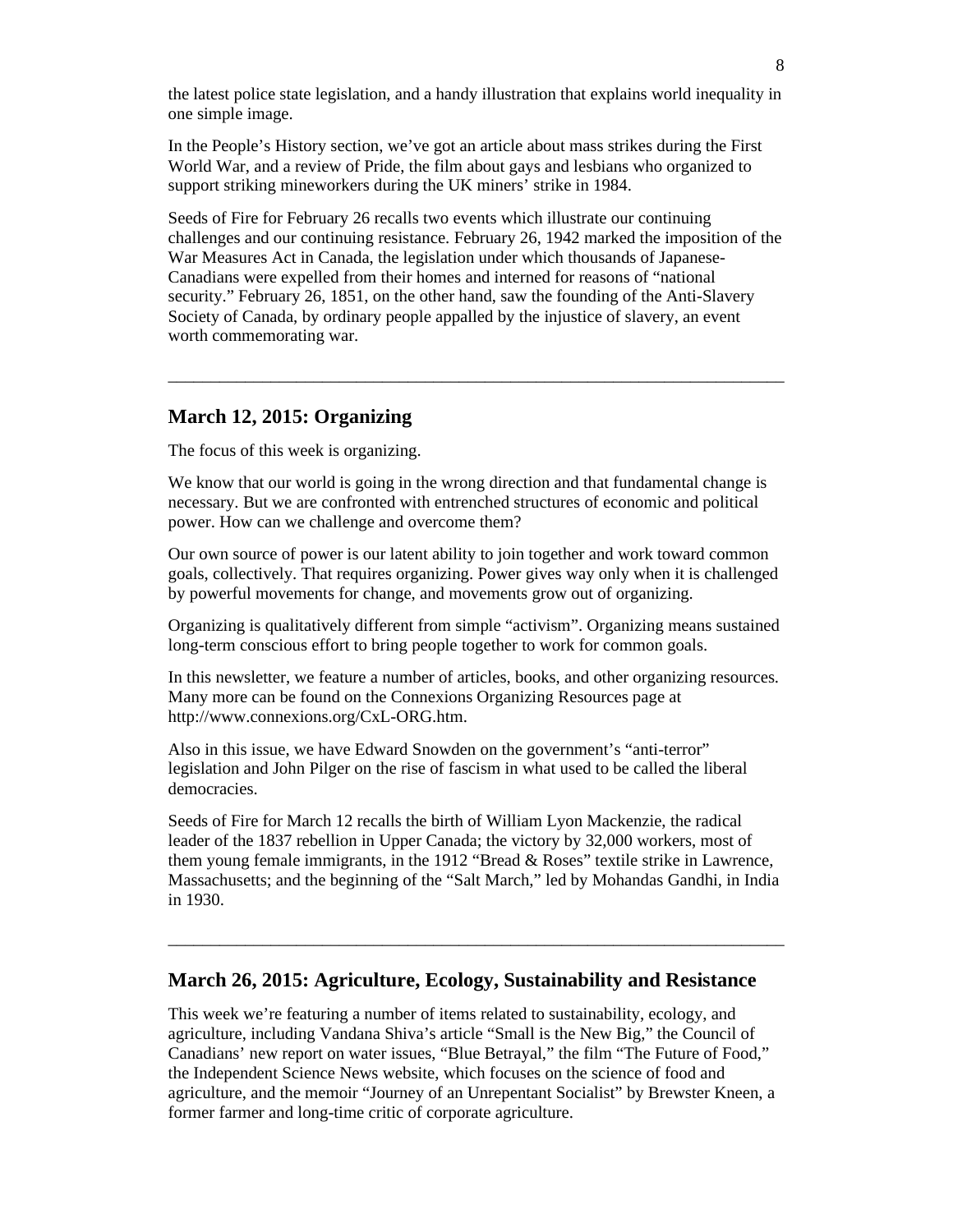the latest police state legislation, and a handy illustration that explains world inequality in one simple image.

In the People's History section, we've got an article about mass strikes during the First World War, and a review of Pride, the film about gays and lesbians who organized to support striking mineworkers during the UK miners' strike in 1984.

Seeds of Fire for February 26 recalls two events which illustrate our continuing challenges and our continuing resistance. February 26, 1942 marked the imposition of the War Measures Act in Canada, the legislation under which thousands of Japanese-Canadians were expelled from their homes and interned for reasons of "national security." February 26, 1851, on the other hand, saw the founding of the Anti-Slavery Society of Canada, by ordinary people appalled by the injustice of slavery, an event worth commemorating war.

---

## March 12, 2015: Organizing

The focus of this week is organizing.

We know that our world is going in the wrong direction and that fundamental change is necessary. But we are confronted with entrenched structures of economic and political power. How can we challenge and overcome them?

Our own source of power is our latent ability to join together and work toward common goals, collectively. That requires organizing. Power gives way only when it is challenged by powerful movements for change, and movements grow out of organizing.

Organizing is qualitatively different from simple "activism". Organizing means sustained long-term conscious effort to bring people together to work for common goals.

In this newsletter, we feature a number of articles, books, and other organizing resources. Many more can be found on the Connexions Organizing Resources page at http://www.connexions.org/CxL-ORG.htm.

Also in this issue, we have Edward Snowden on the government's "anti-terror" legislation and John Pilger on the rise of fascism in what used to be called the liberal democracies.

Seeds of Fire for March 12 recalls the birth of William Lyon Mackenzie, the radical leader of the 1837 rebellion in Upper Canada; the victory by 32,000 workers, most of them young female immigrants, in the 1912 "Bread & Roses" textile strike in Lawrence, Massachusetts; and the beginning of the "Salt March," led by Mohandas Gandhi, in India in 1930.

---

## March 26, 2015: Agriculture, Ecology, Sustainability and Resistance

This week we're featuring a number of items related to sustainability, ecology, and agriculture, including Vandana Shiva's article "Small is the New Big," the Council of Canadians' new report on water issues, "Blue Betrayal," the film "The Future of Food," the Independent Science News website, which focuses on the science of food and agriculture, and the memoir "Journey of an Unrepentant Socialist" by Brewster Kneen, a former farmer and long-time critic of corporate agriculture.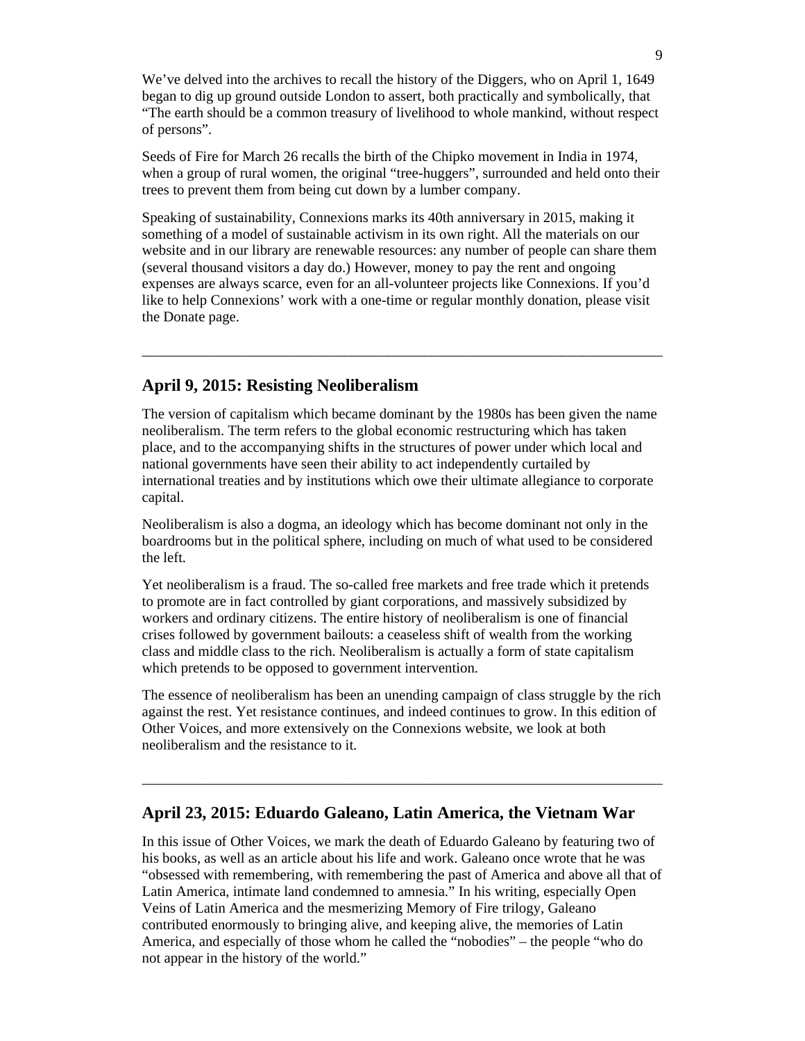We've delved into the archives to recall the history of the Diggers, who on April 1, 1649 began to dig up ground outside London to assert, both practically and symbolically, that "The earth should be a common treasury of livelihood to whole mankind, without respect of persons".

Seeds of Fire for March 26 recalls the birth of the Chipko movement in India in 1974, when a group of rural women, the original "tree-huggers", surrounded and held onto their trees to prevent them from being cut down by a lumber company.

Speaking of sustainability, Connexions marks its 40th anniversary in 2015, making it something of a model of sustainable activism in its own right. All the materials on our website and in our library are renewable resources: any number of people can share them (several thousand visitors a day do.) However, money to pay the rent and ongoing expenses are always scarce, even for an all-volunteer projects like Connexions. If you'd like to help Connexions' work with a one-time or regular monthly donation, please visit the Donate page.

---

## April 9, 2015: Resisting Neoliberalism

The version of capitalism which became dominant by the 1980s has been given the name neoliberalism. The term refers to the global economic restructuring which has taken place, and to the accompanying shifts in the structures of power under which local and national governments have seen their ability to act independently curtailed by international treaties and by institutions which owe their ultimate allegiance to corporate capital.

Neoliberalism is also a dogma, an ideology which has become dominant not only in the boardrooms but in the political sphere, including on much of what used to be considered the left.

Yet neoliberalism is a fraud. The so-called free markets and free trade which it pretends to promote are in fact controlled by giant corporations, and massively subsidized by workers and ordinary citizens. The entire history of neoliberalism is one of financial crises followed by government bailouts: a ceaseless shift of wealth from the working class and middle class to the rich. Neoliberalism is actually a form of state capitalism which pretends to be opposed to government intervention.

The essence of neoliberalism has been an unending campaign of class struggle by the rich against the rest. Yet resistance continues, and indeed continues to grow. In this edition of Other Voices, and more extensively on the Connexions website, we look at both neoliberalism and the resistance to it.

---

## April 23, 2015: Eduardo Galeano, Latin America, the Vietnam War

In this issue of Other Voices, we mark the death of Eduardo Galeano by featuring two of his books, as well as an article about his life and work. Galeano once wrote that he was "obsessed with remembering, with remembering the past of America and above all that of Latin America, intimate land condemned to amnesia." In his writing, especially Open Veins of Latin America and the mesmerizing Memory of Fire trilogy, Galeano contributed enormously to bringing alive, and keeping alive, the memories of Latin America, and especially of those whom he called the "nobodies" – the people "who do not appear in the history of the world."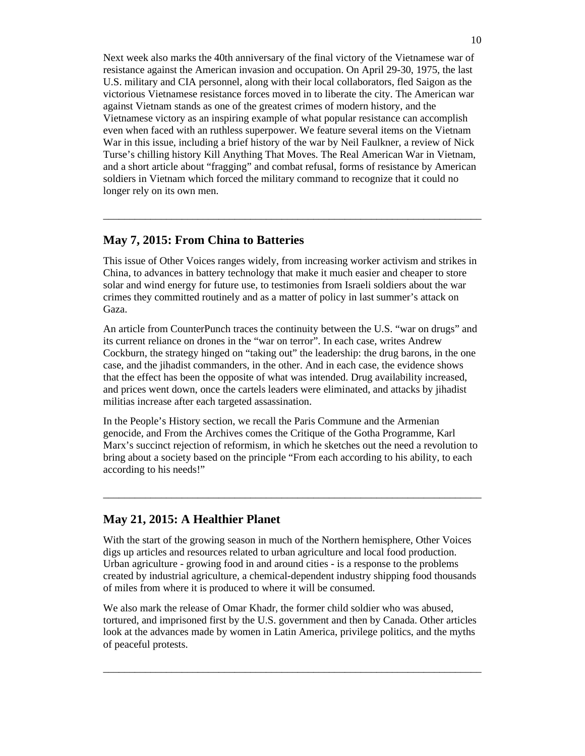Next week also marks the 40th anniversary of the final victory of the Vietnamese war of resistance against the American invasion and occupation. On April 29-30, 1975, the last U.S. military and CIA personnel, along with their local collaborators, fled Saigon as the victorious Vietnamese resistance forces moved in to liberate the city. The American war against Vietnam stands as one of the greatest crimes of modern history, and the Vietnamese victory as an inspiring example of what popular resistance can accomplish even when faced with an ruthless superpower. We feature several items on the Vietnam War in this issue, including a brief history of the war by Neil Faulkner, a review of Nick Turse's chilling history Kill Anything That Moves. The Real American War in Vietnam, and a short article about "fragging" and combat refusal, forms of resistance by American soldiers in Vietnam which forced the military command to recognize that it could no longer rely on its own men.

---

## May 7, 2015: From China to Batteries

This issue of Other Voices ranges widely, from increasing worker activism and strikes in China, to advances in battery technology that make it much easier and cheaper to store solar and wind energy for future use, to testimonies from Israeli soldiers about the war crimes they committed routinely and as a matter of policy in last summer's attack on Gaza.

An article from CounterPunch traces the continuity between the U.S. "war on drugs" and its current reliance on drones in the "war on terror". In each case, writes Andrew Cockburn, the strategy hinged on "taking out" the leadership: the drug barons, in the one case, and the jihadist commanders, in the other. And in each case, the evidence shows that the effect has been the opposite of what was intended. Drug availability increased, and prices went down, once the cartels leaders were eliminated, and attacks by jihadist militias increase after each targeted assassination.

In the People's History section, we recall the Paris Commune and the Armenian genocide, and From the Archives comes the Critique of the Gotha Programme, Karl Marx's succinct rejection of reformism, in which he sketches out the need a revolution to bring about a society based on the principle "From each according to his ability, to each according to his needs!"

---

## May 21, 2015: A Healthier Planet

With the start of the growing season in much of the Northern hemisphere, Other Voices digs up articles and resources related to urban agriculture and local food production. Urban agriculture - growing food in and around cities - is a response to the problems created by industrial agriculture, a chemical-dependent industry shipping food thousands of miles from where it is produced to where it will be consumed.

We also mark the release of Omar Khadr, the former child soldier who was abused, tortured, and imprisoned first by the U.S. government and then by Canada. Other articles look at the advances made by women in Latin America, privilege politics, and the myths of peaceful protests.

---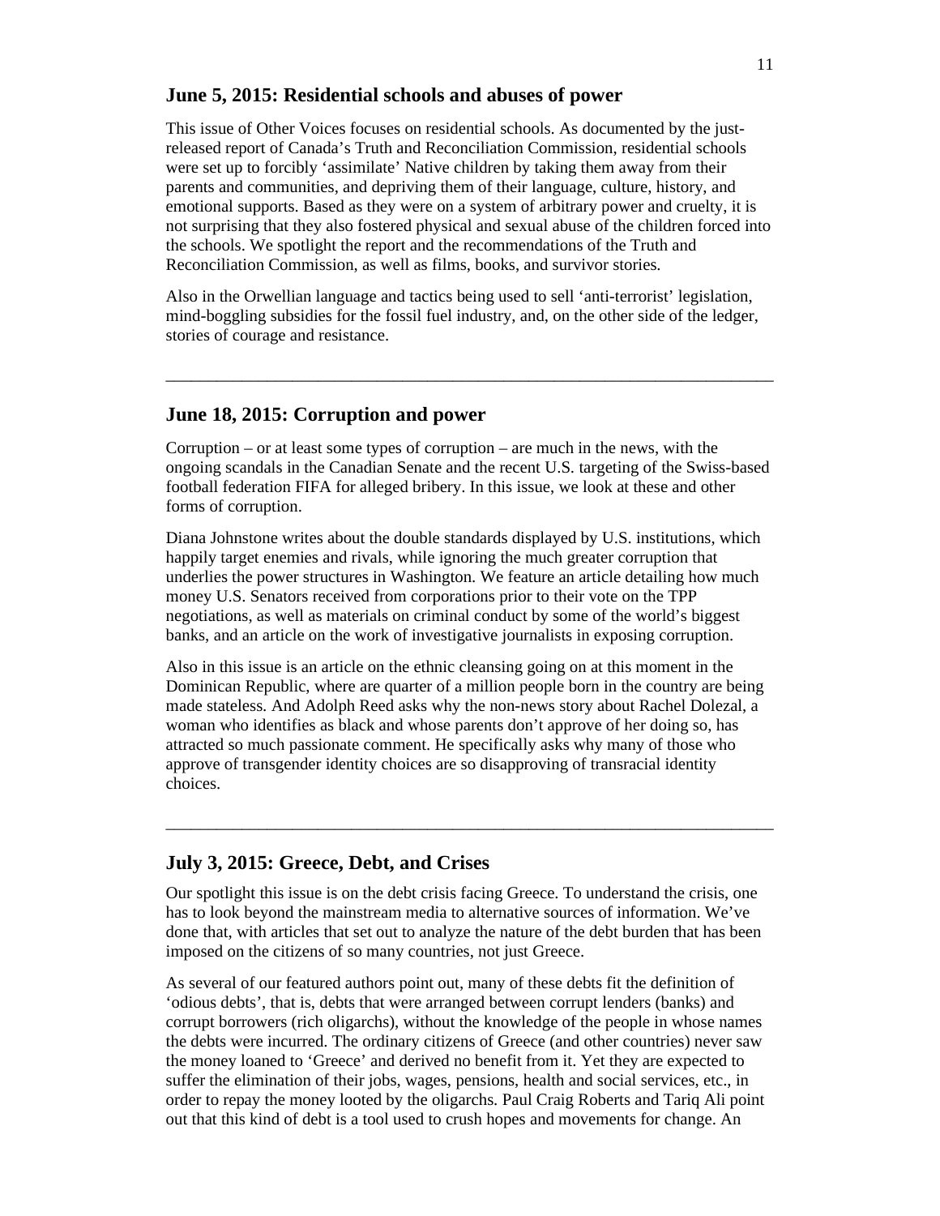## June 5, 2015: Residential schools and abuses of power

This issue of Other Voices focuses on residential schools. As documented by the just-released report of Canada's Truth and Reconciliation Commission, residential schools were set up to forcibly 'assimilate' Native children by taking them away from their parents and communities, and depriving them of their language, culture, history, and emotional supports. Based as they were on a system of arbitrary power and cruelty, it is not surprising that they also fostered physical and sexual abuse of the children forced into the schools. We spotlight the report and the recommendations of the Truth and Reconciliation Commission, as well as films, books, and survivor stories.

Also in the Orwellian language and tactics being used to sell 'anti-terrorist' legislation, mind-boggling subsidies for the fossil fuel industry, and, on the other side of the ledger, stories of courage and resistance.

---

## June 18, 2015: Corruption and power

Corruption – or at least some types of corruption – are much in the news, with the ongoing scandals in the Canadian Senate and the recent U.S. targeting of the Swiss-based football federation FIFA for alleged bribery. In this issue, we look at these and other forms of corruption.

Diana Johnstone writes about the double standards displayed by U.S. institutions, which happily target enemies and rivals, while ignoring the much greater corruption that underlies the power structures in Washington. We feature an article detailing how much money U.S. Senators received from corporations prior to their vote on the TPP negotiations, as well as materials on criminal conduct by some of the world's biggest banks, and an article on the work of investigative journalists in exposing corruption.

Also in this issue is an article on the ethnic cleansing going on at this moment in the Dominican Republic, where are quarter of a million people born in the country are being made stateless. And Adolph Reed asks why the non-news story about Rachel Dolezal, a woman who identifies as black and whose parents don't approve of her doing so, has attracted so much passionate comment. He specifically asks why many of those who approve of transgender identity choices are so disapproving of transracial identity choices.

---

## July 3, 2015: Greece, Debt, and Crises

Our spotlight this issue is on the debt crisis facing Greece. To understand the crisis, one has to look beyond the mainstream media to alternative sources of information. We've done that, with articles that set out to analyze the nature of the debt burden that has been imposed on the citizens of so many countries, not just Greece.

As several of our featured authors point out, many of these debts fit the definition of 'odious debts', that is, debts that were arranged between corrupt lenders (banks) and corrupt borrowers (rich oligarchs), without the knowledge of the people in whose names the debts were incurred. The ordinary citizens of Greece (and other countries) never saw the money loaned to 'Greece' and derived no benefit from it. Yet they are expected to suffer the elimination of their jobs, wages, pensions, health and social services, etc., in order to repay the money looted by the oligarchs. Paul Craig Roberts and Tariq Ali point out that this kind of debt is a tool used to crush hopes and movements for change. An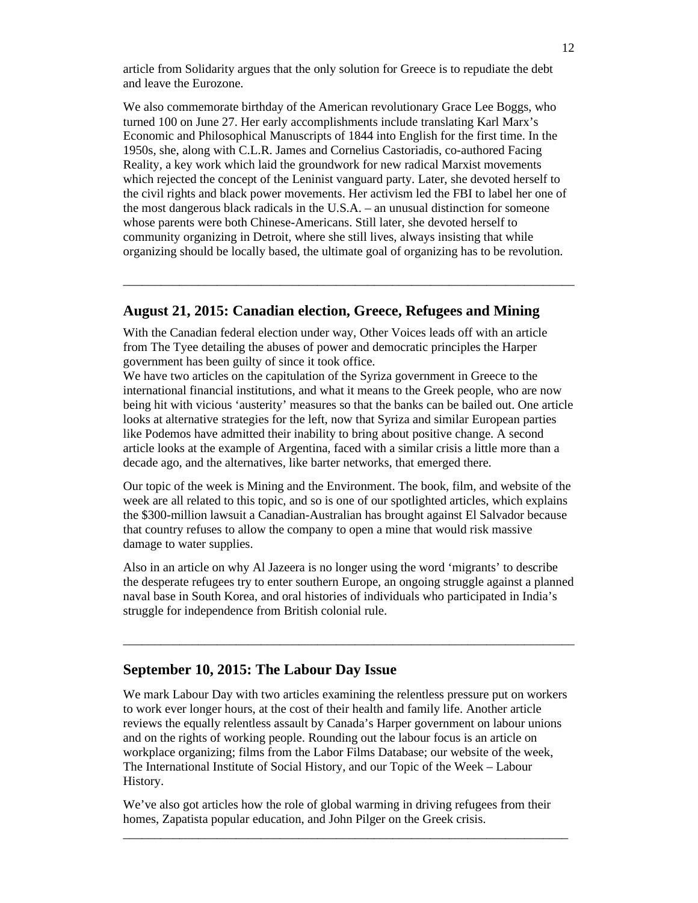article from Solidarity argues that the only solution for Greece is to repudiate the debt and leave the Eurozone.

We also commemorate birthday of the American revolutionary Grace Lee Boggs, who turned 100 on June 27. Her early accomplishments include translating Karl Marx's Economic and Philosophical Manuscripts of 1844 into English for the first time. In the 1950s, she, along with C.L.R. James and Cornelius Castoriadis, co-authored Facing Reality, a key work which laid the groundwork for new radical Marxist movements which rejected the concept of the Leninist vanguard party. Later, she devoted herself to the civil rights and black power movements. Her activism led the FBI to label her one of the most dangerous black radicals in the U.S.A. – an unusual distinction for someone whose parents were both Chinese-Americans. Still later, she devoted herself to community organizing in Detroit, where she still lives, always insisting that while organizing should be locally based, the ultimate goal of organizing has to be revolution.

---

## August 21, 2015: Canadian election, Greece, Refugees and Mining

With the Canadian federal election under way, Other Voices leads off with an article from The Tyee detailing the abuses of power and democratic principles the Harper government has been guilty of since it took office.
We have two articles on the capitulation of the Syriza government in Greece to the international financial institutions, and what it means to the Greek people, who are now being hit with vicious 'austerity' measures so that the banks can be bailed out. One article looks at alternative strategies for the left, now that Syriza and similar European parties like Podemos have admitted their inability to bring about positive change. A second article looks at the example of Argentina, faced with a similar crisis a little more than a decade ago, and the alternatives, like barter networks, that emerged there.

Our topic of the week is Mining and the Environment. The book, film, and website of the week are all related to this topic, and so is one of our spotlighted articles, which explains the $300-million lawsuit a Canadian-Australian has brought against El Salvador because that country refuses to allow the company to open a mine that would risk massive damage to water supplies.

Also in an article on why Al Jazeera is no longer using the word 'migrants' to describe the desperate refugees try to enter southern Europe, an ongoing struggle against a planned naval base in South Korea, and oral histories of individuals who participated in India's struggle for independence from British colonial rule.

---

## September 10, 2015: The Labour Day Issue

We mark Labour Day with two articles examining the relentless pressure put on workers to work ever longer hours, at the cost of their health and family life. Another article reviews the equally relentless assault by Canada's Harper government on labour unions and on the rights of working people. Rounding out the labour focus is an article on workplace organizing; films from the Labor Films Database; our website of the week, The International Institute of Social History, and our Topic of the Week – Labour History.

We've also got articles how the role of global warming in driving refugees from their homes, Zapatista popular education, and John Pilger on the Greek crisis.

---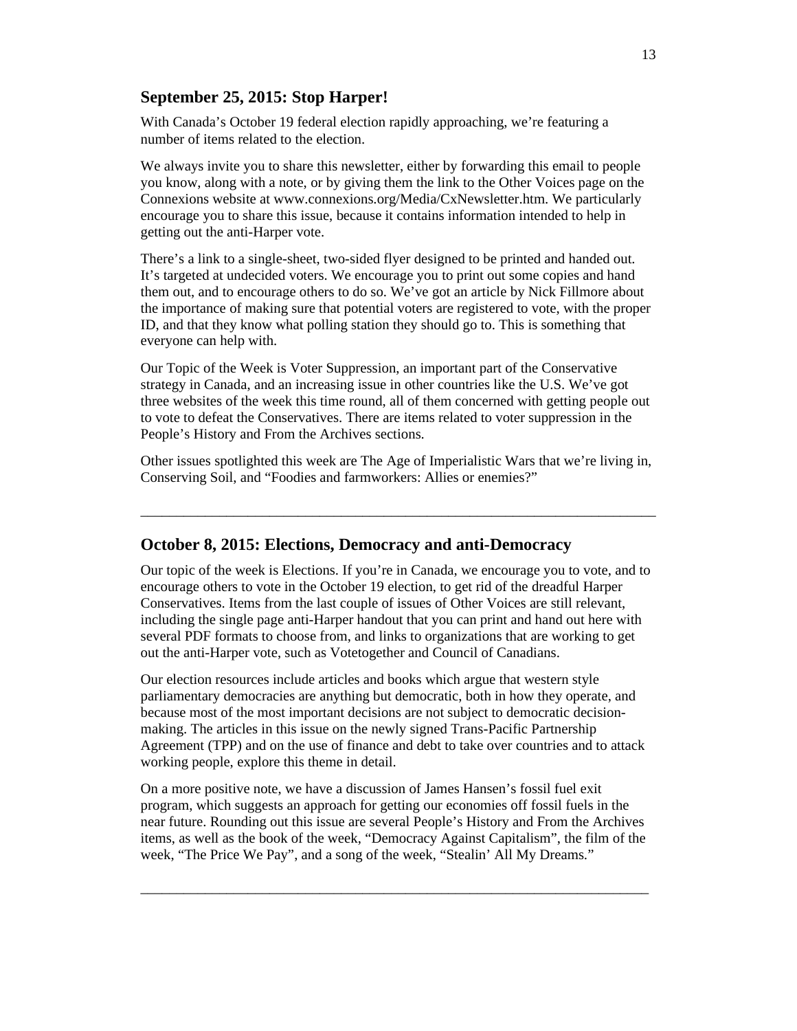## September 25, 2015: Stop Harper!

With Canada's October 19 federal election rapidly approaching, we're featuring a number of items related to the election.

We always invite you to share this newsletter, either by forwarding this email to people you know, along with a note, or by giving them the link to the Other Voices page on the Connexions website at www.connexions.org/Media/CxNewsletter.htm. We particularly encourage you to share this issue, because it contains information intended to help in getting out the anti-Harper vote.

There's a link to a single-sheet, two-sided flyer designed to be printed and handed out. It's targeted at undecided voters. We encourage you to print out some copies and hand them out, and to encourage others to do so. We've got an article by Nick Fillmore about the importance of making sure that potential voters are registered to vote, with the proper ID, and that they know what polling station they should go to. This is something that everyone can help with.

Our Topic of the Week is Voter Suppression, an important part of the Conservative strategy in Canada, and an increasing issue in other countries like the U.S. We've got three websites of the week this time round, all of them concerned with getting people out to vote to defeat the Conservatives. There are items related to voter suppression in the People's History and From the Archives sections.

Other issues spotlighted this week are The Age of Imperialistic Wars that we're living in, Conserving Soil, and "Foodies and farmworkers: Allies or enemies?"

---

## October 8, 2015: Elections, Democracy and anti-Democracy

Our topic of the week is Elections. If you're in Canada, we encourage you to vote, and to encourage others to vote in the October 19 election, to get rid of the dreadful Harper Conservatives. Items from the last couple of issues of Other Voices are still relevant, including the single page anti-Harper handout that you can print and hand out here with several PDF formats to choose from, and links to organizations that are working to get out the anti-Harper vote, such as Votetogether and Council of Canadians.

Our election resources include articles and books which argue that western style parliamentary democracies are anything but democratic, both in how they operate, and because most of the most important decisions are not subject to democratic decision-making. The articles in this issue on the newly signed Trans-Pacific Partnership Agreement (TPP) and on the use of finance and debt to take over countries and to attack working people, explore this theme in detail.

On a more positive note, we have a discussion of James Hansen's fossil fuel exit program, which suggests an approach for getting our economies off fossil fuels in the near future. Rounding out this issue are several People's History and From the Archives items, as well as the book of the week, "Democracy Against Capitalism", the film of the week, "The Price We Pay", and a song of the week, "Stealin' All My Dreams."

---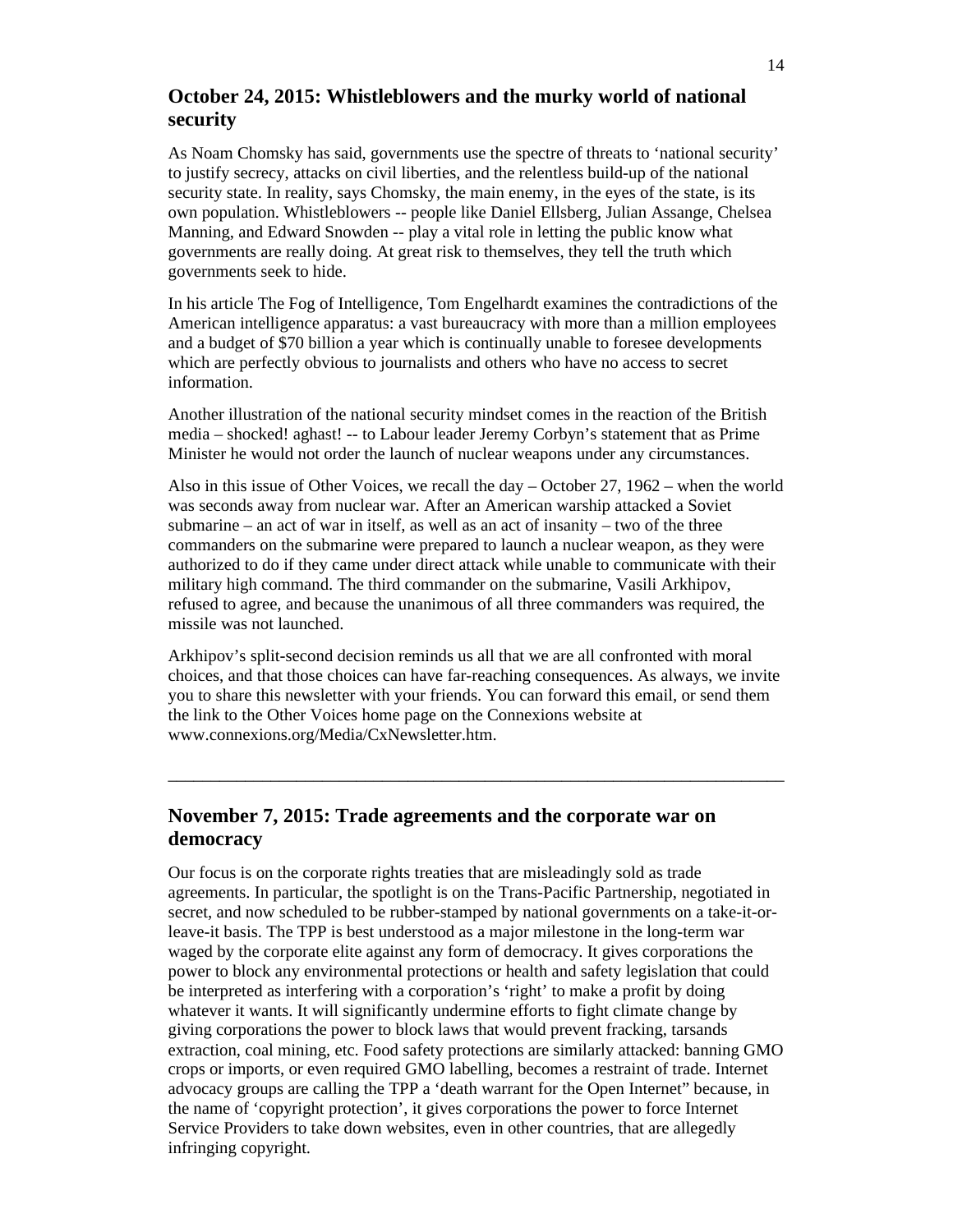## October 24, 2015: Whistleblowers and the murky world of national security

As Noam Chomsky has said, governments use the spectre of threats to 'national security' to justify secrecy, attacks on civil liberties, and the relentless build-up of the national security state. In reality, says Chomsky, the main enemy, in the eyes of the state, is its own population. Whistleblowers -- people like Daniel Ellsberg, Julian Assange, Chelsea Manning, and Edward Snowden -- play a vital role in letting the public know what governments are really doing. At great risk to themselves, they tell the truth which governments seek to hide.

In his article The Fog of Intelligence, Tom Engelhardt examines the contradictions of the American intelligence apparatus: a vast bureaucracy with more than a million employees and a budget of $70 billion a year which is continually unable to foresee developments which are perfectly obvious to journalists and others who have no access to secret information.

Another illustration of the national security mindset comes in the reaction of the British media – shocked! aghast! -- to Labour leader Jeremy Corbyn's statement that as Prime Minister he would not order the launch of nuclear weapons under any circumstances.

Also in this issue of Other Voices, we recall the day – October 27, 1962 – when the world was seconds away from nuclear war. After an American warship attacked a Soviet submarine – an act of war in itself, as well as an act of insanity – two of the three commanders on the submarine were prepared to launch a nuclear weapon, as they were authorized to do if they came under direct attack while unable to communicate with their military high command. The third commander on the submarine, Vasili Arkhipov, refused to agree, and because the unanimous of all three commanders was required, the missile was not launched.

Arkhipov's split-second decision reminds us all that we are all confronted with moral choices, and that those choices can have far-reaching consequences. As always, we invite you to share this newsletter with your friends. You can forward this email, or send them the link to the Other Voices home page on the Connexions website at www.connexions.org/Media/CxNewsletter.htm.

---

## November 7, 2015: Trade agreements and the corporate war on democracy

Our focus is on the corporate rights treaties that are misleadingly sold as trade agreements. In particular, the spotlight is on the Trans-Pacific Partnership, negotiated in secret, and now scheduled to be rubber-stamped by national governments on a take-it-or-leave-it basis. The TPP is best understood as a major milestone in the long-term war waged by the corporate elite against any form of democracy. It gives corporations the power to block any environmental protections or health and safety legislation that could be interpreted as interfering with a corporation's 'right' to make a profit by doing whatever it wants. It will significantly undermine efforts to fight climate change by giving corporations the power to block laws that would prevent fracking, tarsands extraction, coal mining, etc. Food safety protections are similarly attacked: banning GMO crops or imports, or even required GMO labelling, becomes a restraint of trade. Internet advocacy groups are calling the TPP a 'death warrant for the Open Internet" because, in the name of 'copyright protection', it gives corporations the power to force Internet Service Providers to take down websites, even in other countries, that are allegedly infringing copyright.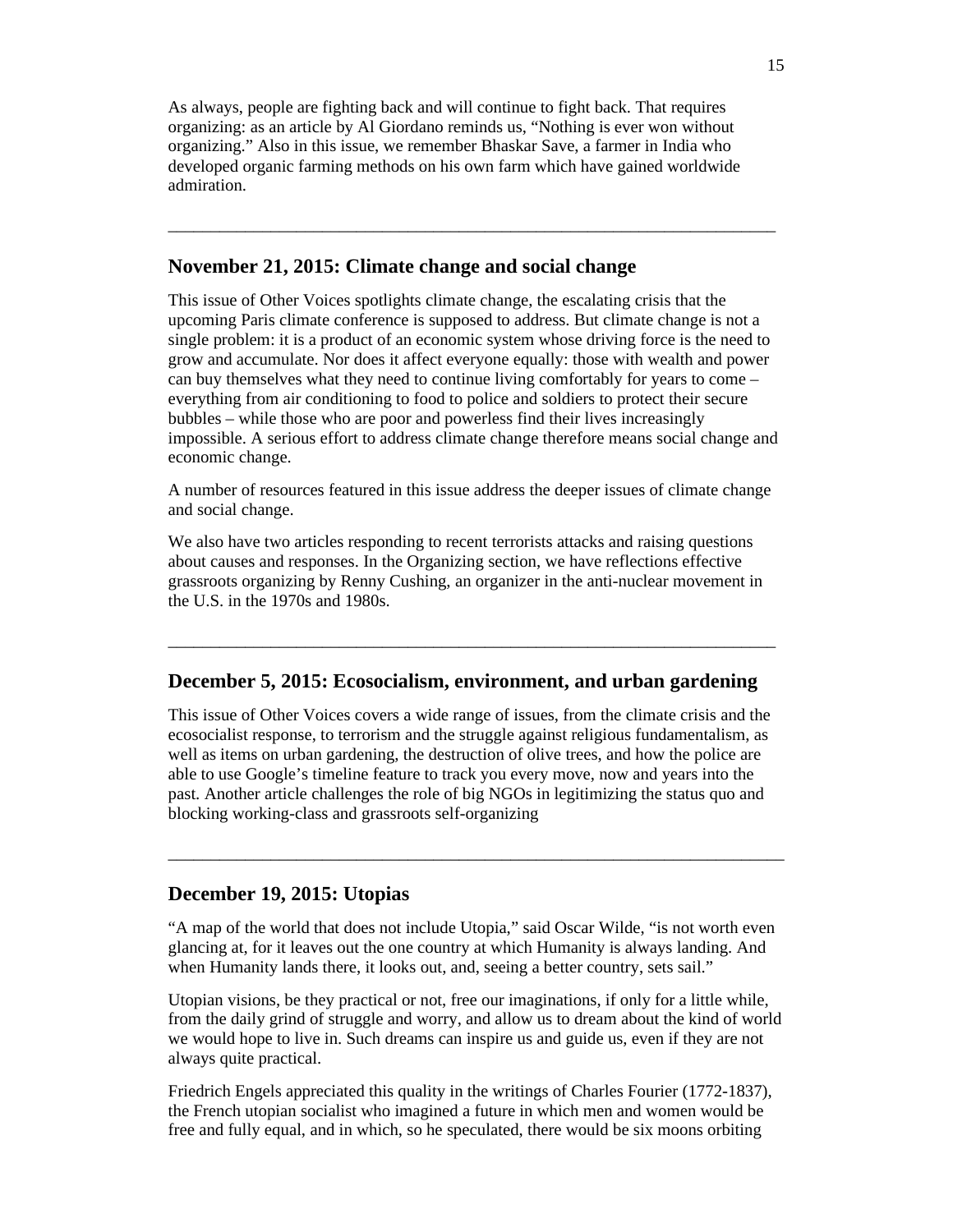As always, people are fighting back and will continue to fight back. That requires organizing: as an article by Al Giordano reminds us, “Nothing is ever won without organizing.” Also in this issue, we remember Bhaskar Save, a farmer in India who developed organic farming methods on his own farm which have gained worldwide admiration.

---

## November 21, 2015: Climate change and social change

This issue of Other Voices spotlights climate change, the escalating crisis that the upcoming Paris climate conference is supposed to address. But climate change is not a single problem: it is a product of an economic system whose driving force is the need to grow and accumulate. Nor does it affect everyone equally: those with wealth and power can buy themselves what they need to continue living comfortably for years to come – everything from air conditioning to food to police and soldiers to protect their secure bubbles – while those who are poor and powerless find their lives increasingly impossible. A serious effort to address climate change therefore means social change and economic change.

A number of resources featured in this issue address the deeper issues of climate change and social change.

We also have two articles responding to recent terrorists attacks and raising questions about causes and responses. In the Organizing section, we have reflections effective grassroots organizing by Renny Cushing, an organizer in the anti-nuclear movement in the U.S. in the 1970s and 1980s.

---

## December 5, 2015: Ecosocialism, environment, and urban gardening

This issue of Other Voices covers a wide range of issues, from the climate crisis and the ecosocialist response, to terrorism and the struggle against religious fundamentalism, as well as items on urban gardening, the destruction of olive trees, and how the police are able to use Google’s timeline feature to track you every move, now and years into the past. Another article challenges the role of big NGOs in legitimizing the status quo and blocking working-class and grassroots self-organizing

---

## December 19, 2015: Utopias

“A map of the world that does not include Utopia,” said Oscar Wilde, “is not worth even glancing at, for it leaves out the one country at which Humanity is always landing. And when Humanity lands there, it looks out, and, seeing a better country, sets sail.”

Utopian visions, be they practical or not, free our imaginations, if only for a little while, from the daily grind of struggle and worry, and allow us to dream about the kind of world we would hope to live in. Such dreams can inspire us and guide us, even if they are not always quite practical.

Friedrich Engels appreciated this quality in the writings of Charles Fourier (1772-1837), the French utopian socialist who imagined a future in which men and women would be free and fully equal, and in which, so he speculated, there would be six moons orbiting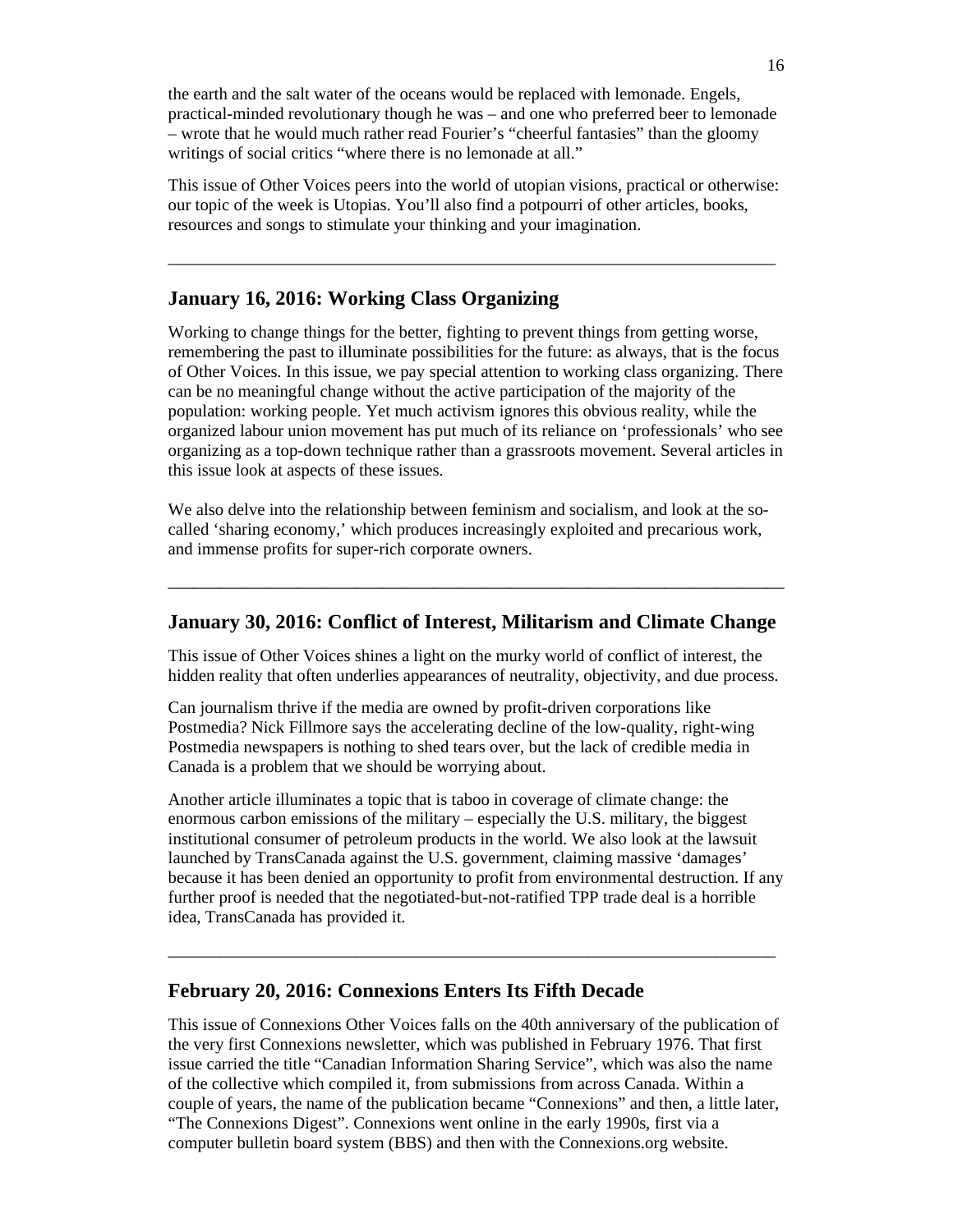the earth and the salt water of the oceans would be replaced with lemonade. Engels, practical-minded revolutionary though he was – and one who preferred beer to lemonade – wrote that he would much rather read Fourier's "cheerful fantasies" than the gloomy writings of social critics "where there is no lemonade at all."

This issue of Other Voices peers into the world of utopian visions, practical or otherwise: our topic of the week is Utopias. You'll also find a potpourri of other articles, books, resources and songs to stimulate your thinking and your imagination.

---

## January 16, 2016: Working Class Organizing

Working to change things for the better, fighting to prevent things from getting worse, remembering the past to illuminate possibilities for the future: as always, that is the focus of Other Voices. In this issue, we pay special attention to working class organizing. There can be no meaningful change without the active participation of the majority of the population: working people. Yet much activism ignores this obvious reality, while the organized labour union movement has put much of its reliance on 'professionals' who see organizing as a top-down technique rather than a grassroots movement. Several articles in this issue look at aspects of these issues.

We also delve into the relationship between feminism and socialism, and look at the so-called 'sharing economy,' which produces increasingly exploited and precarious work, and immense profits for super-rich corporate owners.

---

## January 30, 2016: Conflict of Interest, Militarism and Climate Change

This issue of Other Voices shines a light on the murky world of conflict of interest, the hidden reality that often underlies appearances of neutrality, objectivity, and due process.

Can journalism thrive if the media are owned by profit-driven corporations like Postmedia? Nick Fillmore says the accelerating decline of the low-quality, right-wing Postmedia newspapers is nothing to shed tears over, but the lack of credible media in Canada is a problem that we should be worrying about.

Another article illuminates a topic that is taboo in coverage of climate change: the enormous carbon emissions of the military – especially the U.S. military, the biggest institutional consumer of petroleum products in the world. We also look at the lawsuit launched by TransCanada against the U.S. government, claiming massive 'damages' because it has been denied an opportunity to profit from environmental destruction. If any further proof is needed that the negotiated-but-not-ratified TPP trade deal is a horrible idea, TransCanada has provided it.

---

## February 20, 2016: Connexions Enters Its Fifth Decade

This issue of Connexions Other Voices falls on the 40th anniversary of the publication of the very first Connexions newsletter, which was published in February 1976. That first issue carried the title "Canadian Information Sharing Service", which was also the name of the collective which compiled it, from submissions from across Canada. Within a couple of years, the name of the publication became "Connexions" and then, a little later, "The Connexions Digest". Connexions went online in the early 1990s, first via a computer bulletin board system (BBS) and then with the Connexions.org website.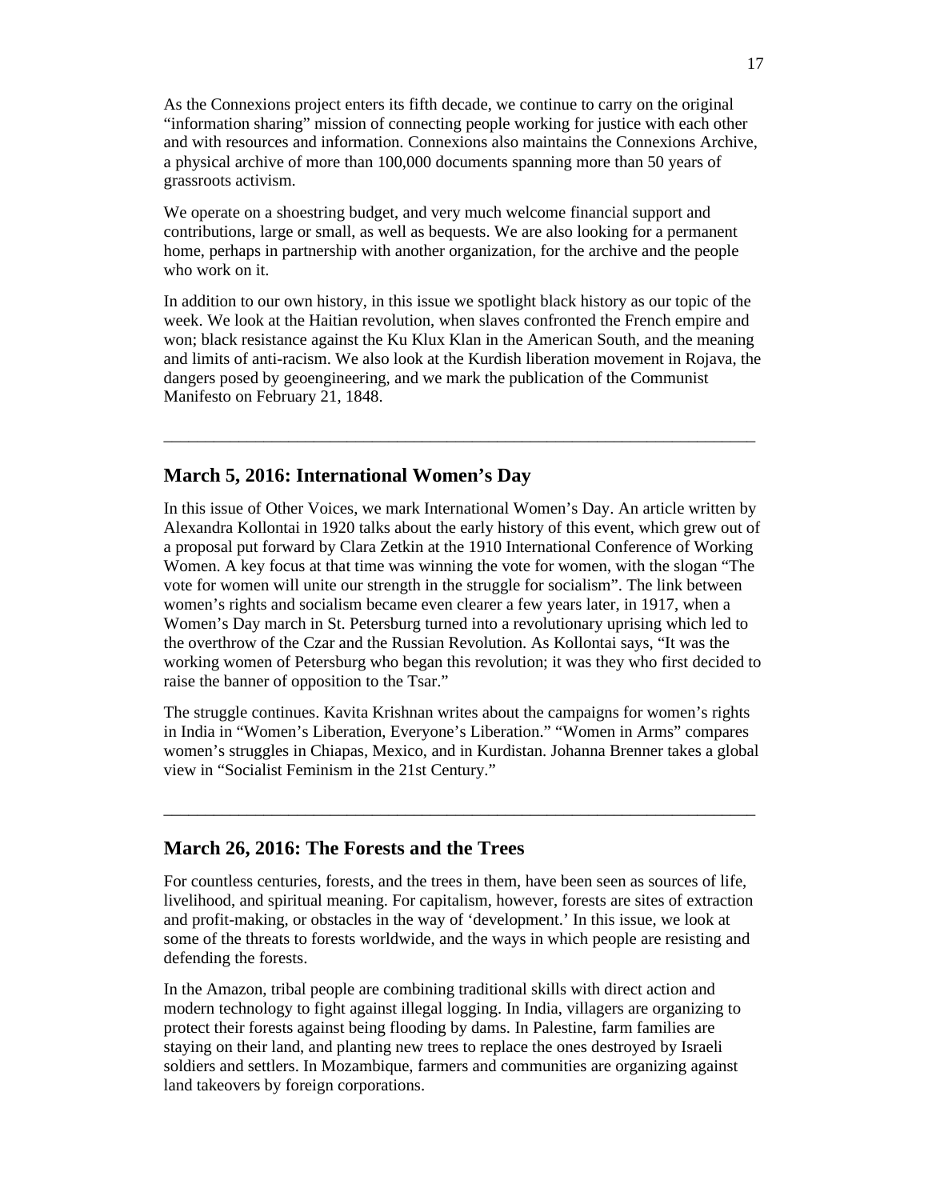As the Connexions project enters its fifth decade, we continue to carry on the original "information sharing" mission of connecting people working for justice with each other and with resources and information. Connexions also maintains the Connexions Archive, a physical archive of more than 100,000 documents spanning more than 50 years of grassroots activism.

We operate on a shoestring budget, and very much welcome financial support and contributions, large or small, as well as bequests. We are also looking for a permanent home, perhaps in partnership with another organization, for the archive and the people who work on it.

In addition to our own history, in this issue we spotlight black history as our topic of the week. We look at the Haitian revolution, when slaves confronted the French empire and won; black resistance against the Ku Klux Klan in the American South, and the meaning and limits of anti-racism. We also look at the Kurdish liberation movement in Rojava, the dangers posed by geoengineering, and we mark the publication of the Communist Manifesto on February 21, 1848.

---

## March 5, 2016: International Women's Day

In this issue of Other Voices, we mark International Women's Day. An article written by Alexandra Kollontai in 1920 talks about the early history of this event, which grew out of a proposal put forward by Clara Zetkin at the 1910 International Conference of Working Women. A key focus at that time was winning the vote for women, with the slogan "The vote for women will unite our strength in the struggle for socialism". The link between women's rights and socialism became even clearer a few years later, in 1917, when a Women's Day march in St. Petersburg turned into a revolutionary uprising which led to the overthrow of the Czar and the Russian Revolution. As Kollontai says, "It was the working women of Petersburg who began this revolution; it was they who first decided to raise the banner of opposition to the Tsar."

The struggle continues. Kavita Krishnan writes about the campaigns for women's rights in India in "Women's Liberation, Everyone's Liberation." "Women in Arms" compares women's struggles in Chiapas, Mexico, and in Kurdistan. Johanna Brenner takes a global view in "Socialist Feminism in the 21st Century."

---

## March 26, 2016: The Forests and the Trees

For countless centuries, forests, and the trees in them, have been seen as sources of life, livelihood, and spiritual meaning. For capitalism, however, forests are sites of extraction and profit-making, or obstacles in the way of 'development.' In this issue, we look at some of the threats to forests worldwide, and the ways in which people are resisting and defending the forests.

In the Amazon, tribal people are combining traditional skills with direct action and modern technology to fight against illegal logging. In India, villagers are organizing to protect their forests against being flooding by dams. In Palestine, farm families are staying on their land, and planting new trees to replace the ones destroyed by Israeli soldiers and settlers. In Mozambique, farmers and communities are organizing against land takeovers by foreign corporations.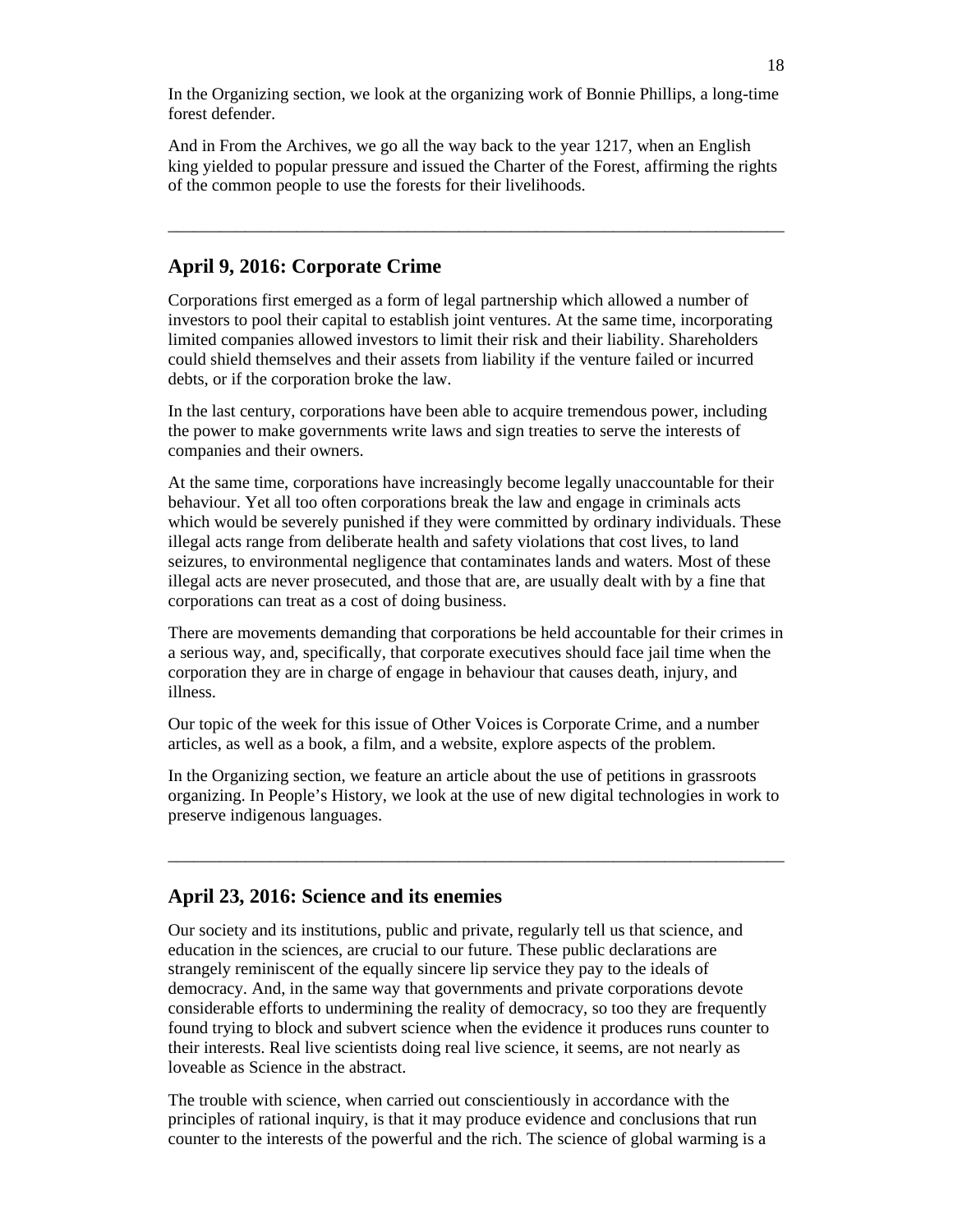In the Organizing section, we look at the organizing work of Bonnie Phillips, a long-time forest defender.

And in From the Archives, we go all the way back to the year 1217, when an English king yielded to popular pressure and issued the Charter of the Forest, affirming the rights of the common people to use the forests for their livelihoods.

---

## April 9, 2016: Corporate Crime

Corporations first emerged as a form of legal partnership which allowed a number of investors to pool their capital to establish joint ventures. At the same time, incorporating limited companies allowed investors to limit their risk and their liability. Shareholders could shield themselves and their assets from liability if the venture failed or incurred debts, or if the corporation broke the law.

In the last century, corporations have been able to acquire tremendous power, including the power to make governments write laws and sign treaties to serve the interests of companies and their owners.

At the same time, corporations have increasingly become legally unaccountable for their behaviour. Yet all too often corporations break the law and engage in criminals acts which would be severely punished if they were committed by ordinary individuals. These illegal acts range from deliberate health and safety violations that cost lives, to land seizures, to environmental negligence that contaminates lands and waters. Most of these illegal acts are never prosecuted, and those that are, are usually dealt with by a fine that corporations can treat as a cost of doing business.

There are movements demanding that corporations be held accountable for their crimes in a serious way, and, specifically, that corporate executives should face jail time when the corporation they are in charge of engage in behaviour that causes death, injury, and illness.

Our topic of the week for this issue of Other Voices is Corporate Crime, and a number articles, as well as a book, a film, and a website, explore aspects of the problem.

In the Organizing section, we feature an article about the use of petitions in grassroots organizing. In People's History, we look at the use of new digital technologies in work to preserve indigenous languages.

---

## April 23, 2016: Science and its enemies

Our society and its institutions, public and private, regularly tell us that science, and education in the sciences, are crucial to our future. These public declarations are strangely reminiscent of the equally sincere lip service they pay to the ideals of democracy. And, in the same way that governments and private corporations devote considerable efforts to undermining the reality of democracy, so too they are frequently found trying to block and subvert science when the evidence it produces runs counter to their interests. Real live scientists doing real live science, it seems, are not nearly as loveable as Science in the abstract.

The trouble with science, when carried out conscientiously in accordance with the principles of rational inquiry, is that it may produce evidence and conclusions that run counter to the interests of the powerful and the rich. The science of global warming is a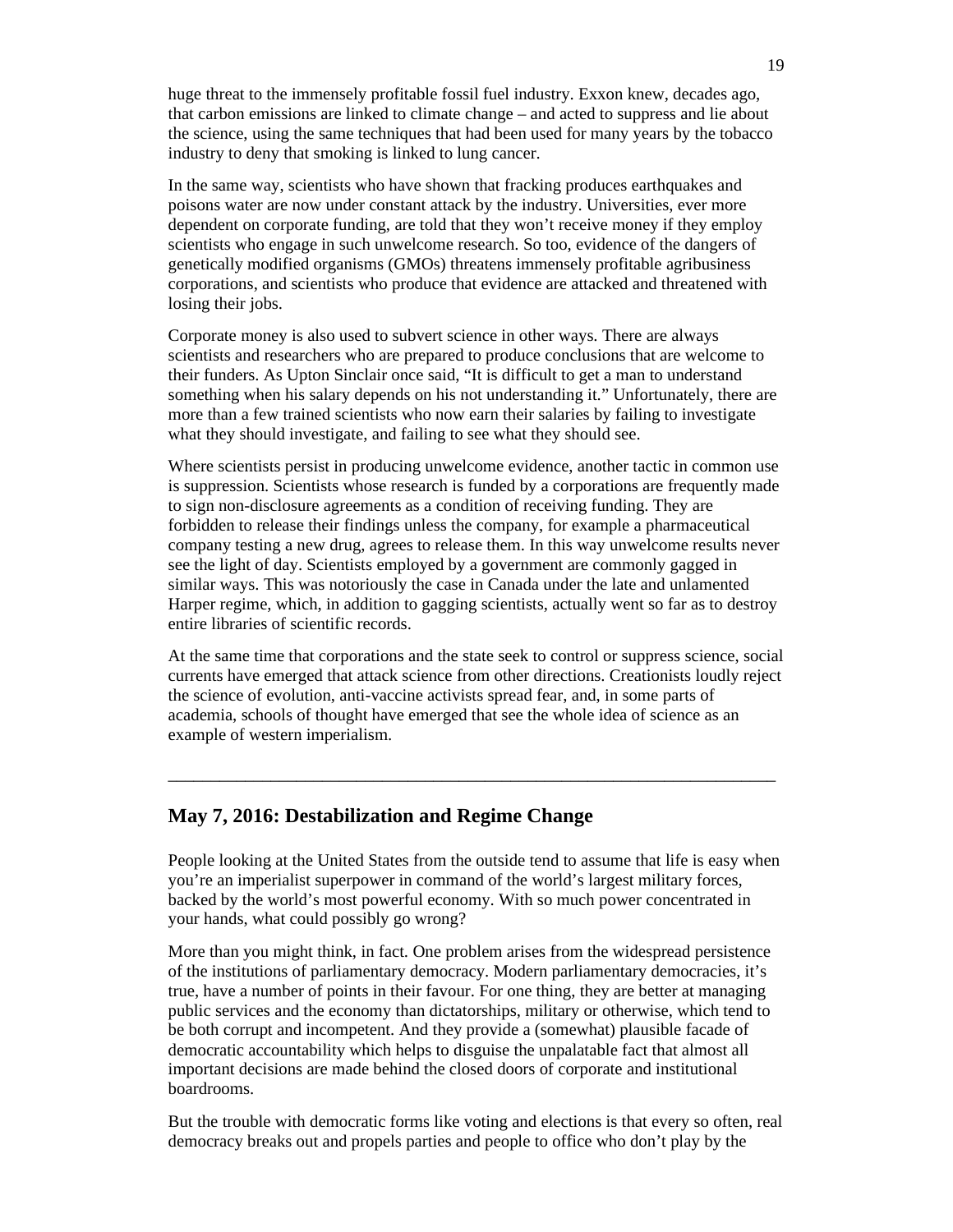huge threat to the immensely profitable fossil fuel industry. Exxon knew, decades ago, that carbon emissions are linked to climate change – and acted to suppress and lie about the science, using the same techniques that had been used for many years by the tobacco industry to deny that smoking is linked to lung cancer.

In the same way, scientists who have shown that fracking produces earthquakes and poisons water are now under constant attack by the industry. Universities, ever more dependent on corporate funding, are told that they won't receive money if they employ scientists who engage in such unwelcome research. So too, evidence of the dangers of genetically modified organisms (GMOs) threatens immensely profitable agribusiness corporations, and scientists who produce that evidence are attacked and threatened with losing their jobs.

Corporate money is also used to subvert science in other ways. There are always scientists and researchers who are prepared to produce conclusions that are welcome to their funders. As Upton Sinclair once said, "It is difficult to get a man to understand something when his salary depends on his not understanding it." Unfortunately, there are more than a few trained scientists who now earn their salaries by failing to investigate what they should investigate, and failing to see what they should see.

Where scientists persist in producing unwelcome evidence, another tactic in common use is suppression. Scientists whose research is funded by a corporations are frequently made to sign non-disclosure agreements as a condition of receiving funding. They are forbidden to release their findings unless the company, for example a pharmaceutical company testing a new drug, agrees to release them. In this way unwelcome results never see the light of day. Scientists employed by a government are commonly gagged in similar ways. This was notoriously the case in Canada under the late and unlamented Harper regime, which, in addition to gagging scientists, actually went so far as to destroy entire libraries of scientific records.

At the same time that corporations and the state seek to control or suppress science, social currents have emerged that attack science from other directions. Creationists loudly reject the science of evolution, anti-vaccine activists spread fear, and, in some parts of academia, schools of thought have emerged that see the whole idea of science as an example of western imperialism.

---

## May 7, 2016: Destabilization and Regime Change

People looking at the United States from the outside tend to assume that life is easy when you're an imperialist superpower in command of the world's largest military forces, backed by the world's most powerful economy. With so much power concentrated in your hands, what could possibly go wrong?

More than you might think, in fact. One problem arises from the widespread persistence of the institutions of parliamentary democracy. Modern parliamentary democracies, it's true, have a number of points in their favour. For one thing, they are better at managing public services and the economy than dictatorships, military or otherwise, which tend to be both corrupt and incompetent. And they provide a (somewhat) plausible facade of democratic accountability which helps to disguise the unpalatable fact that almost all important decisions are made behind the closed doors of corporate and institutional boardrooms.

But the trouble with democratic forms like voting and elections is that every so often, real democracy breaks out and propels parties and people to office who don't play by the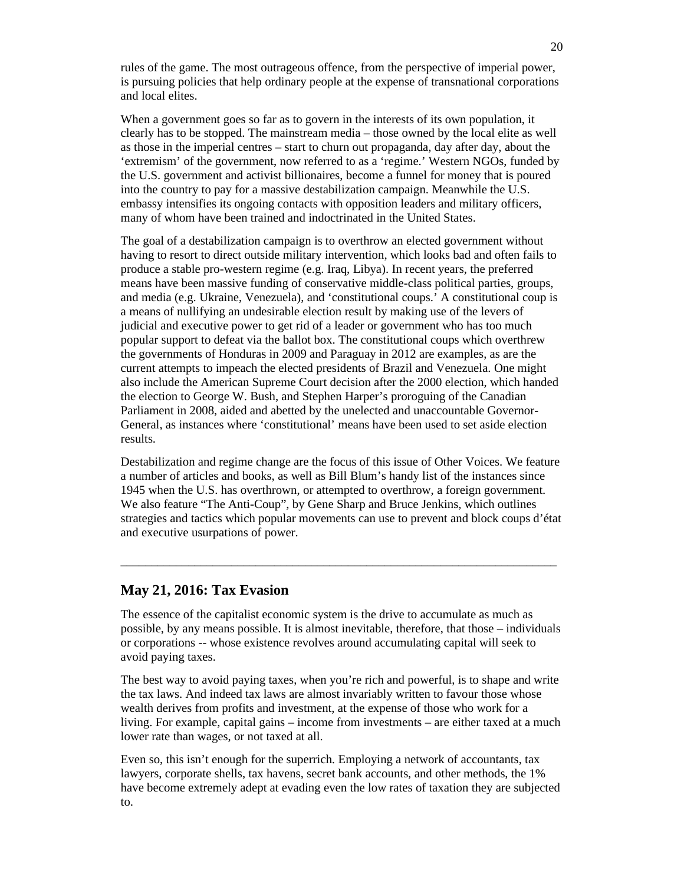rules of the game. The most outrageous offence, from the perspective of imperial power, is pursuing policies that help ordinary people at the expense of transnational corporations and local elites.

When a government goes so far as to govern in the interests of its own population, it clearly has to be stopped. The mainstream media – those owned by the local elite as well as those in the imperial centres – start to churn out propaganda, day after day, about the 'extremism' of the government, now referred to as a 'regime.' Western NGOs, funded by the U.S. government and activist billionaires, become a funnel for money that is poured into the country to pay for a massive destabilization campaign. Meanwhile the U.S. embassy intensifies its ongoing contacts with opposition leaders and military officers, many of whom have been trained and indoctrinated in the United States.

The goal of a destabilization campaign is to overthrow an elected government without having to resort to direct outside military intervention, which looks bad and often fails to produce a stable pro-western regime (e.g. Iraq, Libya). In recent years, the preferred means have been massive funding of conservative middle-class political parties, groups, and media (e.g. Ukraine, Venezuela), and 'constitutional coups.' A constitutional coup is a means of nullifying an undesirable election result by making use of the levers of judicial and executive power to get rid of a leader or government who has too much popular support to defeat via the ballot box. The constitutional coups which overthrew the governments of Honduras in 2009 and Paraguay in 2012 are examples, as are the current attempts to impeach the elected presidents of Brazil and Venezuela. One might also include the American Supreme Court decision after the 2000 election, which handed the election to George W. Bush, and Stephen Harper's proroguing of the Canadian Parliament in 2008, aided and abetted by the unelected and unaccountable Governor-General, as instances where 'constitutional' means have been used to set aside election results.

Destabilization and regime change are the focus of this issue of Other Voices. We feature a number of articles and books, as well as Bill Blum's handy list of the instances since 1945 when the U.S. has overthrown, or attempted to overthrow, a foreign government. We also feature "The Anti-Coup", by Gene Sharp and Bruce Jenkins, which outlines strategies and tactics which popular movements can use to prevent and block coups d'état and executive usurpations of power.

---

## May 21, 2016: Tax Evasion

The essence of the capitalist economic system is the drive to accumulate as much as possible, by any means possible. It is almost inevitable, therefore, that those – individuals or corporations -- whose existence revolves around accumulating capital will seek to avoid paying taxes.

The best way to avoid paying taxes, when you're rich and powerful, is to shape and write the tax laws. And indeed tax laws are almost invariably written to favour those whose wealth derives from profits and investment, at the expense of those who work for a living. For example, capital gains – income from investments – are either taxed at a much lower rate than wages, or not taxed at all.

Even so, this isn't enough for the superrich. Employing a network of accountants, tax lawyers, corporate shells, tax havens, secret bank accounts, and other methods, the 1% have become extremely adept at evading even the low rates of taxation they are subjected to.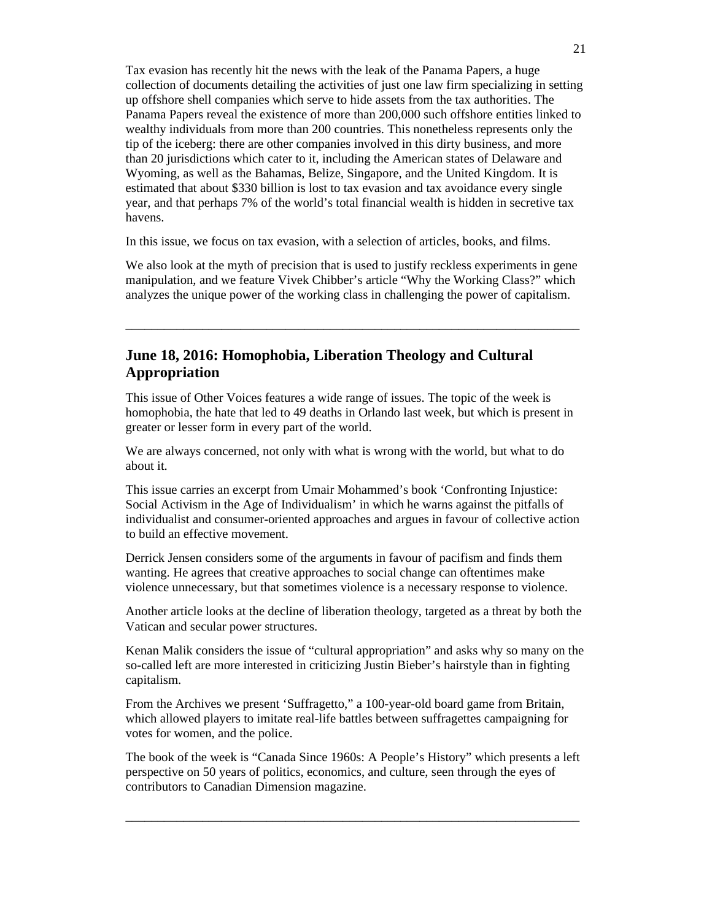Tax evasion has recently hit the news with the leak of the Panama Papers, a huge collection of documents detailing the activities of just one law firm specializing in setting up offshore shell companies which serve to hide assets from the tax authorities. The Panama Papers reveal the existence of more than 200,000 such offshore entities linked to wealthy individuals from more than 200 countries. This nonetheless represents only the tip of the iceberg: there are other companies involved in this dirty business, and more than 20 jurisdictions which cater to it, including the American states of Delaware and Wyoming, as well as the Bahamas, Belize, Singapore, and the United Kingdom. It is estimated that about $330 billion is lost to tax evasion and tax avoidance every single year, and that perhaps 7% of the world's total financial wealth is hidden in secretive tax havens.

In this issue, we focus on tax evasion, with a selection of articles, books, and films.

We also look at the myth of precision that is used to justify reckless experiments in gene manipulation, and we feature Vivek Chibber's article "Why the Working Class?" which analyzes the unique power of the working class in challenging the power of capitalism.

---

## June 18, 2016: Homophobia, Liberation Theology and Cultural Appropriation

This issue of Other Voices features a wide range of issues. The topic of the week is homophobia, the hate that led to 49 deaths in Orlando last week, but which is present in greater or lesser form in every part of the world.

We are always concerned, not only with what is wrong with the world, but what to do about it.

This issue carries an excerpt from Umair Mohammed's book 'Confronting Injustice: Social Activism in the Age of Individualism' in which he warns against the pitfalls of individualist and consumer-oriented approaches and argues in favour of collective action to build an effective movement.

Derrick Jensen considers some of the arguments in favour of pacifism and finds them wanting. He agrees that creative approaches to social change can oftentimes make violence unnecessary, but that sometimes violence is a necessary response to violence.

Another article looks at the decline of liberation theology, targeted as a threat by both the Vatican and secular power structures.

Kenan Malik considers the issue of "cultural appropriation" and asks why so many on the so-called left are more interested in criticizing Justin Bieber's hairstyle than in fighting capitalism.

From the Archives we present 'Suffragetto," a 100-year-old board game from Britain, which allowed players to imitate real-life battles between suffragettes campaigning for votes for women, and the police.

The book of the week is "Canada Since 1960s: A People's History" which presents a left perspective on 50 years of politics, economics, and culture, seen through the eyes of contributors to Canadian Dimension magazine.

---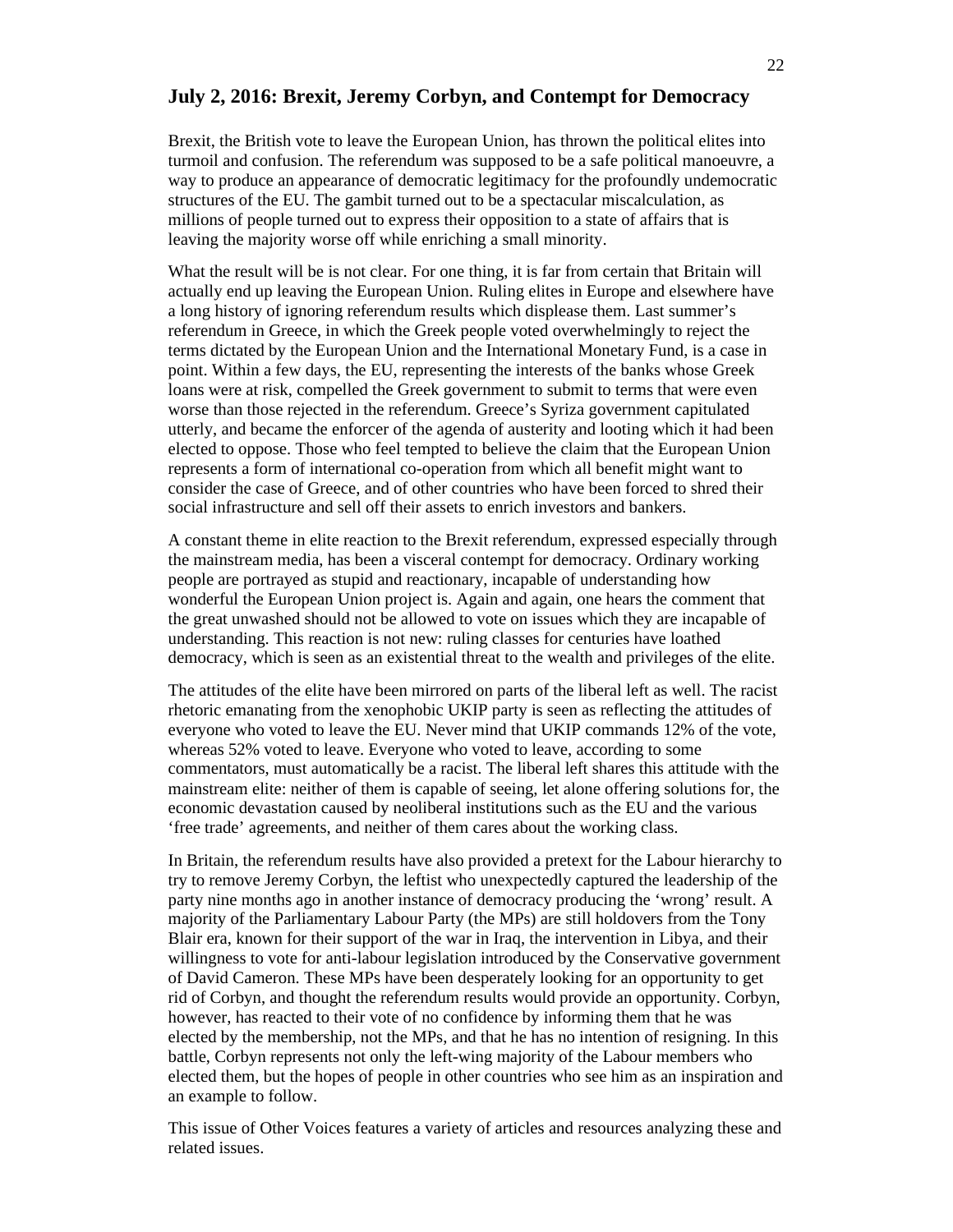## July 2, 2016: Brexit, Jeremy Corbyn, and Contempt for Democracy

Brexit, the British vote to leave the European Union, has thrown the political elites into turmoil and confusion. The referendum was supposed to be a safe political manoeuvre, a way to produce an appearance of democratic legitimacy for the profoundly undemocratic structures of the EU. The gambit turned out to be a spectacular miscalculation, as millions of people turned out to express their opposition to a state of affairs that is leaving the majority worse off while enriching a small minority.

What the result will be is not clear. For one thing, it is far from certain that Britain will actually end up leaving the European Union. Ruling elites in Europe and elsewhere have a long history of ignoring referendum results which displease them. Last summer's referendum in Greece, in which the Greek people voted overwhelmingly to reject the terms dictated by the European Union and the International Monetary Fund, is a case in point. Within a few days, the EU, representing the interests of the banks whose Greek loans were at risk, compelled the Greek government to submit to terms that were even worse than those rejected in the referendum. Greece's Syriza government capitulated utterly, and became the enforcer of the agenda of austerity and looting which it had been elected to oppose. Those who feel tempted to believe the claim that the European Union represents a form of international co-operation from which all benefit might want to consider the case of Greece, and of other countries who have been forced to shred their social infrastructure and sell off their assets to enrich investors and bankers.

A constant theme in elite reaction to the Brexit referendum, expressed especially through the mainstream media, has been a visceral contempt for democracy. Ordinary working people are portrayed as stupid and reactionary, incapable of understanding how wonderful the European Union project is. Again and again, one hears the comment that the great unwashed should not be allowed to vote on issues which they are incapable of understanding. This reaction is not new: ruling classes for centuries have loathed democracy, which is seen as an existential threat to the wealth and privileges of the elite.

The attitudes of the elite have been mirrored on parts of the liberal left as well. The racist rhetoric emanating from the xenophobic UKIP party is seen as reflecting the attitudes of everyone who voted to leave the EU. Never mind that UKIP commands 12% of the vote, whereas 52% voted to leave. Everyone who voted to leave, according to some commentators, must automatically be a racist. The liberal left shares this attitude with the mainstream elite: neither of them is capable of seeing, let alone offering solutions for, the economic devastation caused by neoliberal institutions such as the EU and the various 'free trade' agreements, and neither of them cares about the working class.

In Britain, the referendum results have also provided a pretext for the Labour hierarchy to try to remove Jeremy Corbyn, the leftist who unexpectedly captured the leadership of the party nine months ago in another instance of democracy producing the 'wrong' result. A majority of the Parliamentary Labour Party (the MPs) are still holdovers from the Tony Blair era, known for their support of the war in Iraq, the intervention in Libya, and their willingness to vote for anti-labour legislation introduced by the Conservative government of David Cameron. These MPs have been desperately looking for an opportunity to get rid of Corbyn, and thought the referendum results would provide an opportunity. Corbyn, however, has reacted to their vote of no confidence by informing them that he was elected by the membership, not the MPs, and that he has no intention of resigning. In this battle, Corbyn represents not only the left-wing majority of the Labour members who elected them, but the hopes of people in other countries who see him as an inspiration and an example to follow.

This issue of Other Voices features a variety of articles and resources analyzing these and related issues.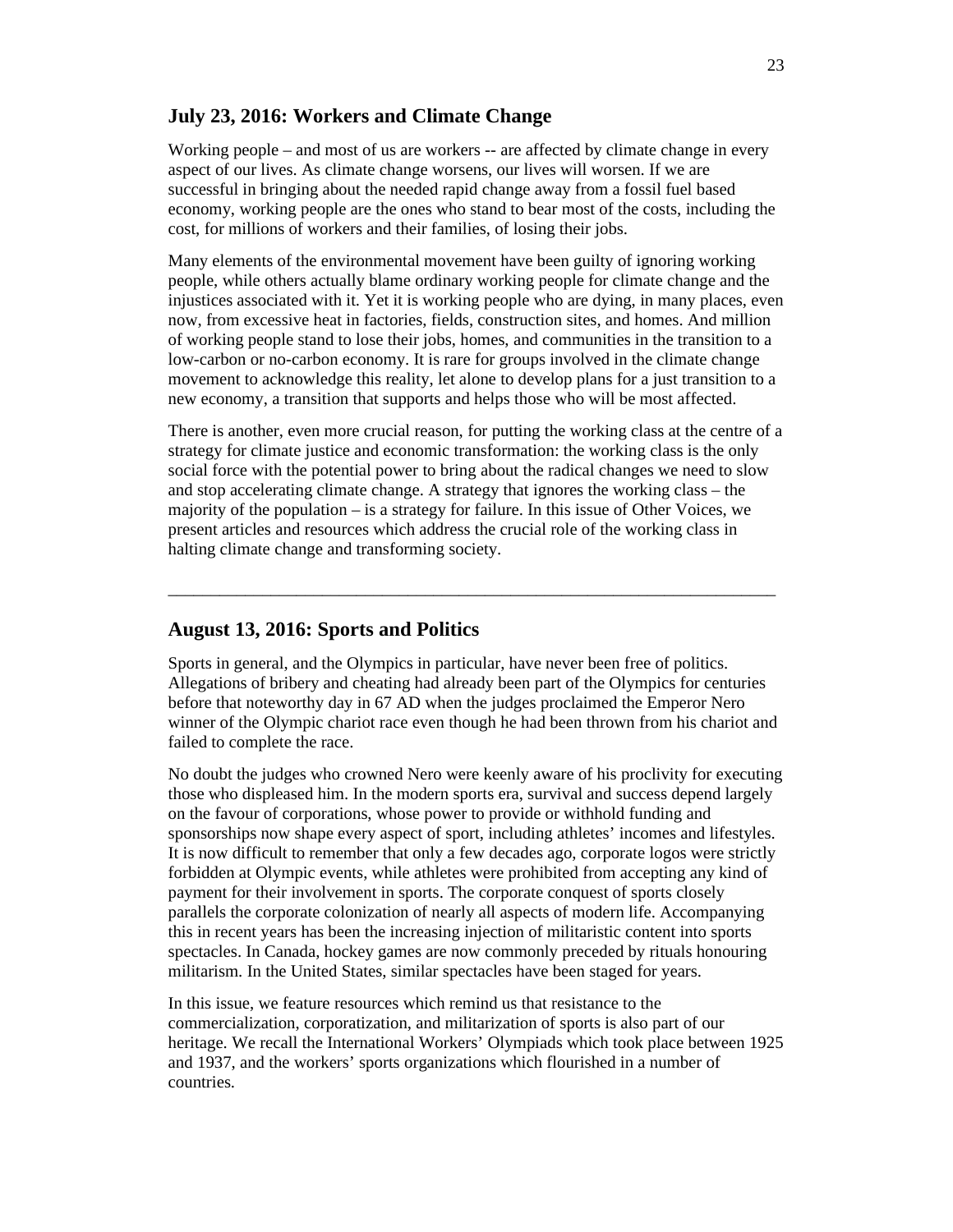## July 23, 2016: Workers and Climate Change

Working people – and most of us are workers -- are affected by climate change in every aspect of our lives. As climate change worsens, our lives will worsen. If we are successful in bringing about the needed rapid change away from a fossil fuel based economy, working people are the ones who stand to bear most of the costs, including the cost, for millions of workers and their families, of losing their jobs.

Many elements of the environmental movement have been guilty of ignoring working people, while others actually blame ordinary working people for climate change and the injustices associated with it. Yet it is working people who are dying, in many places, even now, from excessive heat in factories, fields, construction sites, and homes. And million of working people stand to lose their jobs, homes, and communities in the transition to a low-carbon or no-carbon economy. It is rare for groups involved in the climate change movement to acknowledge this reality, let alone to develop plans for a just transition to a new economy, a transition that supports and helps those who will be most affected.

There is another, even more crucial reason, for putting the working class at the centre of a strategy for climate justice and economic transformation: the working class is the only social force with the potential power to bring about the radical changes we need to slow and stop accelerating climate change. A strategy that ignores the working class – the majority of the population – is a strategy for failure. In this issue of Other Voices, we present articles and resources which address the crucial role of the working class in halting climate change and transforming society.

---

## August 13, 2016: Sports and Politics

Sports in general, and the Olympics in particular, have never been free of politics. Allegations of bribery and cheating had already been part of the Olympics for centuries before that noteworthy day in 67 AD when the judges proclaimed the Emperor Nero winner of the Olympic chariot race even though he had been thrown from his chariot and failed to complete the race.

No doubt the judges who crowned Nero were keenly aware of his proclivity for executing those who displeased him. In the modern sports era, survival and success depend largely on the favour of corporations, whose power to provide or withhold funding and sponsorships now shape every aspect of sport, including athletes' incomes and lifestyles. It is now difficult to remember that only a few decades ago, corporate logos were strictly forbidden at Olympic events, while athletes were prohibited from accepting any kind of payment for their involvement in sports. The corporate conquest of sports closely parallels the corporate colonization of nearly all aspects of modern life. Accompanying this in recent years has been the increasing injection of militaristic content into sports spectacles. In Canada, hockey games are now commonly preceded by rituals honouring militarism. In the United States, similar spectacles have been staged for years.

In this issue, we feature resources which remind us that resistance to the commercialization, corporatization, and militarization of sports is also part of our heritage. We recall the International Workers' Olympiads which took place between 1925 and 1937, and the workers' sports organizations which flourished in a number of countries.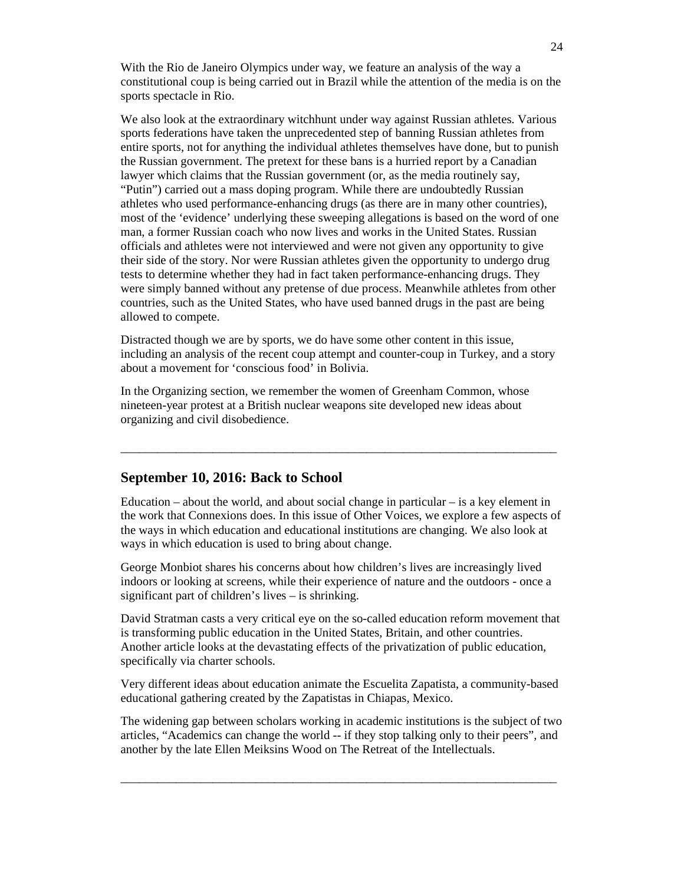With the Rio de Janeiro Olympics under way, we feature an analysis of the way a constitutional coup is being carried out in Brazil while the attention of the media is on the sports spectacle in Rio.

We also look at the extraordinary witchhunt under way against Russian athletes. Various sports federations have taken the unprecedented step of banning Russian athletes from entire sports, not for anything the individual athletes themselves have done, but to punish the Russian government. The pretext for these bans is a hurried report by a Canadian lawyer which claims that the Russian government (or, as the media routinely say, "Putin") carried out a mass doping program. While there are undoubtedly Russian athletes who used performance-enhancing drugs (as there are in many other countries), most of the 'evidence' underlying these sweeping allegations is based on the word of one man, a former Russian coach who now lives and works in the United States. Russian officials and athletes were not interviewed and were not given any opportunity to give their side of the story. Nor were Russian athletes given the opportunity to undergo drug tests to determine whether they had in fact taken performance-enhancing drugs. They were simply banned without any pretense of due process. Meanwhile athletes from other countries, such as the United States, who have used banned drugs in the past are being allowed to compete.

Distracted though we are by sports, we do have some other content in this issue, including an analysis of the recent coup attempt and counter-coup in Turkey, and a story about a movement for 'conscious food' in Bolivia.

In the Organizing section, we remember the women of Greenham Common, whose nineteen-year protest at a British nuclear weapons site developed new ideas about organizing and civil disobedience.

---

## September 10, 2016: Back to School

Education – about the world, and about social change in particular – is a key element in the work that Connexions does. In this issue of Other Voices, we explore a few aspects of the ways in which education and educational institutions are changing. We also look at ways in which education is used to bring about change.

George Monbiot shares his concerns about how children's lives are increasingly lived indoors or looking at screens, while their experience of nature and the outdoors - once a significant part of children's lives – is shrinking.

David Stratman casts a very critical eye on the so-called education reform movement that is transforming public education in the United States, Britain, and other countries. Another article looks at the devastating effects of the privatization of public education, specifically via charter schools.

Very different ideas about education animate the Escuelita Zapatista, a community-based educational gathering created by the Zapatistas in Chiapas, Mexico.

The widening gap between scholars working in academic institutions is the subject of two articles, "Academics can change the world -- if they stop talking only to their peers", and another by the late Ellen Meiksins Wood on The Retreat of the Intellectuals.

---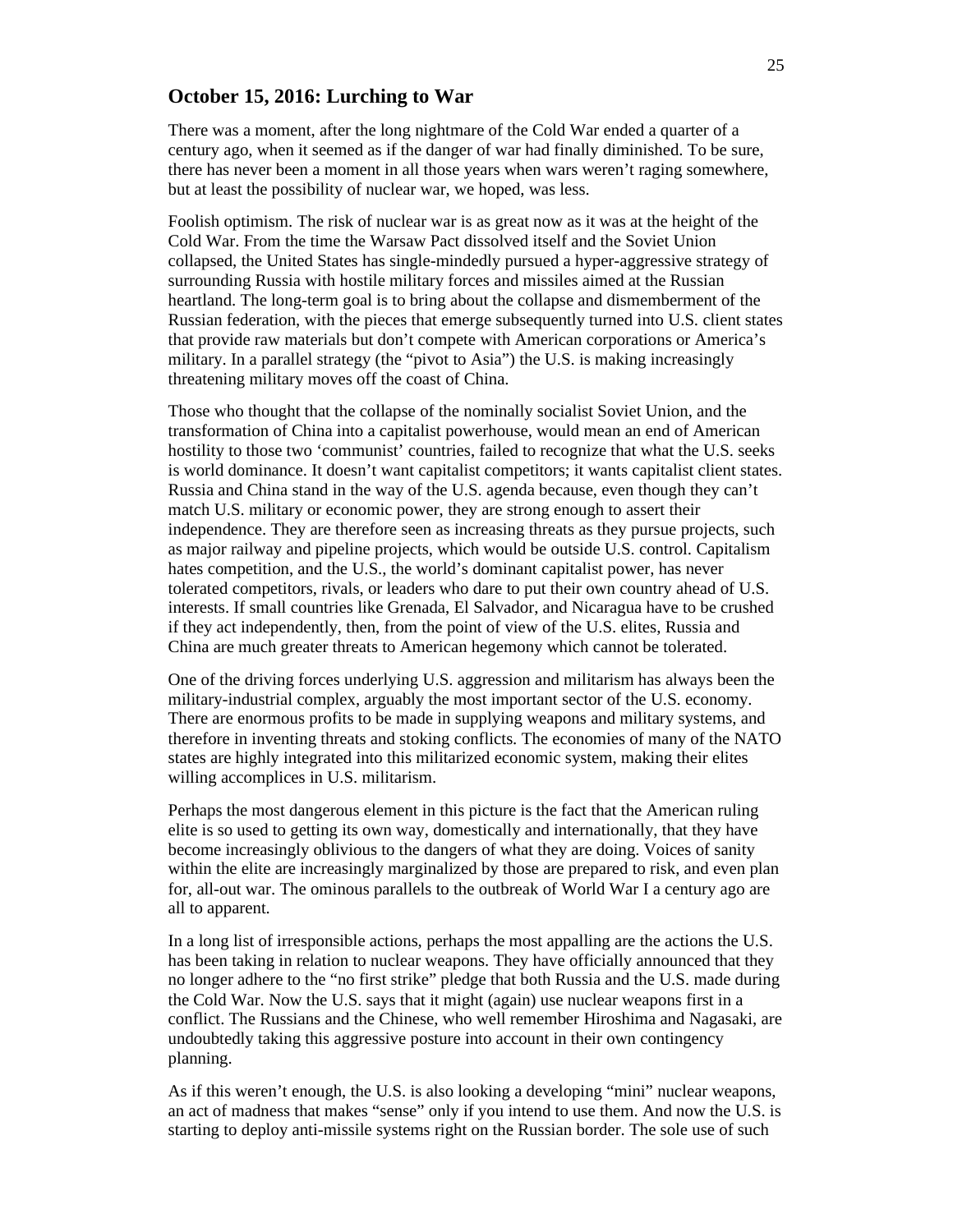## October 15, 2016: Lurching to War

There was a moment, after the long nightmare of the Cold War ended a quarter of a century ago, when it seemed as if the danger of war had finally diminished. To be sure, there has never been a moment in all those years when wars weren't raging somewhere, but at least the possibility of nuclear war, we hoped, was less.

Foolish optimism. The risk of nuclear war is as great now as it was at the height of the Cold War. From the time the Warsaw Pact dissolved itself and the Soviet Union collapsed, the United States has single-mindedly pursued a hyper-aggressive strategy of surrounding Russia with hostile military forces and missiles aimed at the Russian heartland. The long-term goal is to bring about the collapse and dismemberment of the Russian federation, with the pieces that emerge subsequently turned into U.S. client states that provide raw materials but don't compete with American corporations or America's military. In a parallel strategy (the "pivot to Asia") the U.S. is making increasingly threatening military moves off the coast of China.

Those who thought that the collapse of the nominally socialist Soviet Union, and the transformation of China into a capitalist powerhouse, would mean an end of American hostility to those two 'communist' countries, failed to recognize that what the U.S. seeks is world dominance. It doesn't want capitalist competitors; it wants capitalist client states. Russia and China stand in the way of the U.S. agenda because, even though they can't match U.S. military or economic power, they are strong enough to assert their independence. They are therefore seen as increasing threats as they pursue projects, such as major railway and pipeline projects, which would be outside U.S. control. Capitalism hates competition, and the U.S., the world's dominant capitalist power, has never tolerated competitors, rivals, or leaders who dare to put their own country ahead of U.S. interests. If small countries like Grenada, El Salvador, and Nicaragua have to be crushed if they act independently, then, from the point of view of the U.S. elites, Russia and China are much greater threats to American hegemony which cannot be tolerated.

One of the driving forces underlying U.S. aggression and militarism has always been the military-industrial complex, arguably the most important sector of the U.S. economy. There are enormous profits to be made in supplying weapons and military systems, and therefore in inventing threats and stoking conflicts. The economies of many of the NATO states are highly integrated into this militarized economic system, making their elites willing accomplices in U.S. militarism.

Perhaps the most dangerous element in this picture is the fact that the American ruling elite is so used to getting its own way, domestically and internationally, that they have become increasingly oblivious to the dangers of what they are doing. Voices of sanity within the elite are increasingly marginalized by those are prepared to risk, and even plan for, all-out war. The ominous parallels to the outbreak of World War I a century ago are all to apparent.

In a long list of irresponsible actions, perhaps the most appalling are the actions the U.S. has been taking in relation to nuclear weapons. They have officially announced that they no longer adhere to the "no first strike" pledge that both Russia and the U.S. made during the Cold War. Now the U.S. says that it might (again) use nuclear weapons first in a conflict. The Russians and the Chinese, who well remember Hiroshima and Nagasaki, are undoubtedly taking this aggressive posture into account in their own contingency planning.

As if this weren't enough, the U.S. is also looking a developing "mini" nuclear weapons, an act of madness that makes "sense" only if you intend to use them. And now the U.S. is starting to deploy anti-missile systems right on the Russian border. The sole use of such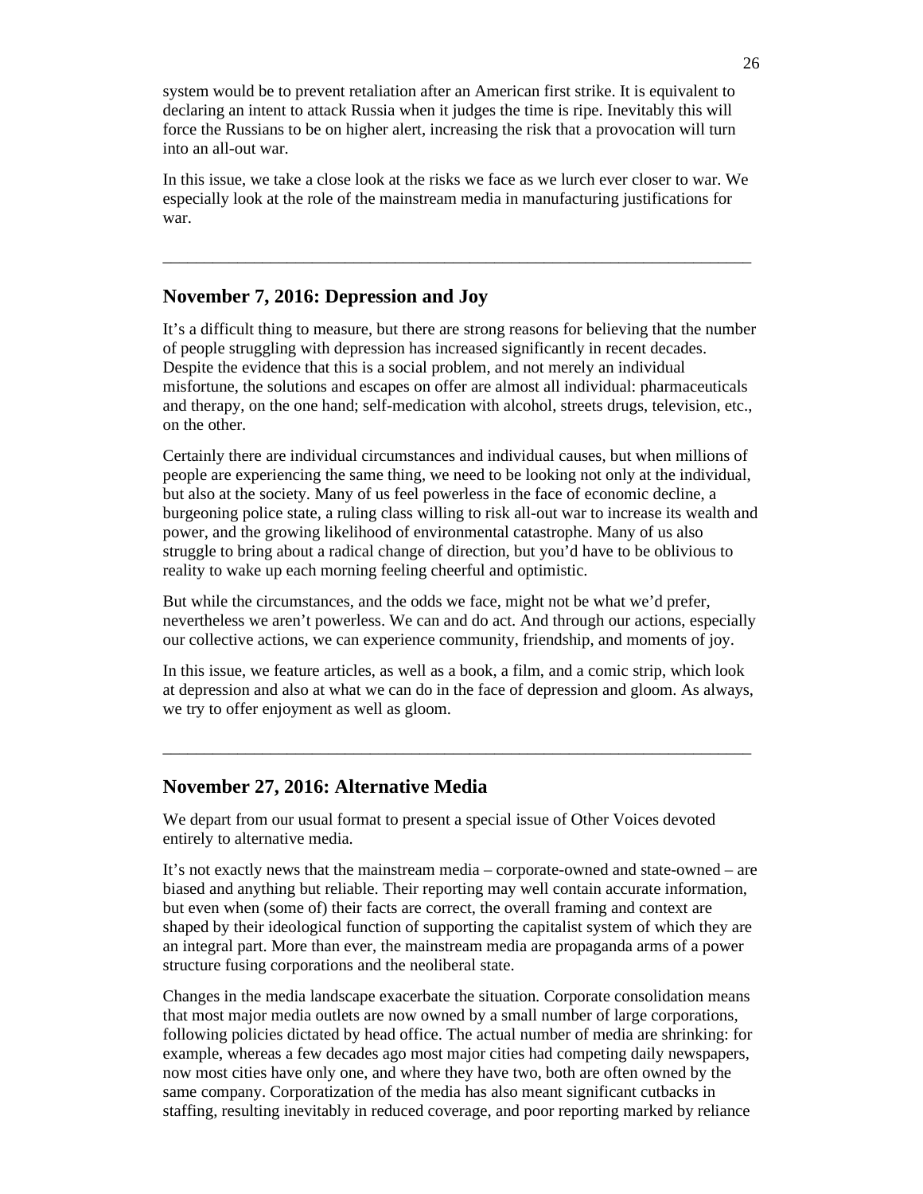system would be to prevent retaliation after an American first strike. It is equivalent to declaring an intent to attack Russia when it judges the time is ripe. Inevitably this will force the Russians to be on higher alert, increasing the risk that a provocation will turn into an all-out war.

In this issue, we take a close look at the risks we face as we lurch ever closer to war. We especially look at the role of the mainstream media in manufacturing justifications for war.

---

## November 7, 2016: Depression and Joy

It's a difficult thing to measure, but there are strong reasons for believing that the number of people struggling with depression has increased significantly in recent decades. Despite the evidence that this is a social problem, and not merely an individual misfortune, the solutions and escapes on offer are almost all individual: pharmaceuticals and therapy, on the one hand; self-medication with alcohol, streets drugs, television, etc., on the other.

Certainly there are individual circumstances and individual causes, but when millions of people are experiencing the same thing, we need to be looking not only at the individual, but also at the society. Many of us feel powerless in the face of economic decline, a burgeoning police state, a ruling class willing to risk all-out war to increase its wealth and power, and the growing likelihood of environmental catastrophe. Many of us also struggle to bring about a radical change of direction, but you'd have to be oblivious to reality to wake up each morning feeling cheerful and optimistic.

But while the circumstances, and the odds we face, might not be what we'd prefer, nevertheless we aren't powerless. We can and do act. And through our actions, especially our collective actions, we can experience community, friendship, and moments of joy.

In this issue, we feature articles, as well as a book, a film, and a comic strip, which look at depression and also at what we can do in the face of depression and gloom. As always, we try to offer enjoyment as well as gloom.

---

## November 27, 2016: Alternative Media

We depart from our usual format to present a special issue of Other Voices devoted entirely to alternative media.

It's not exactly news that the mainstream media – corporate-owned and state-owned – are biased and anything but reliable. Their reporting may well contain accurate information, but even when (some of) their facts are correct, the overall framing and context are shaped by their ideological function of supporting the capitalist system of which they are an integral part. More than ever, the mainstream media are propaganda arms of a power structure fusing corporations and the neoliberal state.

Changes in the media landscape exacerbate the situation. Corporate consolidation means that most major media outlets are now owned by a small number of large corporations, following policies dictated by head office. The actual number of media are shrinking: for example, whereas a few decades ago most major cities had competing daily newspapers, now most cities have only one, and where they have two, both are often owned by the same company. Corporatization of the media has also meant significant cutbacks in staffing, resulting inevitably in reduced coverage, and poor reporting marked by reliance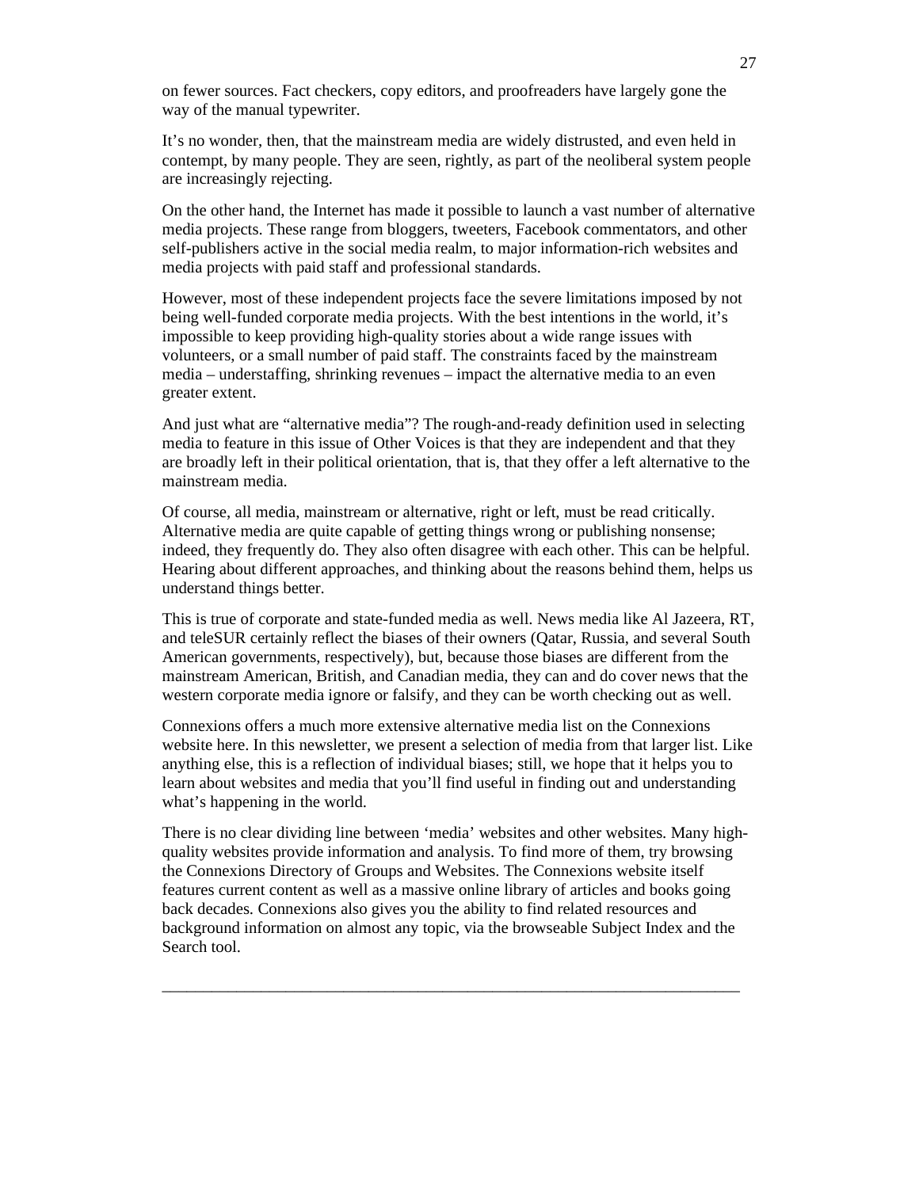on fewer sources. Fact checkers, copy editors, and proofreaders have largely gone the way of the manual typewriter.

It's no wonder, then, that the mainstream media are widely distrusted, and even held in contempt, by many people. They are seen, rightly, as part of the neoliberal system people are increasingly rejecting.

On the other hand, the Internet has made it possible to launch a vast number of alternative media projects. These range from bloggers, tweeters, Facebook commentators, and other self-publishers active in the social media realm, to major information-rich websites and media projects with paid staff and professional standards.

However, most of these independent projects face the severe limitations imposed by not being well-funded corporate media projects. With the best intentions in the world, it's impossible to keep providing high-quality stories about a wide range issues with volunteers, or a small number of paid staff. The constraints faced by the mainstream media – understaffing, shrinking revenues – impact the alternative media to an even greater extent.

And just what are "alternative media"? The rough-and-ready definition used in selecting media to feature in this issue of Other Voices is that they are independent and that they are broadly left in their political orientation, that is, that they offer a left alternative to the mainstream media.

Of course, all media, mainstream or alternative, right or left, must be read critically. Alternative media are quite capable of getting things wrong or publishing nonsense; indeed, they frequently do. They also often disagree with each other. This can be helpful. Hearing about different approaches, and thinking about the reasons behind them, helps us understand things better.

This is true of corporate and state-funded media as well. News media like Al Jazeera, RT, and teleSUR certainly reflect the biases of their owners (Qatar, Russia, and several South American governments, respectively), but, because those biases are different from the mainstream American, British, and Canadian media, they can and do cover news that the western corporate media ignore or falsify, and they can be worth checking out as well.

Connexions offers a much more extensive alternative media list on the Connexions website here. In this newsletter, we present a selection of media from that larger list. Like anything else, this is a reflection of individual biases; still, we hope that it helps you to learn about websites and media that you'll find useful in finding out and understanding what's happening in the world.

There is no clear dividing line between 'media' websites and other websites. Many high-quality websites provide information and analysis. To find more of them, try browsing the Connexions Directory of Groups and Websites. The Connexions website itself features current content as well as a massive online library of articles and books going back decades. Connexions also gives you the ability to find related resources and background information on almost any topic, via the browseable Subject Index and the Search tool.

---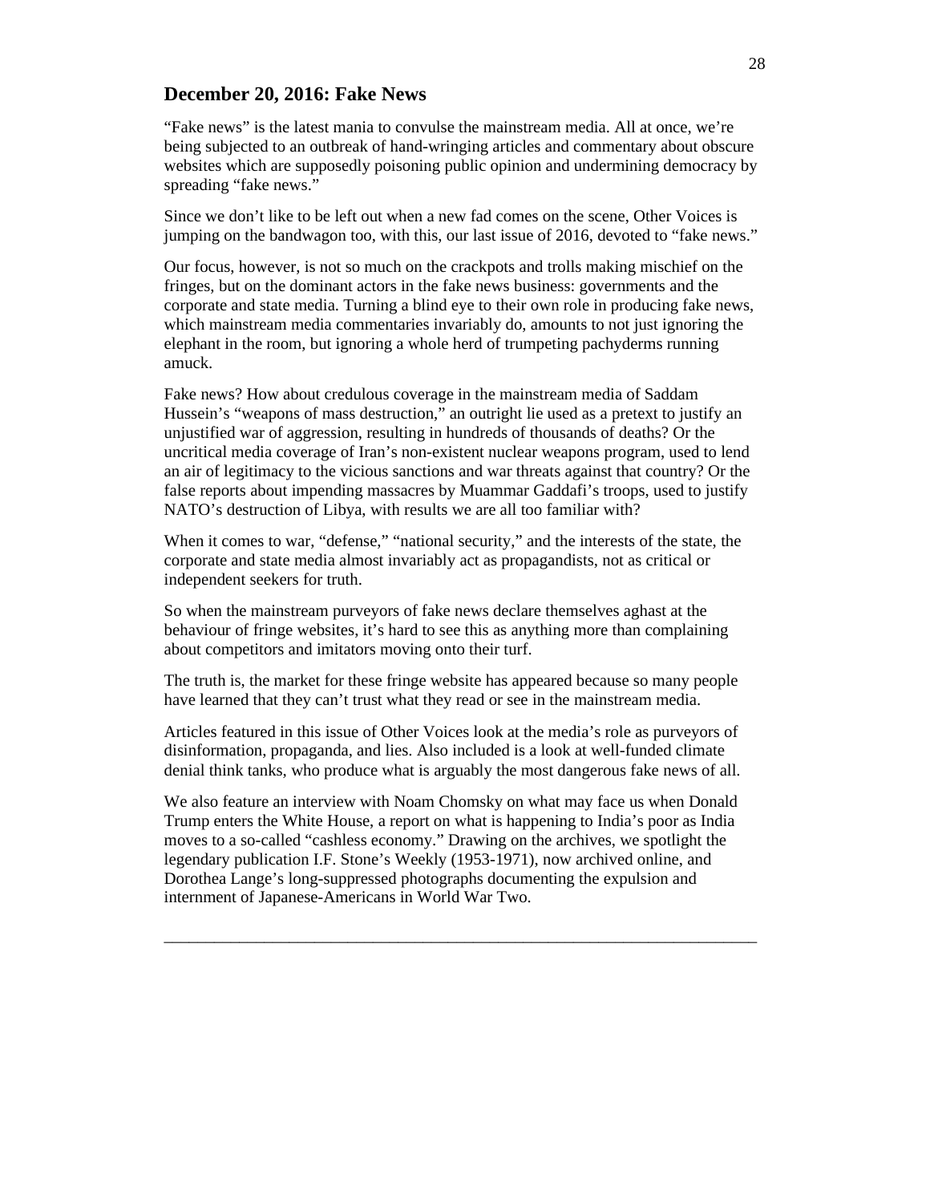## December 20, 2016: Fake News

"Fake news" is the latest mania to convulse the mainstream media. All at once, we're being subjected to an outbreak of hand-wringing articles and commentary about obscure websites which are supposedly poisoning public opinion and undermining democracy by spreading "fake news."

Since we don't like to be left out when a new fad comes on the scene, Other Voices is jumping on the bandwagon too, with this, our last issue of 2016, devoted to "fake news."

Our focus, however, is not so much on the crackpots and trolls making mischief on the fringes, but on the dominant actors in the fake news business: governments and the corporate and state media. Turning a blind eye to their own role in producing fake news, which mainstream media commentaries invariably do, amounts to not just ignoring the elephant in the room, but ignoring a whole herd of trumpeting pachyderms running amuck.

Fake news? How about credulous coverage in the mainstream media of Saddam Hussein's "weapons of mass destruction," an outright lie used as a pretext to justify an unjustified war of aggression, resulting in hundreds of thousands of deaths? Or the uncritical media coverage of Iran's non-existent nuclear weapons program, used to lend an air of legitimacy to the vicious sanctions and war threats against that country? Or the false reports about impending massacres by Muammar Gaddafi's troops, used to justify NATO's destruction of Libya, with results we are all too familiar with?

When it comes to war, "defense," "national security," and the interests of the state, the corporate and state media almost invariably act as propagandists, not as critical or independent seekers for truth.

So when the mainstream purveyors of fake news declare themselves aghast at the behaviour of fringe websites, it's hard to see this as anything more than complaining about competitors and imitators moving onto their turf.

The truth is, the market for these fringe website has appeared because so many people have learned that they can't trust what they read or see in the mainstream media.

Articles featured in this issue of Other Voices look at the media's role as purveyors of disinformation, propaganda, and lies. Also included is a look at well-funded climate denial think tanks, who produce what is arguably the most dangerous fake news of all.

We also feature an interview with Noam Chomsky on what may face us when Donald Trump enters the White House, a report on what is happening to India's poor as India moves to a so-called "cashless economy." Drawing on the archives, we spotlight the legendary publication I.F. Stone's Weekly (1953-1971), now archived online, and Dorothea Lange's long-suppressed photographs documenting the expulsion and internment of Japanese-Americans in World War Two.

---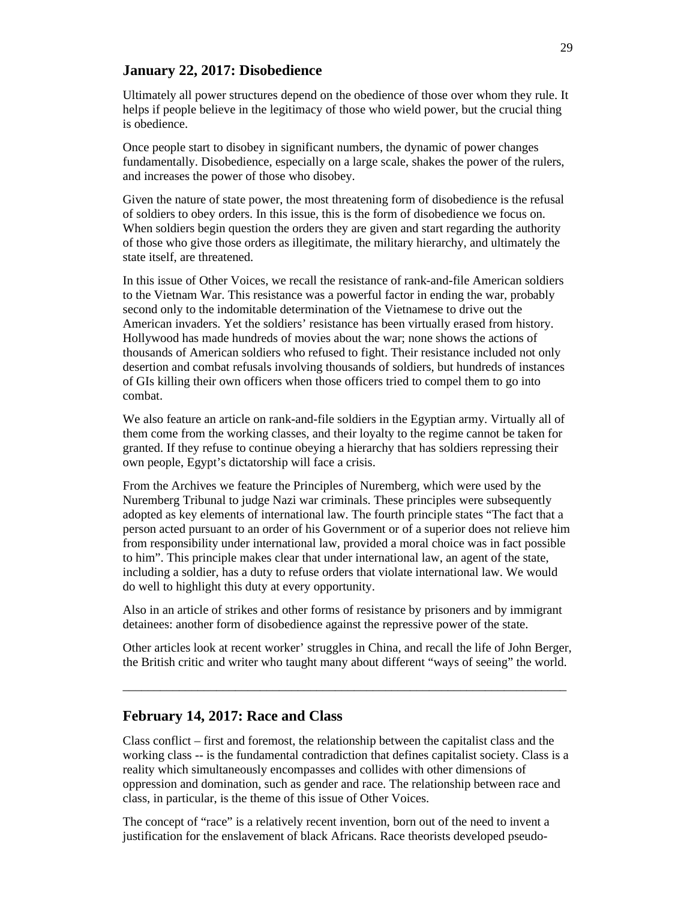## January 22, 2017: Disobedience

Ultimately all power structures depend on the obedience of those over whom they rule. It helps if people believe in the legitimacy of those who wield power, but the crucial thing is obedience.

Once people start to disobey in significant numbers, the dynamic of power changes fundamentally. Disobedience, especially on a large scale, shakes the power of the rulers, and increases the power of those who disobey.

Given the nature of state power, the most threatening form of disobedience is the refusal of soldiers to obey orders. In this issue, this is the form of disobedience we focus on. When soldiers begin question the orders they are given and start regarding the authority of those who give those orders as illegitimate, the military hierarchy, and ultimately the state itself, are threatened.

In this issue of Other Voices, we recall the resistance of rank-and-file American soldiers to the Vietnam War. This resistance was a powerful factor in ending the war, probably second only to the indomitable determination of the Vietnamese to drive out the American invaders. Yet the soldiers' resistance has been virtually erased from history. Hollywood has made hundreds of movies about the war; none shows the actions of thousands of American soldiers who refused to fight. Their resistance included not only desertion and combat refusals involving thousands of soldiers, but hundreds of instances of GIs killing their own officers when those officers tried to compel them to go into combat.

We also feature an article on rank-and-file soldiers in the Egyptian army. Virtually all of them come from the working classes, and their loyalty to the regime cannot be taken for granted. If they refuse to continue obeying a hierarchy that has soldiers repressing their own people, Egypt's dictatorship will face a crisis.

From the Archives we feature the Principles of Nuremberg, which were used by the Nuremberg Tribunal to judge Nazi war criminals. These principles were subsequently adopted as key elements of international law. The fourth principle states "The fact that a person acted pursuant to an order of his Government or of a superior does not relieve him from responsibility under international law, provided a moral choice was in fact possible to him". This principle makes clear that under international law, an agent of the state, including a soldier, has a duty to refuse orders that violate international law. We would do well to highlight this duty at every opportunity.

Also in an article of strikes and other forms of resistance by prisoners and by immigrant detainees: another form of disobedience against the repressive power of the state.

Other articles look at recent worker' struggles in China, and recall the life of John Berger, the British critic and writer who taught many about different "ways of seeing" the world.

---

## February 14, 2017: Race and Class

Class conflict – first and foremost, the relationship between the capitalist class and the working class -- is the fundamental contradiction that defines capitalist society. Class is a reality which simultaneously encompasses and collides with other dimensions of oppression and domination, such as gender and race. The relationship between race and class, in particular, is the theme of this issue of Other Voices.

The concept of "race" is a relatively recent invention, born out of the need to invent a justification for the enslavement of black Africans. Race theorists developed pseudo-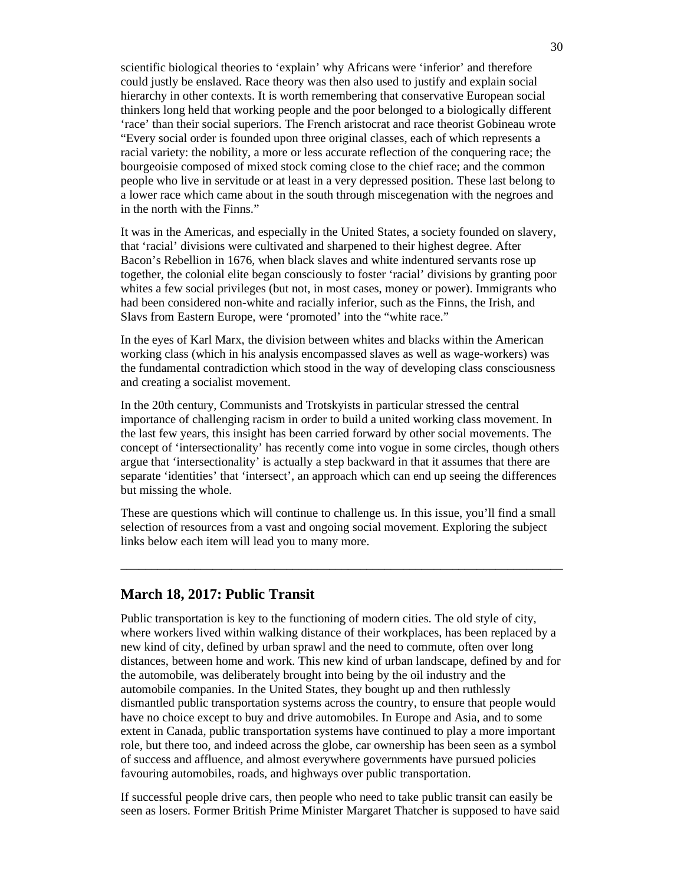scientific biological theories to 'explain' why Africans were 'inferior' and therefore could justly be enslaved. Race theory was then also used to justify and explain social hierarchy in other contexts. It is worth remembering that conservative European social thinkers long held that working people and the poor belonged to a biologically different 'race' than their social superiors. The French aristocrat and race theorist Gobineau wrote "Every social order is founded upon three original classes, each of which represents a racial variety: the nobility, a more or less accurate reflection of the conquering race; the bourgeoisie composed of mixed stock coming close to the chief race; and the common people who live in servitude or at least in a very depressed position. These last belong to a lower race which came about in the south through miscegenation with the negroes and in the north with the Finns."

It was in the Americas, and especially in the United States, a society founded on slavery, that 'racial' divisions were cultivated and sharpened to their highest degree. After Bacon's Rebellion in 1676, when black slaves and white indentured servants rose up together, the colonial elite began consciously to foster 'racial' divisions by granting poor whites a few social privileges (but not, in most cases, money or power). Immigrants who had been considered non-white and racially inferior, such as the Finns, the Irish, and Slavs from Eastern Europe, were 'promoted' into the "white race."

In the eyes of Karl Marx, the division between whites and blacks within the American working class (which in his analysis encompassed slaves as well as wage-workers) was the fundamental contradiction which stood in the way of developing class consciousness and creating a socialist movement.

In the 20th century, Communists and Trotskyists in particular stressed the central importance of challenging racism in order to build a united working class movement. In the last few years, this insight has been carried forward by other social movements. The concept of 'intersectionality' has recently come into vogue in some circles, though others argue that 'intersectionality' is actually a step backward in that it assumes that there are separate 'identities' that 'intersect', an approach which can end up seeing the differences but missing the whole.

These are questions which will continue to challenge us. In this issue, you'll find a small selection of resources from a vast and ongoing social movement. Exploring the subject links below each item will lead you to many more.

---

## March 18, 2017: Public Transit

Public transportation is key to the functioning of modern cities. The old style of city, where workers lived within walking distance of their workplaces, has been replaced by a new kind of city, defined by urban sprawl and the need to commute, often over long distances, between home and work. This new kind of urban landscape, defined by and for the automobile, was deliberately brought into being by the oil industry and the automobile companies. In the United States, they bought up and then ruthlessly dismantled public transportation systems across the country, to ensure that people would have no choice except to buy and drive automobiles. In Europe and Asia, and to some extent in Canada, public transportation systems have continued to play a more important role, but there too, and indeed across the globe, car ownership has been seen as a symbol of success and affluence, and almost everywhere governments have pursued policies favouring automobiles, roads, and highways over public transportation.

If successful people drive cars, then people who need to take public transit can easily be seen as losers. Former British Prime Minister Margaret Thatcher is supposed to have said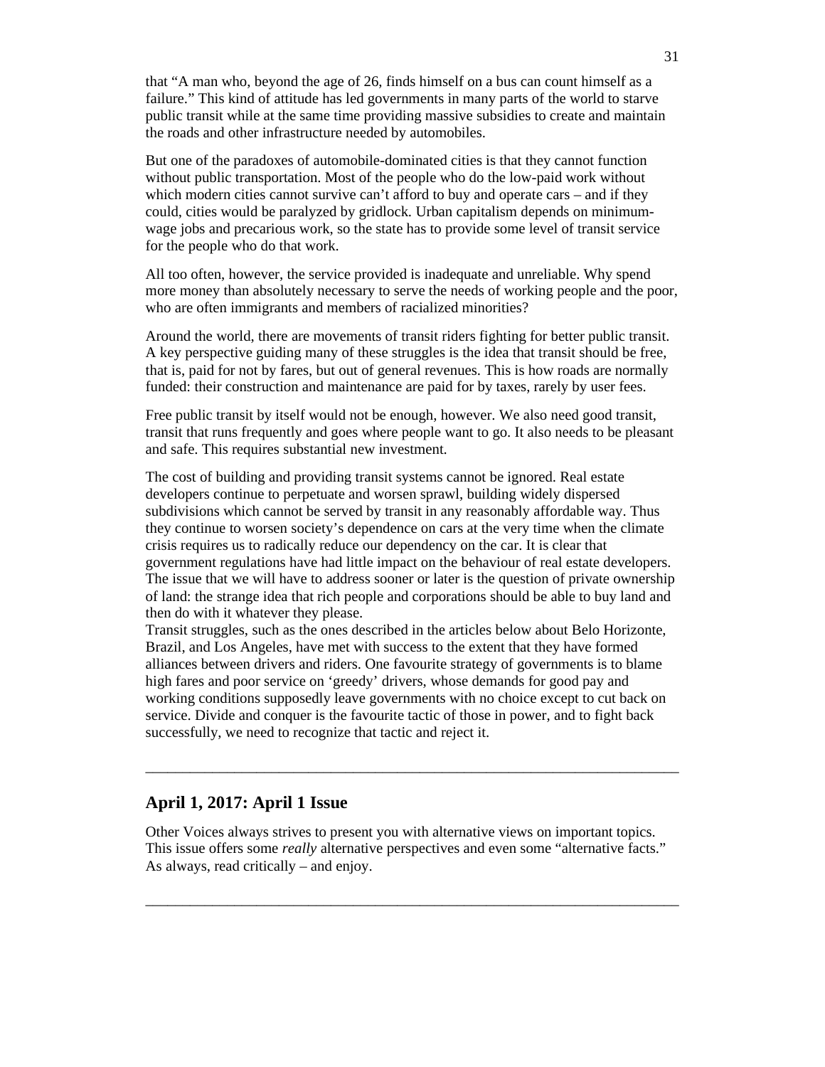that "A man who, beyond the age of 26, finds himself on a bus can count himself as a failure." This kind of attitude has led governments in many parts of the world to starve public transit while at the same time providing massive subsidies to create and maintain the roads and other infrastructure needed by automobiles.

But one of the paradoxes of automobile-dominated cities is that they cannot function without public transportation. Most of the people who do the low-paid work without which modern cities cannot survive can't afford to buy and operate cars – and if they could, cities would be paralyzed by gridlock. Urban capitalism depends on minimum-wage jobs and precarious work, so the state has to provide some level of transit service for the people who do that work.

All too often, however, the service provided is inadequate and unreliable. Why spend more money than absolutely necessary to serve the needs of working people and the poor, who are often immigrants and members of racialized minorities?

Around the world, there are movements of transit riders fighting for better public transit. A key perspective guiding many of these struggles is the idea that transit should be free, that is, paid for not by fares, but out of general revenues. This is how roads are normally funded: their construction and maintenance are paid for by taxes, rarely by user fees.

Free public transit by itself would not be enough, however. We also need good transit, transit that runs frequently and goes where people want to go. It also needs to be pleasant and safe. This requires substantial new investment.

The cost of building and providing transit systems cannot be ignored. Real estate developers continue to perpetuate and worsen sprawl, building widely dispersed subdivisions which cannot be served by transit in any reasonably affordable way. Thus they continue to worsen society's dependence on cars at the very time when the climate crisis requires us to radically reduce our dependency on the car. It is clear that government regulations have had little impact on the behaviour of real estate developers. The issue that we will have to address sooner or later is the question of private ownership of land: the strange idea that rich people and corporations should be able to buy land and then do with it whatever they please.

Transit struggles, such as the ones described in the articles below about Belo Horizonte, Brazil, and Los Angeles, have met with success to the extent that they have formed alliances between drivers and riders. One favourite strategy of governments is to blame high fares and poor service on 'greedy' drivers, whose demands for good pay and working conditions supposedly leave governments with no choice except to cut back on service. Divide and conquer is the favourite tactic of those in power, and to fight back successfully, we need to recognize that tactic and reject it.

---

## April 1, 2017: April 1 Issue

Other Voices always strives to present you with alternative views on important topics. This issue offers some *really* alternative perspectives and even some "alternative facts." As always, read critically – and enjoy.

---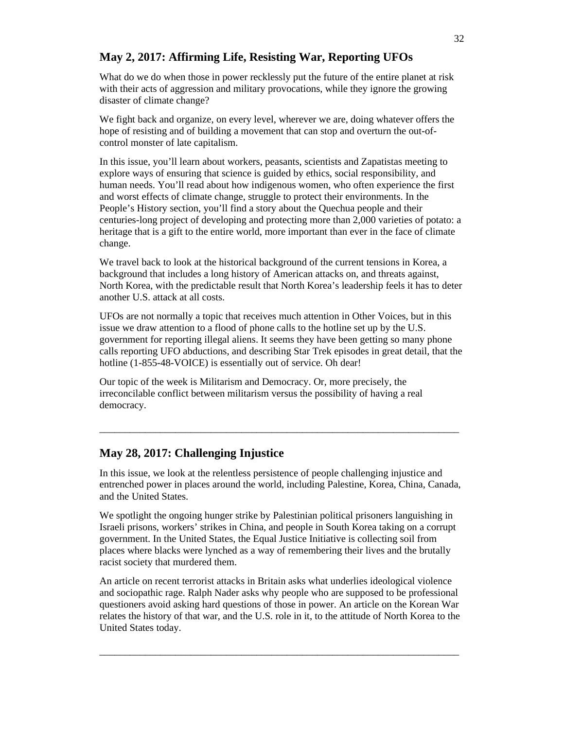## May 2, 2017: Affirming Life, Resisting War, Reporting UFOs

What do we do when those in power recklessly put the future of the entire planet at risk with their acts of aggression and military provocations, while they ignore the growing disaster of climate change?

We fight back and organize, on every level, wherever we are, doing whatever offers the hope of resisting and of building a movement that can stop and overturn the out-of-control monster of late capitalism.

In this issue, you'll learn about workers, peasants, scientists and Zapatistas meeting to explore ways of ensuring that science is guided by ethics, social responsibility, and human needs. You'll read about how indigenous women, who often experience the first and worst effects of climate change, struggle to protect their environments. In the People's History section, you'll find a story about the Quechua people and their centuries-long project of developing and protecting more than 2,000 varieties of potato: a heritage that is a gift to the entire world, more important than ever in the face of climate change.

We travel back to look at the historical background of the current tensions in Korea, a background that includes a long history of American attacks on, and threats against, North Korea, with the predictable result that North Korea's leadership feels it has to deter another U.S. attack at all costs.

UFOs are not normally a topic that receives much attention in Other Voices, but in this issue we draw attention to a flood of phone calls to the hotline set up by the U.S. government for reporting illegal aliens. It seems they have been getting so many phone calls reporting UFO abductions, and describing Star Trek episodes in great detail, that the hotline (1-855-48-VOICE) is essentially out of service. Oh dear!

Our topic of the week is Militarism and Democracy. Or, more precisely, the irreconcilable conflict between militarism versus the possibility of having a real democracy.

---

## May 28, 2017: Challenging Injustice

In this issue, we look at the relentless persistence of people challenging injustice and entrenched power in places around the world, including Palestine, Korea, China, Canada, and the United States.

We spotlight the ongoing hunger strike by Palestinian political prisoners languishing in Israeli prisons, workers' strikes in China, and people in South Korea taking on a corrupt government. In the United States, the Equal Justice Initiative is collecting soil from places where blacks were lynched as a way of remembering their lives and the brutally racist society that murdered them.

An article on recent terrorist attacks in Britain asks what underlies ideological violence and sociopathic rage. Ralph Nader asks why people who are supposed to be professional questioners avoid asking hard questions of those in power. An article on the Korean War relates the history of that war, and the U.S. role in it, to the attitude of North Korea to the United States today.

---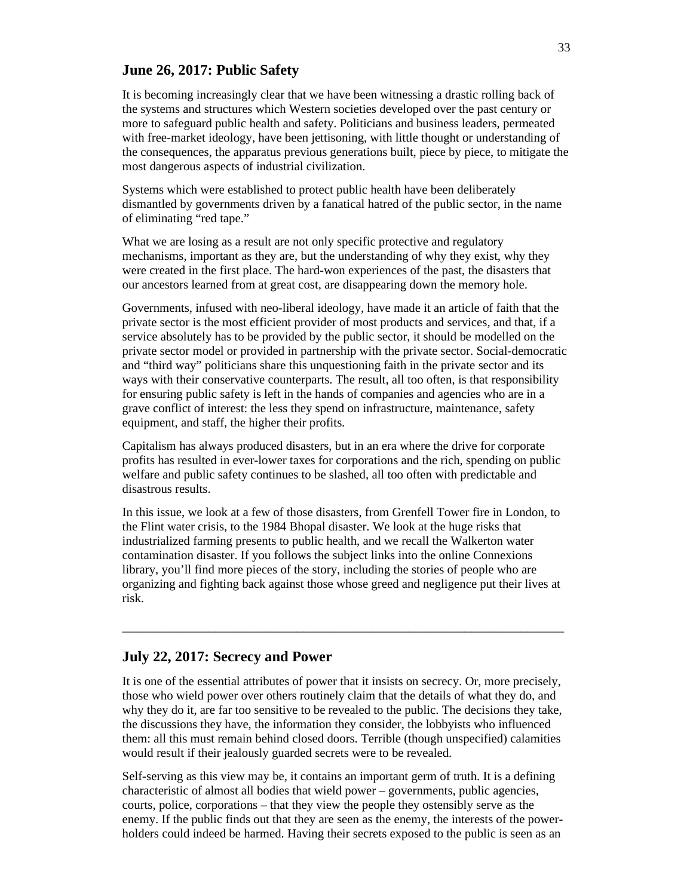## June 26, 2017: Public Safety

It is becoming increasingly clear that we have been witnessing a drastic rolling back of the systems and structures which Western societies developed over the past century or more to safeguard public health and safety. Politicians and business leaders, permeated with free-market ideology, have been jettisoning, with little thought or understanding of the consequences, the apparatus previous generations built, piece by piece, to mitigate the most dangerous aspects of industrial civilization.

Systems which were established to protect public health have been deliberately dismantled by governments driven by a fanatical hatred of the public sector, in the name of eliminating "red tape."

What we are losing as a result are not only specific protective and regulatory mechanisms, important as they are, but the understanding of why they exist, why they were created in the first place. The hard-won experiences of the past, the disasters that our ancestors learned from at great cost, are disappearing down the memory hole.

Governments, infused with neo-liberal ideology, have made it an article of faith that the private sector is the most efficient provider of most products and services, and that, if a service absolutely has to be provided by the public sector, it should be modelled on the private sector model or provided in partnership with the private sector. Social-democratic and "third way" politicians share this unquestioning faith in the private sector and its ways with their conservative counterparts. The result, all too often, is that responsibility for ensuring public safety is left in the hands of companies and agencies who are in a grave conflict of interest: the less they spend on infrastructure, maintenance, safety equipment, and staff, the higher their profits.

Capitalism has always produced disasters, but in an era where the drive for corporate profits has resulted in ever-lower taxes for corporations and the rich, spending on public welfare and public safety continues to be slashed, all too often with predictable and disastrous results.

In this issue, we look at a few of those disasters, from Grenfell Tower fire in London, to the Flint water crisis, to the 1984 Bhopal disaster. We look at the huge risks that industrialized farming presents to public health, and we recall the Walkerton water contamination disaster. If you follows the subject links into the online Connexions library, you'll find more pieces of the story, including the stories of people who are organizing and fighting back against those whose greed and negligence put their lives at risk.

---

## July 22, 2017: Secrecy and Power

It is one of the essential attributes of power that it insists on secrecy. Or, more precisely, those who wield power over others routinely claim that the details of what they do, and why they do it, are far too sensitive to be revealed to the public. The decisions they take, the discussions they have, the information they consider, the lobbyists who influenced them: all this must remain behind closed doors. Terrible (though unspecified) calamities would result if their jealously guarded secrets were to be revealed.

Self-serving as this view may be, it contains an important germ of truth. It is a defining characteristic of almost all bodies that wield power – governments, public agencies, courts, police, corporations – that they view the people they ostensibly serve as the enemy. If the public finds out that they are seen as the enemy, the interests of the power-holders could indeed be harmed. Having their secrets exposed to the public is seen as an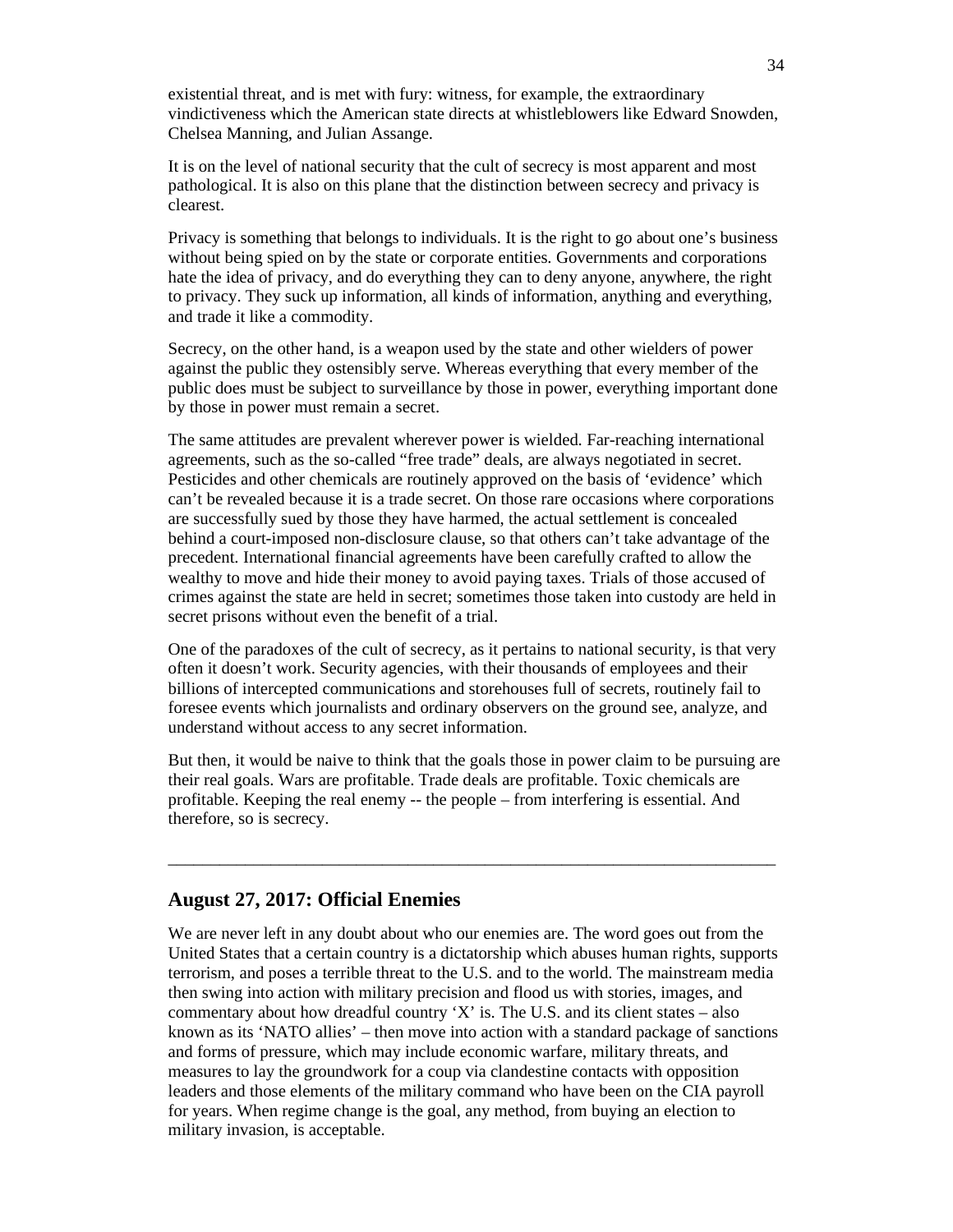existential threat, and is met with fury: witness, for example, the extraordinary vindictiveness which the American state directs at whistleblowers like Edward Snowden, Chelsea Manning, and Julian Assange.

It is on the level of national security that the cult of secrecy is most apparent and most pathological. It is also on this plane that the distinction between secrecy and privacy is clearest.

Privacy is something that belongs to individuals. It is the right to go about one's business without being spied on by the state or corporate entities. Governments and corporations hate the idea of privacy, and do everything they can to deny anyone, anywhere, the right to privacy. They suck up information, all kinds of information, anything and everything, and trade it like a commodity.

Secrecy, on the other hand, is a weapon used by the state and other wielders of power against the public they ostensibly serve. Whereas everything that every member of the public does must be subject to surveillance by those in power, everything important done by those in power must remain a secret.

The same attitudes are prevalent wherever power is wielded. Far-reaching international agreements, such as the so-called "free trade" deals, are always negotiated in secret. Pesticides and other chemicals are routinely approved on the basis of 'evidence' which can't be revealed because it is a trade secret. On those rare occasions where corporations are successfully sued by those they have harmed, the actual settlement is concealed behind a court-imposed non-disclosure clause, so that others can't take advantage of the precedent. International financial agreements have been carefully crafted to allow the wealthy to move and hide their money to avoid paying taxes. Trials of those accused of crimes against the state are held in secret; sometimes those taken into custody are held in secret prisons without even the benefit of a trial.

One of the paradoxes of the cult of secrecy, as it pertains to national security, is that very often it doesn't work. Security agencies, with their thousands of employees and their billions of intercepted communications and storehouses full of secrets, routinely fail to foresee events which journalists and ordinary observers on the ground see, analyze, and understand without access to any secret information.

But then, it would be naive to think that the goals those in power claim to be pursuing are their real goals. Wars are profitable. Trade deals are profitable. Toxic chemicals are profitable. Keeping the real enemy -- the people – from interfering is essential. And therefore, so is secrecy.

---

## August 27, 2017: Official Enemies

We are never left in any doubt about who our enemies are. The word goes out from the United States that a certain country is a dictatorship which abuses human rights, supports terrorism, and poses a terrible threat to the U.S. and to the world. The mainstream media then swing into action with military precision and flood us with stories, images, and commentary about how dreadful country 'X' is. The U.S. and its client states – also known as its 'NATO allies' – then move into action with a standard package of sanctions and forms of pressure, which may include economic warfare, military threats, and measures to lay the groundwork for a coup via clandestine contacts with opposition leaders and those elements of the military command who have been on the CIA payroll for years. When regime change is the goal, any method, from buying an election to military invasion, is acceptable.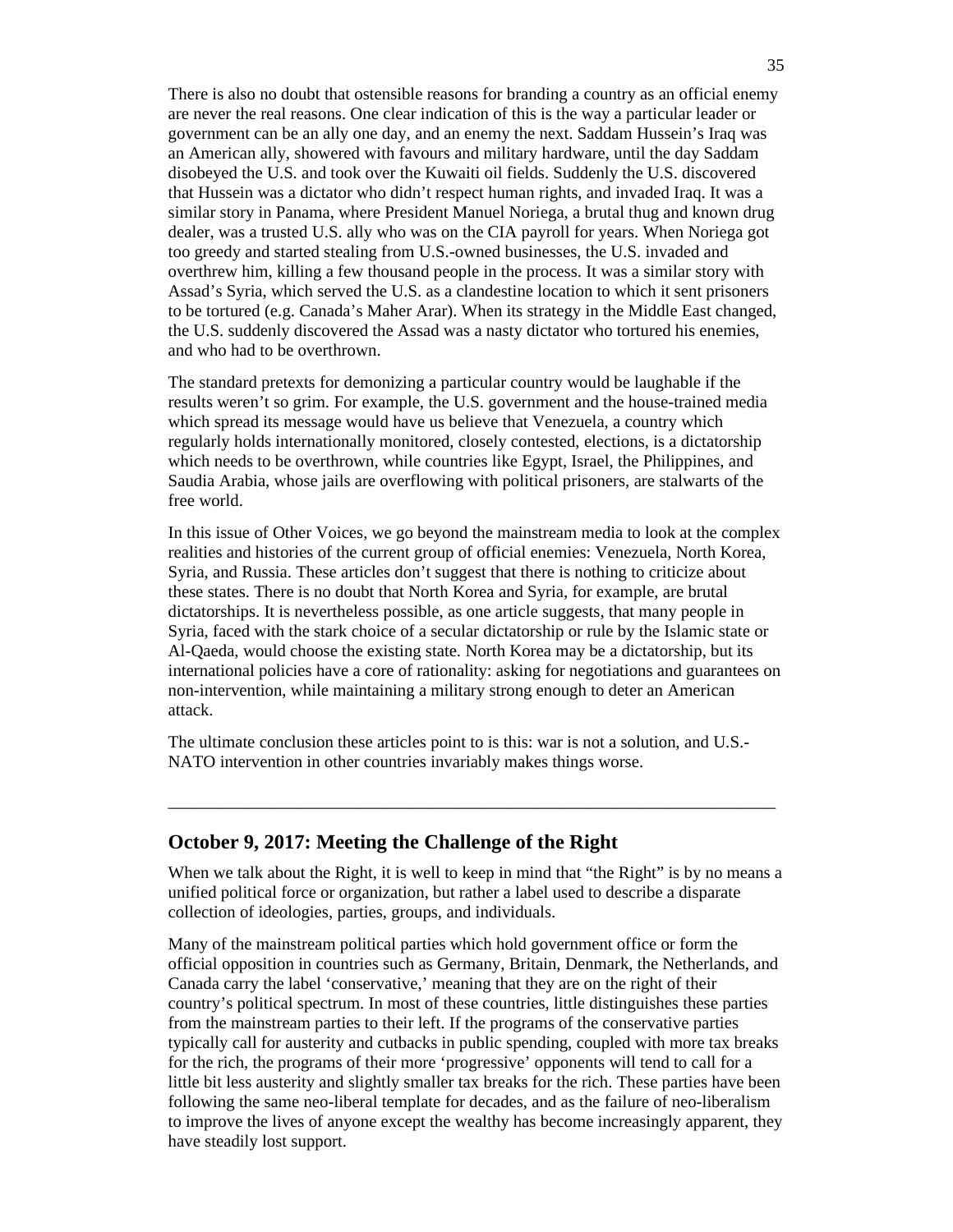There is also no doubt that ostensible reasons for branding a country as an official enemy are never the real reasons. One clear indication of this is the way a particular leader or government can be an ally one day, and an enemy the next. Saddam Hussein's Iraq was an American ally, showered with favours and military hardware, until the day Saddam disobeyed the U.S. and took over the Kuwaiti oil fields. Suddenly the U.S. discovered that Hussein was a dictator who didn't respect human rights, and invaded Iraq. It was a similar story in Panama, where President Manuel Noriega, a brutal thug and known drug dealer, was a trusted U.S. ally who was on the CIA payroll for years. When Noriega got too greedy and started stealing from U.S.-owned businesses, the U.S. invaded and overthrew him, killing a few thousand people in the process. It was a similar story with Assad's Syria, which served the U.S. as a clandestine location to which it sent prisoners to be tortured (e.g. Canada's Maher Arar). When its strategy in the Middle East changed, the U.S. suddenly discovered the Assad was a nasty dictator who tortured his enemies, and who had to be overthrown.

The standard pretexts for demonizing a particular country would be laughable if the results weren't so grim. For example, the U.S. government and the house-trained media which spread its message would have us believe that Venezuela, a country which regularly holds internationally monitored, closely contested, elections, is a dictatorship which needs to be overthrown, while countries like Egypt, Israel, the Philippines, and Saudia Arabia, whose jails are overflowing with political prisoners, are stalwarts of the free world.

In this issue of Other Voices, we go beyond the mainstream media to look at the complex realities and histories of the current group of official enemies: Venezuela, North Korea, Syria, and Russia. These articles don't suggest that there is nothing to criticize about these states. There is no doubt that North Korea and Syria, for example, are brutal dictatorships. It is nevertheless possible, as one article suggests, that many people in Syria, faced with the stark choice of a secular dictatorship or rule by the Islamic state or Al-Qaeda, would choose the existing state. North Korea may be a dictatorship, but its international policies have a core of rationality: asking for negotiations and guarantees on non-intervention, while maintaining a military strong enough to deter an American attack.

The ultimate conclusion these articles point to is this: war is not a solution, and U.S.-NATO intervention in other countries invariably makes things worse.

---

## October 9, 2017: Meeting the Challenge of the Right

When we talk about the Right, it is well to keep in mind that "the Right" is by no means a unified political force or organization, but rather a label used to describe a disparate collection of ideologies, parties, groups, and individuals.

Many of the mainstream political parties which hold government office or form the official opposition in countries such as Germany, Britain, Denmark, the Netherlands, and Canada carry the label 'conservative,' meaning that they are on the right of their country's political spectrum. In most of these countries, little distinguishes these parties from the mainstream parties to their left. If the programs of the conservative parties typically call for austerity and cutbacks in public spending, coupled with more tax breaks for the rich, the programs of their more 'progressive' opponents will tend to call for a little bit less austerity and slightly smaller tax breaks for the rich. These parties have been following the same neo-liberal template for decades, and as the failure of neo-liberalism to improve the lives of anyone except the wealthy has become increasingly apparent, they have steadily lost support.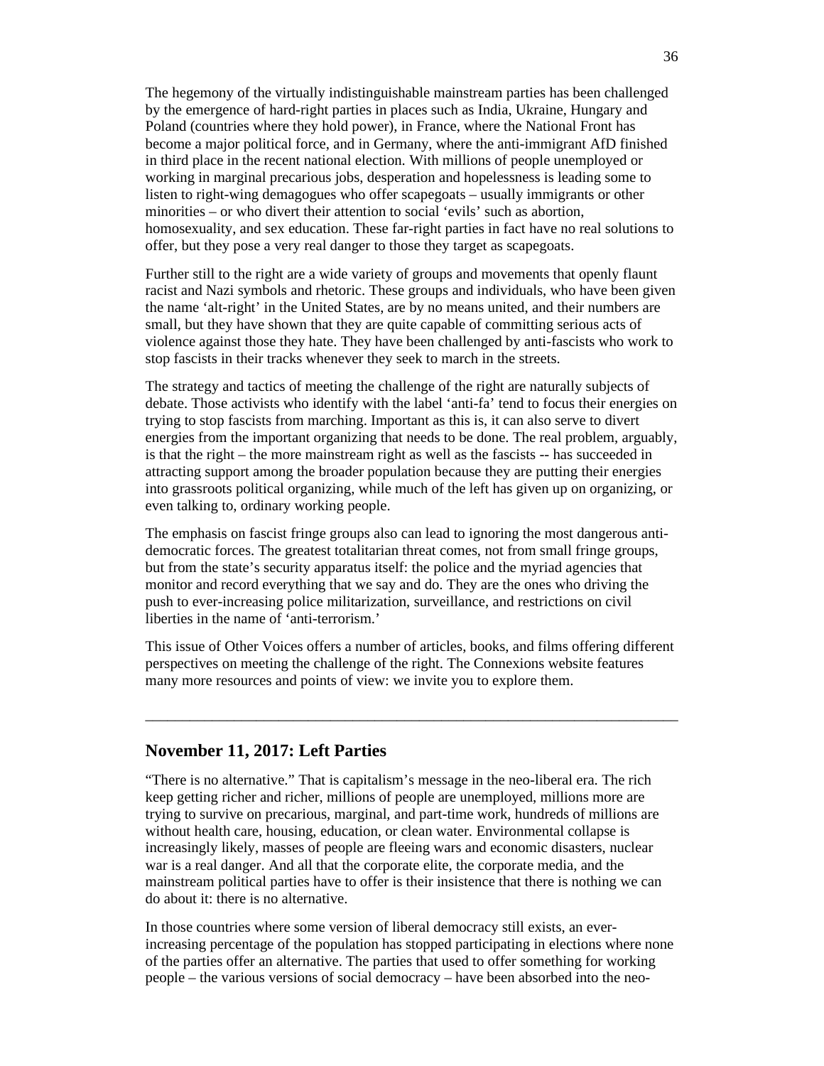The hegemony of the virtually indistinguishable mainstream parties has been challenged by the emergence of hard-right parties in places such as India, Ukraine, Hungary and Poland (countries where they hold power), in France, where the National Front has become a major political force, and in Germany, where the anti-immigrant AfD finished in third place in the recent national election. With millions of people unemployed or working in marginal precarious jobs, desperation and hopelessness is leading some to listen to right-wing demagogues who offer scapegoats – usually immigrants or other minorities – or who divert their attention to social 'evils' such as abortion, homosexuality, and sex education. These far-right parties in fact have no real solutions to offer, but they pose a very real danger to those they target as scapegoats.

Further still to the right are a wide variety of groups and movements that openly flaunt racist and Nazi symbols and rhetoric. These groups and individuals, who have been given the name 'alt-right' in the United States, are by no means united, and their numbers are small, but they have shown that they are quite capable of committing serious acts of violence against those they hate. They have been challenged by anti-fascists who work to stop fascists in their tracks whenever they seek to march in the streets.

The strategy and tactics of meeting the challenge of the right are naturally subjects of debate. Those activists who identify with the label 'anti-fa' tend to focus their energies on trying to stop fascists from marching. Important as this is, it can also serve to divert energies from the important organizing that needs to be done. The real problem, arguably, is that the right – the more mainstream right as well as the fascists -- has succeeded in attracting support among the broader population because they are putting their energies into grassroots political organizing, while much of the left has given up on organizing, or even talking to, ordinary working people.

The emphasis on fascist fringe groups also can lead to ignoring the most dangerous anti-democratic forces. The greatest totalitarian threat comes, not from small fringe groups, but from the state's security apparatus itself: the police and the myriad agencies that monitor and record everything that we say and do. They are the ones who driving the push to ever-increasing police militarization, surveillance, and restrictions on civil liberties in the name of 'anti-terrorism.'

This issue of Other Voices offers a number of articles, books, and films offering different perspectives on meeting the challenge of the right. The Connexions website features many more resources and points of view: we invite you to explore them.

---

## November 11, 2017: Left Parties

"There is no alternative." That is capitalism's message in the neo-liberal era. The rich keep getting richer and richer, millions of people are unemployed, millions more are trying to survive on precarious, marginal, and part-time work, hundreds of millions are without health care, housing, education, or clean water. Environmental collapse is increasingly likely, masses of people are fleeing wars and economic disasters, nuclear war is a real danger. And all that the corporate elite, the corporate media, and the mainstream political parties have to offer is their insistence that there is nothing we can do about it: there is no alternative.

In those countries where some version of liberal democracy still exists, an ever-increasing percentage of the population has stopped participating in elections where none of the parties offer an alternative. The parties that used to offer something for working people – the various versions of social democracy – have been absorbed into the neo-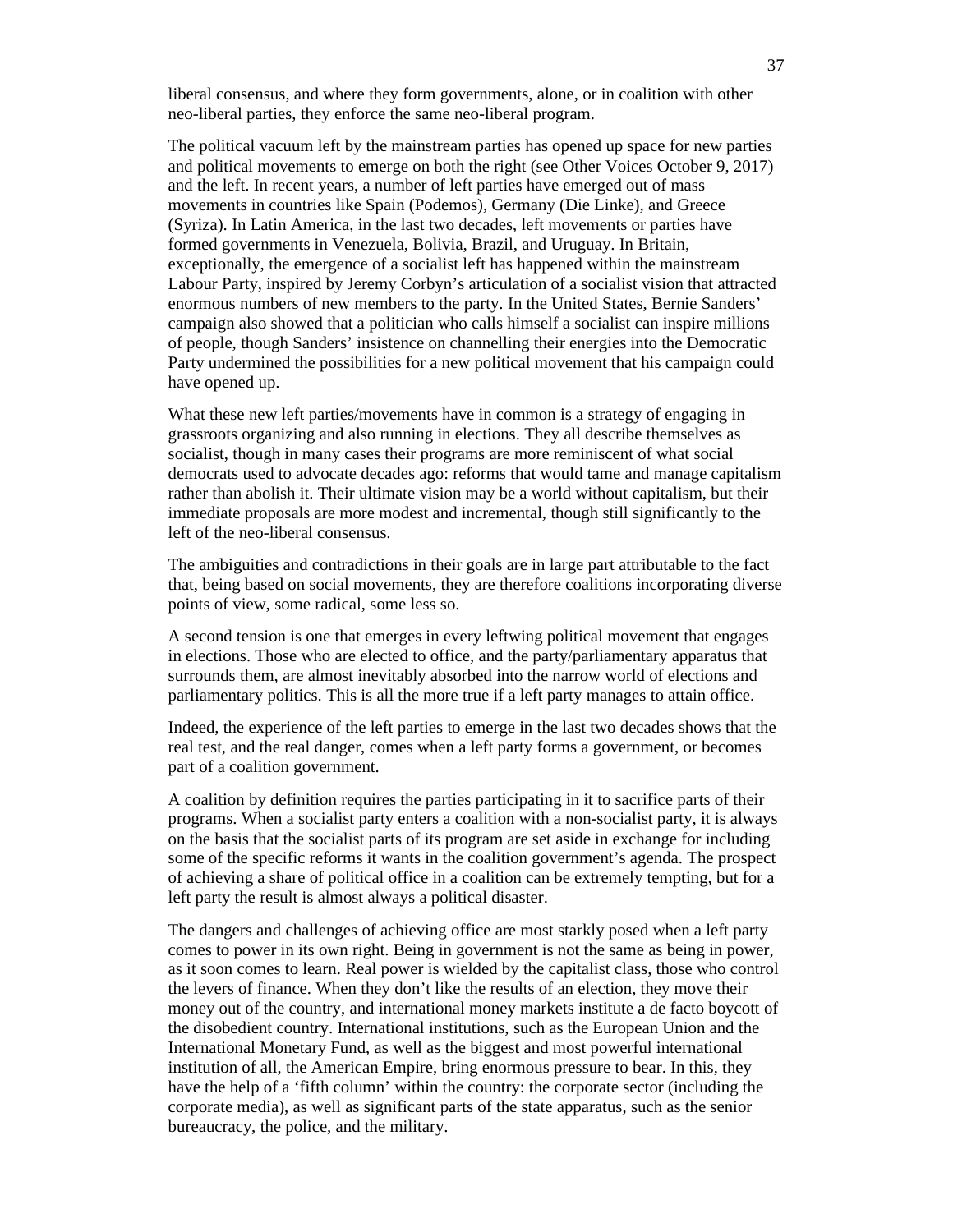liberal consensus, and where they form governments, alone, or in coalition with other neo-liberal parties, they enforce the same neo-liberal program.

The political vacuum left by the mainstream parties has opened up space for new parties and political movements to emerge on both the right (see Other Voices October 9, 2017) and the left. In recent years, a number of left parties have emerged out of mass movements in countries like Spain (Podemos), Germany (Die Linke), and Greece (Syriza). In Latin America, in the last two decades, left movements or parties have formed governments in Venezuela, Bolivia, Brazil, and Uruguay. In Britain, exceptionally, the emergence of a socialist left has happened within the mainstream Labour Party, inspired by Jeremy Corbyn's articulation of a socialist vision that attracted enormous numbers of new members to the party. In the United States, Bernie Sanders' campaign also showed that a politician who calls himself a socialist can inspire millions of people, though Sanders' insistence on channelling their energies into the Democratic Party undermined the possibilities for a new political movement that his campaign could have opened up.

What these new left parties/movements have in common is a strategy of engaging in grassroots organizing and also running in elections. They all describe themselves as socialist, though in many cases their programs are more reminiscent of what social democrats used to advocate decades ago: reforms that would tame and manage capitalism rather than abolish it. Their ultimate vision may be a world without capitalism, but their immediate proposals are more modest and incremental, though still significantly to the left of the neo-liberal consensus.

The ambiguities and contradictions in their goals are in large part attributable to the fact that, being based on social movements, they are therefore coalitions incorporating diverse points of view, some radical, some less so.

A second tension is one that emerges in every leftwing political movement that engages in elections. Those who are elected to office, and the party/parliamentary apparatus that surrounds them, are almost inevitably absorbed into the narrow world of elections and parliamentary politics. This is all the more true if a left party manages to attain office.

Indeed, the experience of the left parties to emerge in the last two decades shows that the real test, and the real danger, comes when a left party forms a government, or becomes part of a coalition government.

A coalition by definition requires the parties participating in it to sacrifice parts of their programs. When a socialist party enters a coalition with a non-socialist party, it is always on the basis that the socialist parts of its program are set aside in exchange for including some of the specific reforms it wants in the coalition government's agenda. The prospect of achieving a share of political office in a coalition can be extremely tempting, but for a left party the result is almost always a political disaster.

The dangers and challenges of achieving office are most starkly posed when a left party comes to power in its own right. Being in government is not the same as being in power, as it soon comes to learn. Real power is wielded by the capitalist class, those who control the levers of finance. When they don't like the results of an election, they move their money out of the country, and international money markets institute a de facto boycott of the disobedient country. International institutions, such as the European Union and the International Monetary Fund, as well as the biggest and most powerful international institution of all, the American Empire, bring enormous pressure to bear. In this, they have the help of a 'fifth column' within the country: the corporate sector (including the corporate media), as well as significant parts of the state apparatus, such as the senior bureaucracy, the police, and the military.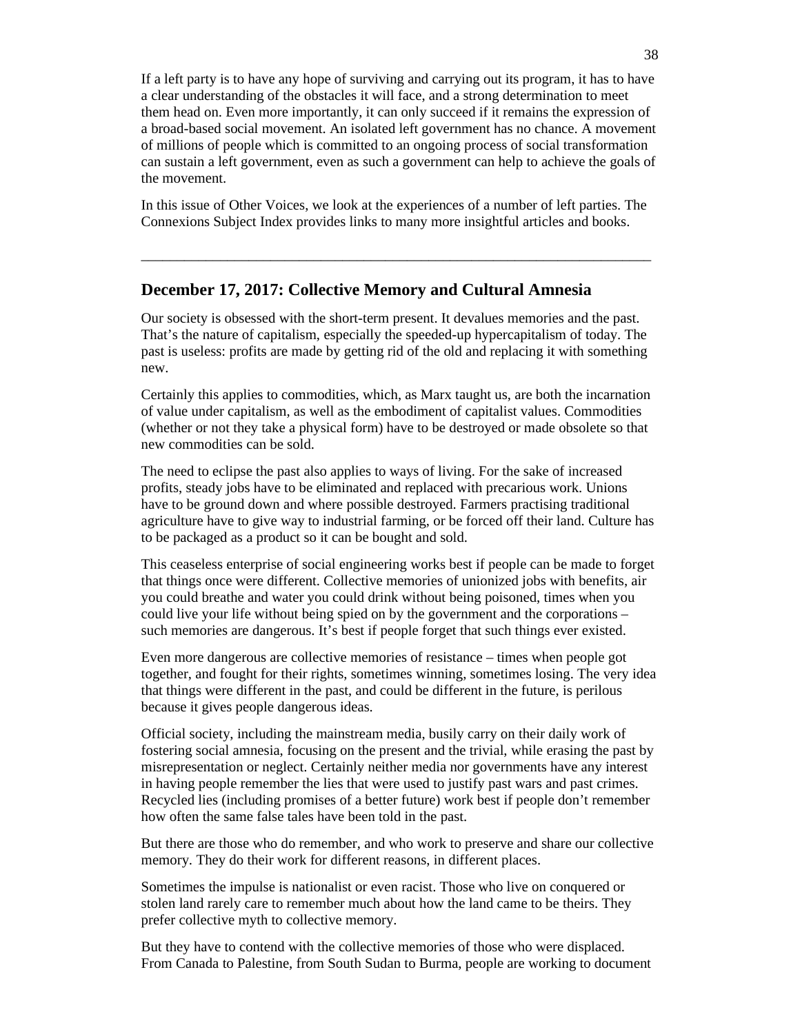If a left party is to have any hope of surviving and carrying out its program, it has to have a clear understanding of the obstacles it will face, and a strong determination to meet them head on. Even more importantly, it can only succeed if it remains the expression of a broad-based social movement. An isolated left government has no chance. A movement of millions of people which is committed to an ongoing process of social transformation can sustain a left government, even as such a government can help to achieve the goals of the movement.

In this issue of Other Voices, we look at the experiences of a number of left parties. The Connexions Subject Index provides links to many more insightful articles and books.

---

## December 17, 2017: Collective Memory and Cultural Amnesia

Our society is obsessed with the short-term present. It devalues memories and the past. That's the nature of capitalism, especially the speeded-up hypercapitalism of today. The past is useless: profits are made by getting rid of the old and replacing it with something new.

Certainly this applies to commodities, which, as Marx taught us, are both the incarnation of value under capitalism, as well as the embodiment of capitalist values. Commodities (whether or not they take a physical form) have to be destroyed or made obsolete so that new commodities can be sold.

The need to eclipse the past also applies to ways of living. For the sake of increased profits, steady jobs have to be eliminated and replaced with precarious work. Unions have to be ground down and where possible destroyed. Farmers practising traditional agriculture have to give way to industrial farming, or be forced off their land. Culture has to be packaged as a product so it can be bought and sold.

This ceaseless enterprise of social engineering works best if people can be made to forget that things once were different. Collective memories of unionized jobs with benefits, air you could breathe and water you could drink without being poisoned, times when you could live your life without being spied on by the government and the corporations – such memories are dangerous. It's best if people forget that such things ever existed.

Even more dangerous are collective memories of resistance – times when people got together, and fought for their rights, sometimes winning, sometimes losing. The very idea that things were different in the past, and could be different in the future, is perilous because it gives people dangerous ideas.

Official society, including the mainstream media, busily carry on their daily work of fostering social amnesia, focusing on the present and the trivial, while erasing the past by misrepresentation or neglect. Certainly neither media nor governments have any interest in having people remember the lies that were used to justify past wars and past crimes. Recycled lies (including promises of a better future) work best if people don't remember how often the same false tales have been told in the past.

But there are those who do remember, and who work to preserve and share our collective memory. They do their work for different reasons, in different places.

Sometimes the impulse is nationalist or even racist. Those who live on conquered or stolen land rarely care to remember much about how the land came to be theirs. They prefer collective myth to collective memory.

But they have to contend with the collective memories of those who were displaced. From Canada to Palestine, from South Sudan to Burma, people are working to document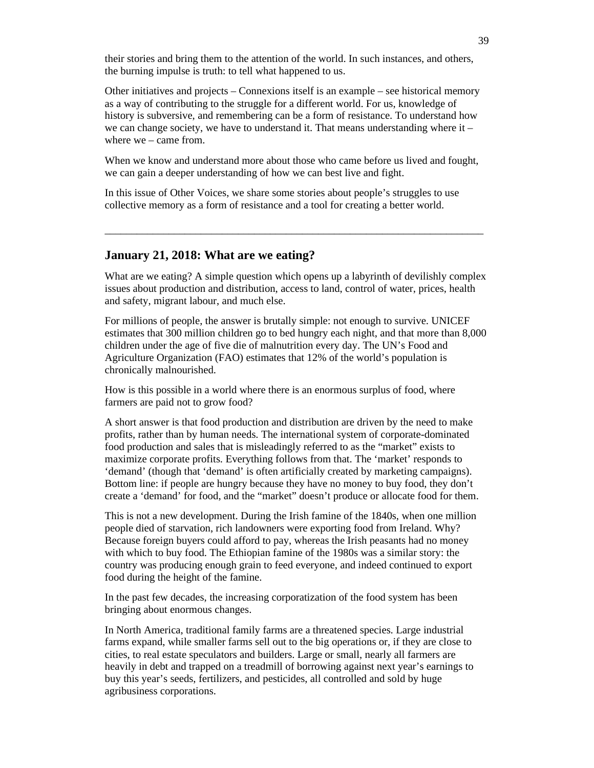their stories and bring them to the attention of the world. In such instances, and others, the burning impulse is truth: to tell what happened to us.

Other initiatives and projects – Connexions itself is an example – see historical memory as a way of contributing to the struggle for a different world. For us, knowledge of history is subversive, and remembering can be a form of resistance. To understand how we can change society, we have to understand it. That means understanding where it – where we – came from.

When we know and understand more about those who came before us lived and fought, we can gain a deeper understanding of how we can best live and fight.

In this issue of Other Voices, we share some stories about people's struggles to use collective memory as a form of resistance and a tool for creating a better world.

---

## January 21, 2018: What are we eating?

What are we eating? A simple question which opens up a labyrinth of devilishly complex issues about production and distribution, access to land, control of water, prices, health and safety, migrant labour, and much else.

For millions of people, the answer is brutally simple: not enough to survive. UNICEF estimates that 300 million children go to bed hungry each night, and that more than 8,000 children under the age of five die of malnutrition every day. The UN's Food and Agriculture Organization (FAO) estimates that 12% of the world's population is chronically malnourished.

How is this possible in a world where there is an enormous surplus of food, where farmers are paid not to grow food?

A short answer is that food production and distribution are driven by the need to make profits, rather than by human needs. The international system of corporate-dominated food production and sales that is misleadingly referred to as the "market" exists to maximize corporate profits. Everything follows from that. The 'market' responds to 'demand' (though that 'demand' is often artificially created by marketing campaigns). Bottom line: if people are hungry because they have no money to buy food, they don't create a 'demand' for food, and the "market" doesn't produce or allocate food for them.

This is not a new development. During the Irish famine of the 1840s, when one million people died of starvation, rich landowners were exporting food from Ireland. Why? Because foreign buyers could afford to pay, whereas the Irish peasants had no money with which to buy food. The Ethiopian famine of the 1980s was a similar story: the country was producing enough grain to feed everyone, and indeed continued to export food during the height of the famine.

In the past few decades, the increasing corporatization of the food system has been bringing about enormous changes.

In North America, traditional family farms are a threatened species. Large industrial farms expand, while smaller farms sell out to the big operations or, if they are close to cities, to real estate speculators and builders. Large or small, nearly all farmers are heavily in debt and trapped on a treadmill of borrowing against next year's earnings to buy this year's seeds, fertilizers, and pesticides, all controlled and sold by huge agribusiness corporations.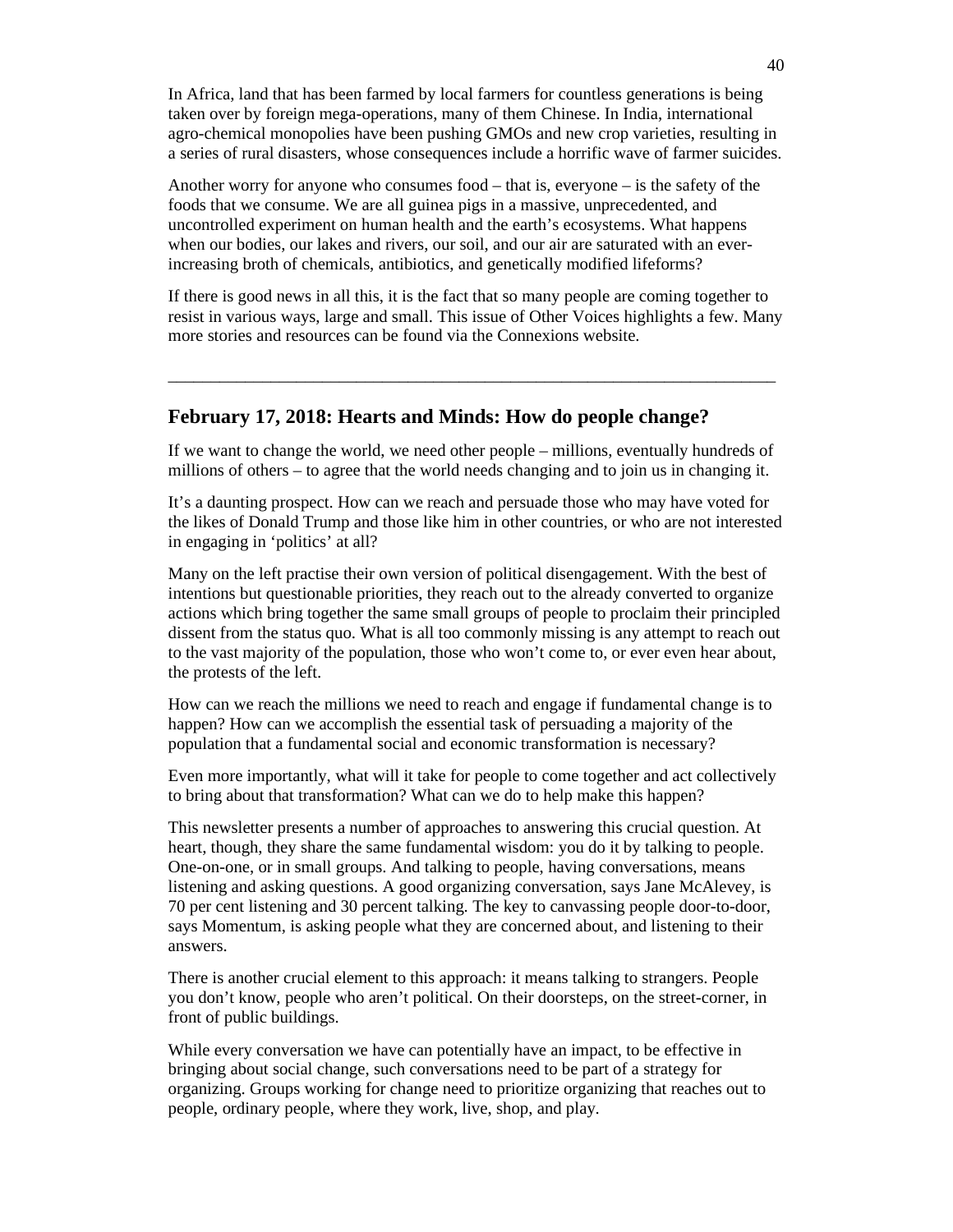In Africa, land that has been farmed by local farmers for countless generations is being taken over by foreign mega-operations, many of them Chinese. In India, international agro-chemical monopolies have been pushing GMOs and new crop varieties, resulting in a series of rural disasters, whose consequences include a horrific wave of farmer suicides.

Another worry for anyone who consumes food – that is, everyone – is the safety of the foods that we consume. We are all guinea pigs in a massive, unprecedented, and uncontrolled experiment on human health and the earth's ecosystems. What happens when our bodies, our lakes and rivers, our soil, and our air are saturated with an ever-increasing broth of chemicals, antibiotics, and genetically modified lifeforms?

If there is good news in all this, it is the fact that so many people are coming together to resist in various ways, large and small. This issue of Other Voices highlights a few. Many more stories and resources can be found via the Connexions website.

---

## February 17, 2018: Hearts and Minds: How do people change?

If we want to change the world, we need other people – millions, eventually hundreds of millions of others – to agree that the world needs changing and to join us in changing it.

It's a daunting prospect. How can we reach and persuade those who may have voted for the likes of Donald Trump and those like him in other countries, or who are not interested in engaging in 'politics' at all?

Many on the left practise their own version of political disengagement. With the best of intentions but questionable priorities, they reach out to the already converted to organize actions which bring together the same small groups of people to proclaim their principled dissent from the status quo. What is all too commonly missing is any attempt to reach out to the vast majority of the population, those who won't come to, or ever even hear about, the protests of the left.

How can we reach the millions we need to reach and engage if fundamental change is to happen? How can we accomplish the essential task of persuading a majority of the population that a fundamental social and economic transformation is necessary?

Even more importantly, what will it take for people to come together and act collectively to bring about that transformation? What can we do to help make this happen?

This newsletter presents a number of approaches to answering this crucial question. At heart, though, they share the same fundamental wisdom: you do it by talking to people. One-on-one, or in small groups. And talking to people, having conversations, means listening and asking questions. A good organizing conversation, says Jane McAlevey, is 70 per cent listening and 30 percent talking. The key to canvassing people door-to-door, says Momentum, is asking people what they are concerned about, and listening to their answers.

There is another crucial element to this approach: it means talking to strangers. People you don't know, people who aren't political. On their doorsteps, on the street-corner, in front of public buildings.

While every conversation we have can potentially have an impact, to be effective in bringing about social change, such conversations need to be part of a strategy for organizing. Groups working for change need to prioritize organizing that reaches out to people, ordinary people, where they work, live, shop, and play.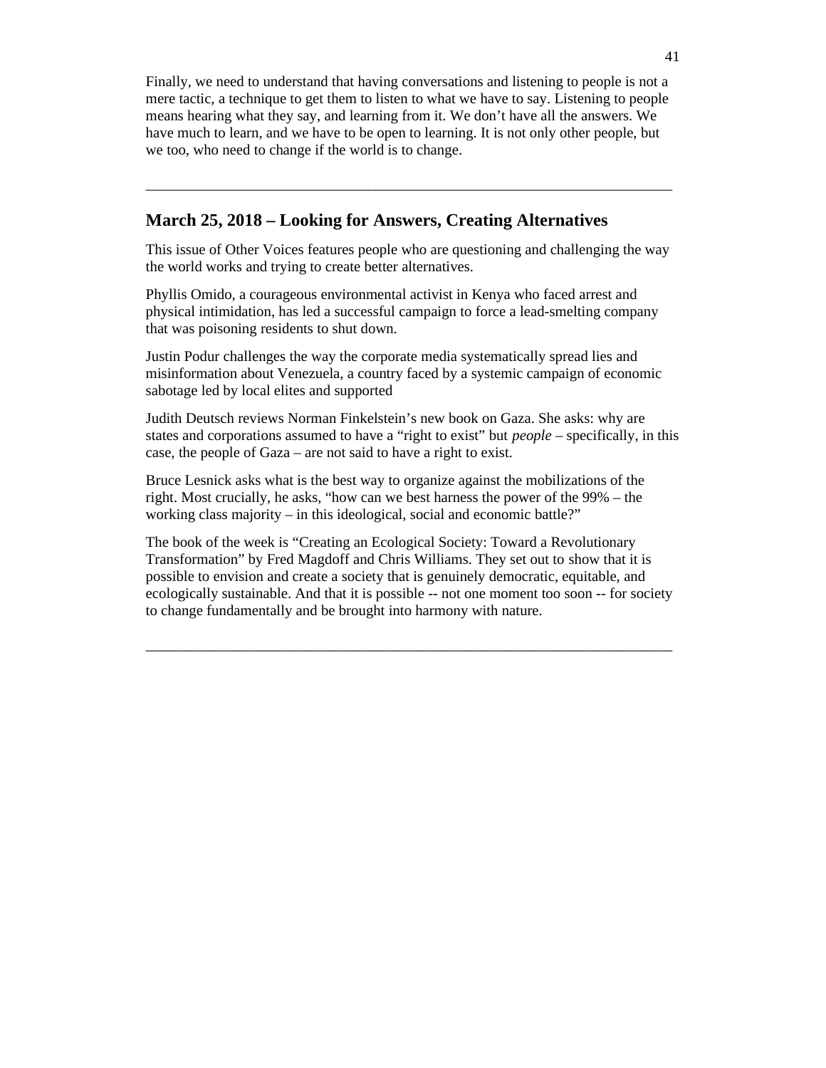Finally, we need to understand that having conversations and listening to people is not a mere tactic, a technique to get them to listen to what we have to say. Listening to people means hearing what they say, and learning from it. We don't have all the answers. We have much to learn, and we have to be open to learning. It is not only other people, but we too, who need to change if the world is to change.

---

## March 25, 2018 – Looking for Answers, Creating Alternatives

This issue of Other Voices features people who are questioning and challenging the way the world works and trying to create better alternatives.

Phyllis Omido, a courageous environmental activist in Kenya who faced arrest and physical intimidation, has led a successful campaign to force a lead-smelting company that was poisoning residents to shut down.

Justin Podur challenges the way the corporate media systematically spread lies and misinformation about Venezuela, a country faced by a systemic campaign of economic sabotage led by local elites and supported

Judith Deutsch reviews Norman Finkelstein's new book on Gaza. She asks: why are states and corporations assumed to have a "right to exist" but *people* – specifically, in this case, the people of Gaza – are not said to have a right to exist.

Bruce Lesnick asks what is the best way to organize against the mobilizations of the right. Most crucially, he asks, "how can we best harness the power of the 99% – the working class majority – in this ideological, social and economic battle?"

The book of the week is "Creating an Ecological Society: Toward a Revolutionary Transformation" by Fred Magdoff and Chris Williams. They set out to show that it is possible to envision and create a society that is genuinely democratic, equitable, and ecologically sustainable. And that it is possible -- not one moment too soon -- for society to change fundamentally and be brought into harmony with nature.

---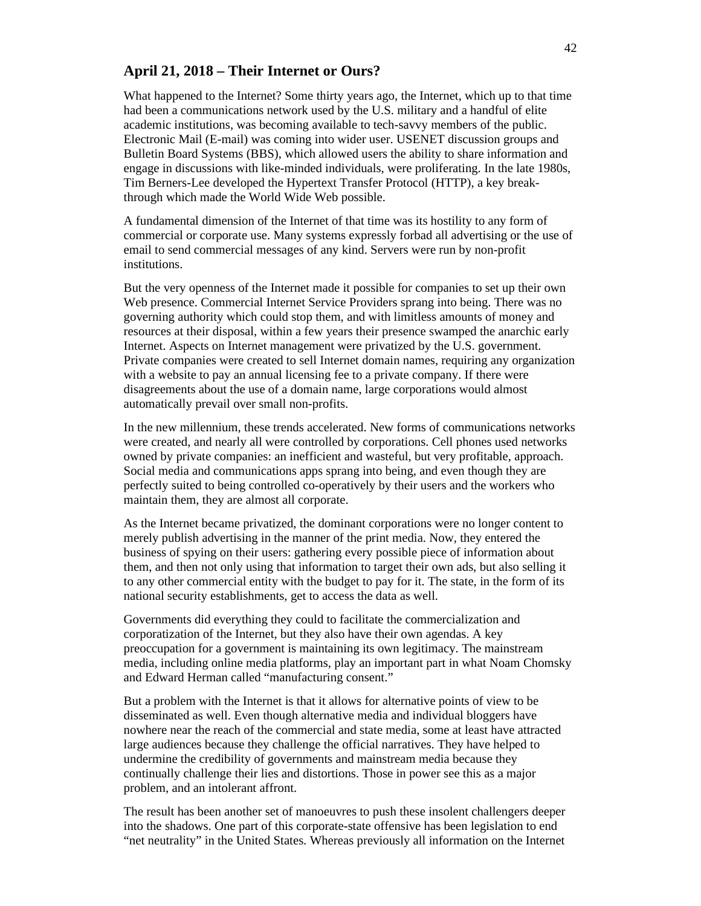## April 21, 2018 – Their Internet or Ours?

What happened to the Internet? Some thirty years ago, the Internet, which up to that time had been a communications network used by the U.S. military and a handful of elite academic institutions, was becoming available to tech-savvy members of the public. Electronic Mail (E-mail) was coming into wider user. USENET discussion groups and Bulletin Board Systems (BBS), which allowed users the ability to share information and engage in discussions with like-minded individuals, were proliferating. In the late 1980s, Tim Berners-Lee developed the Hypertext Transfer Protocol (HTTP), a key break-through which made the World Wide Web possible.

A fundamental dimension of the Internet of that time was its hostility to any form of commercial or corporate use. Many systems expressly forbad all advertising or the use of email to send commercial messages of any kind. Servers were run by non-profit institutions.

But the very openness of the Internet made it possible for companies to set up their own Web presence. Commercial Internet Service Providers sprang into being. There was no governing authority which could stop them, and with limitless amounts of money and resources at their disposal, within a few years their presence swamped the anarchic early Internet. Aspects on Internet management were privatized by the U.S. government. Private companies were created to sell Internet domain names, requiring any organization with a website to pay an annual licensing fee to a private company. If there were disagreements about the use of a domain name, large corporations would almost automatically prevail over small non-profits.

In the new millennium, these trends accelerated. New forms of communications networks were created, and nearly all were controlled by corporations. Cell phones used networks owned by private companies: an inefficient and wasteful, but very profitable, approach. Social media and communications apps sprang into being, and even though they are perfectly suited to being controlled co-operatively by their users and the workers who maintain them, they are almost all corporate.

As the Internet became privatized, the dominant corporations were no longer content to merely publish advertising in the manner of the print media. Now, they entered the business of spying on their users: gathering every possible piece of information about them, and then not only using that information to target their own ads, but also selling it to any other commercial entity with the budget to pay for it. The state, in the form of its national security establishments, get to access the data as well.

Governments did everything they could to facilitate the commercialization and corporatization of the Internet, but they also have their own agendas. A key preoccupation for a government is maintaining its own legitimacy. The mainstream media, including online media platforms, play an important part in what Noam Chomsky and Edward Herman called "manufacturing consent."

But a problem with the Internet is that it allows for alternative points of view to be disseminated as well. Even though alternative media and individual bloggers have nowhere near the reach of the commercial and state media, some at least have attracted large audiences because they challenge the official narratives. They have helped to undermine the credibility of governments and mainstream media because they continually challenge their lies and distortions. Those in power see this as a major problem, and an intolerant affront.

The result has been another set of manoeuvres to push these insolent challengers deeper into the shadows. One part of this corporate-state offensive has been legislation to end "net neutrality" in the United States. Whereas previously all information on the Internet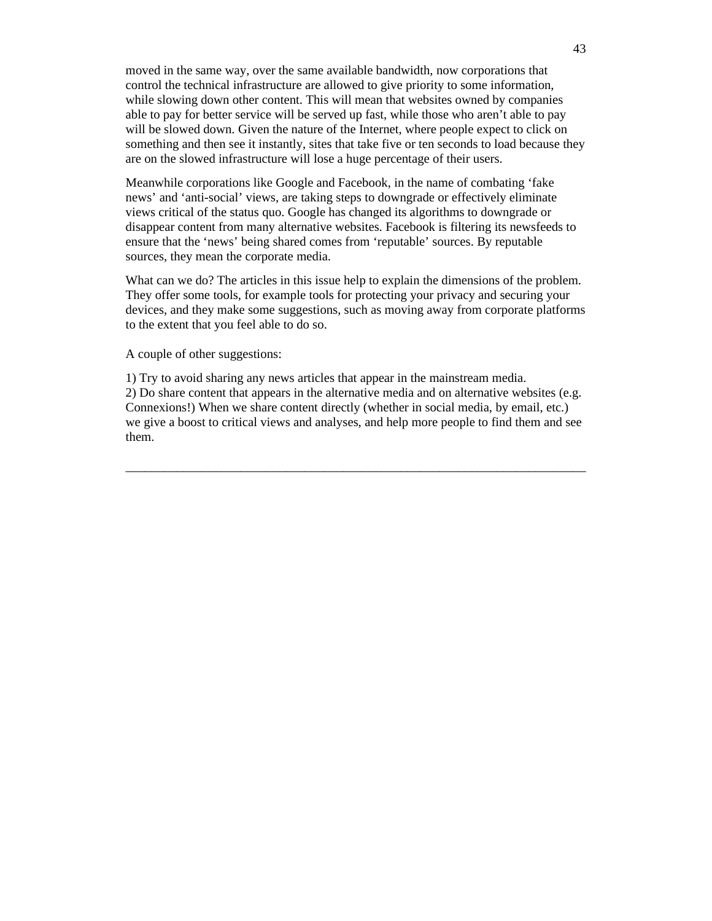moved in the same way, over the same available bandwidth, now corporations that control the technical infrastructure are allowed to give priority to some information, while slowing down other content. This will mean that websites owned by companies able to pay for better service will be served up fast, while those who aren't able to pay will be slowed down. Given the nature of the Internet, where people expect to click on something and then see it instantly, sites that take five or ten seconds to load because they are on the slowed infrastructure will lose a huge percentage of their users.

Meanwhile corporations like Google and Facebook, in the name of combating 'fake news' and 'anti-social' views, are taking steps to downgrade or effectively eliminate views critical of the status quo. Google has changed its algorithms to downgrade or disappear content from many alternative websites. Facebook is filtering its newsfeeds to ensure that the 'news' being shared comes from 'reputable' sources. By reputable sources, they mean the corporate media.

What can we do? The articles in this issue help to explain the dimensions of the problem. They offer some tools, for example tools for protecting your privacy and securing your devices, and they make some suggestions, such as moving away from corporate platforms to the extent that you feel able to do so.

A couple of other suggestions:

1) Try to avoid sharing any news articles that appear in the mainstream media.
2) Do share content that appears in the alternative media and on alternative websites (e.g. Connexions!) When we share content directly (whether in social media, by email, etc.) we give a boost to critical views and analyses, and help more people to find them and see them.

---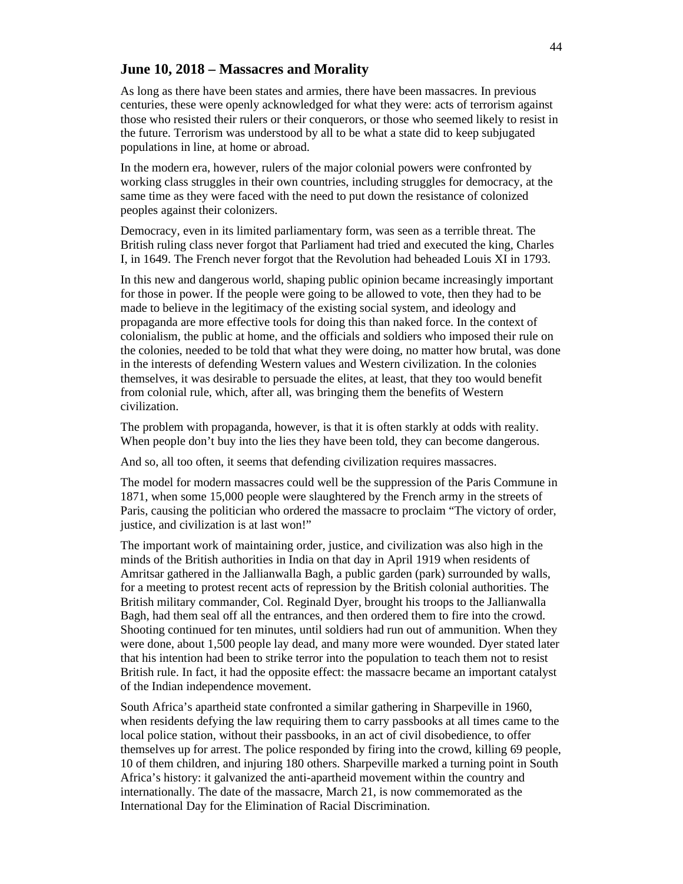## June 10, 2018 – Massacres and Morality

As long as there have been states and armies, there have been massacres. In previous centuries, these were openly acknowledged for what they were: acts of terrorism against those who resisted their rulers or their conquerors, or those who seemed likely to resist in the future. Terrorism was understood by all to be what a state did to keep subjugated populations in line, at home or abroad.

In the modern era, however, rulers of the major colonial powers were confronted by working class struggles in their own countries, including struggles for democracy, at the same time as they were faced with the need to put down the resistance of colonized peoples against their colonizers.

Democracy, even in its limited parliamentary form, was seen as a terrible threat. The British ruling class never forgot that Parliament had tried and executed the king, Charles I, in 1649. The French never forgot that the Revolution had beheaded Louis XI in 1793.

In this new and dangerous world, shaping public opinion became increasingly important for those in power. If the people were going to be allowed to vote, then they had to be made to believe in the legitimacy of the existing social system, and ideology and propaganda are more effective tools for doing this than naked force. In the context of colonialism, the public at home, and the officials and soldiers who imposed their rule on the colonies, needed to be told that what they were doing, no matter how brutal, was done in the interests of defending Western values and Western civilization. In the colonies themselves, it was desirable to persuade the elites, at least, that they too would benefit from colonial rule, which, after all, was bringing them the benefits of Western civilization.

The problem with propaganda, however, is that it is often starkly at odds with reality. When people don't buy into the lies they have been told, they can become dangerous.

And so, all too often, it seems that defending civilization requires massacres.

The model for modern massacres could well be the suppression of the Paris Commune in 1871, when some 15,000 people were slaughtered by the French army in the streets of Paris, causing the politician who ordered the massacre to proclaim "The victory of order, justice, and civilization is at last won!"

The important work of maintaining order, justice, and civilization was also high in the minds of the British authorities in India on that day in April 1919 when residents of Amritsar gathered in the Jallianwalla Bagh, a public garden (park) surrounded by walls, for a meeting to protest recent acts of repression by the British colonial authorities. The British military commander, Col. Reginald Dyer, brought his troops to the Jallianwalla Bagh, had them seal off all the entrances, and then ordered them to fire into the crowd. Shooting continued for ten minutes, until soldiers had run out of ammunition. When they were done, about 1,500 people lay dead, and many more were wounded. Dyer stated later that his intention had been to strike terror into the population to teach them not to resist British rule. In fact, it had the opposite effect: the massacre became an important catalyst of the Indian independence movement.

South Africa's apartheid state confronted a similar gathering in Sharpeville in 1960, when residents defying the law requiring them to carry passbooks at all times came to the local police station, without their passbooks, in an act of civil disobedience, to offer themselves up for arrest. The police responded by firing into the crowd, killing 69 people, 10 of them children, and injuring 180 others. Sharpeville marked a turning point in South Africa's history: it galvanized the anti-apartheid movement within the country and internationally. The date of the massacre, March 21, is now commemorated as the International Day for the Elimination of Racial Discrimination.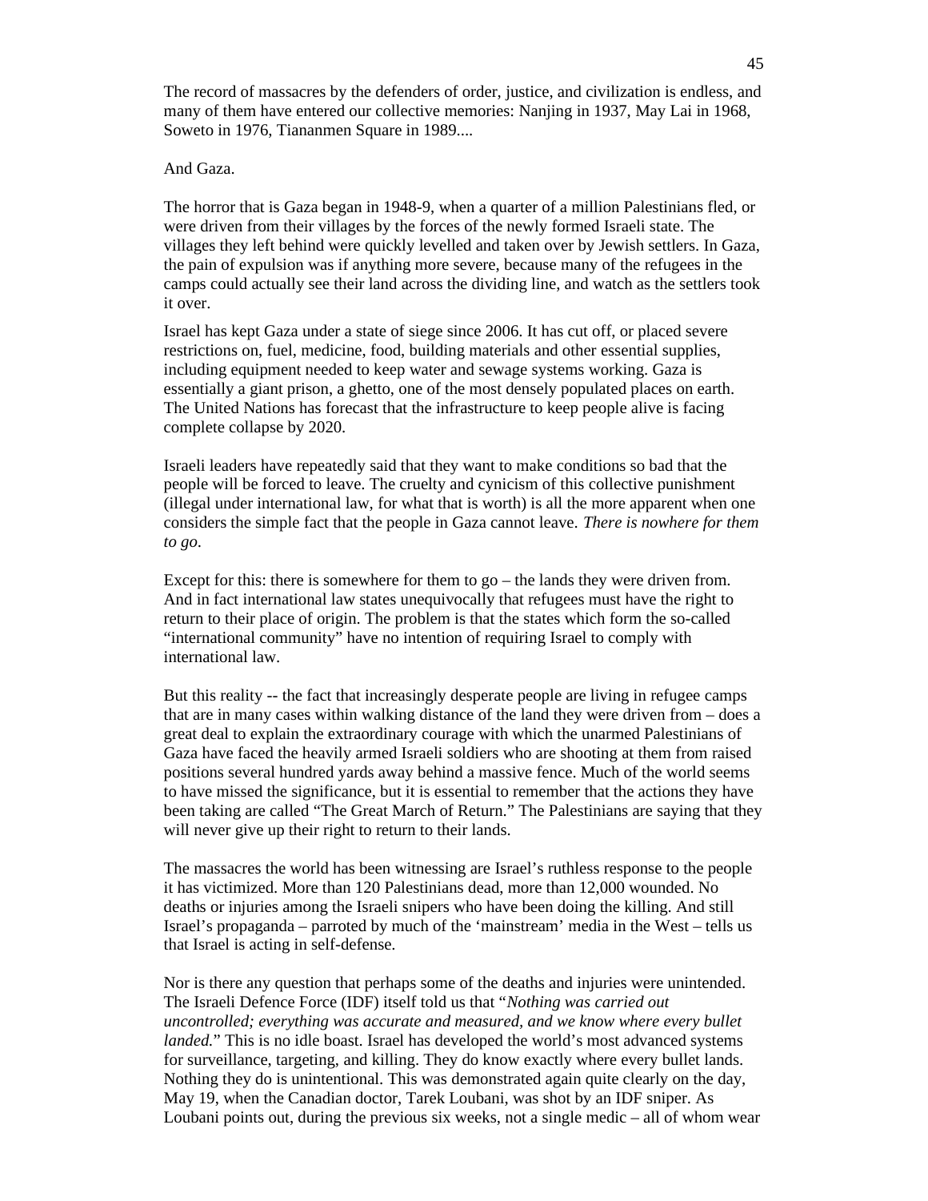The record of massacres by the defenders of order, justice, and civilization is endless, and many of them have entered our collective memories: Nanjing in 1937, May Lai in 1968, Soweto in 1976, Tiananmen Square in 1989....

And Gaza.

The horror that is Gaza began in 1948-9, when a quarter of a million Palestinians fled, or were driven from their villages by the forces of the newly formed Israeli state. The villages they left behind were quickly levelled and taken over by Jewish settlers. In Gaza, the pain of expulsion was if anything more severe, because many of the refugees in the camps could actually see their land across the dividing line, and watch as the settlers took it over.

Israel has kept Gaza under a state of siege since 2006. It has cut off, or placed severe restrictions on, fuel, medicine, food, building materials and other essential supplies, including equipment needed to keep water and sewage systems working. Gaza is essentially a giant prison, a ghetto, one of the most densely populated places on earth. The United Nations has forecast that the infrastructure to keep people alive is facing complete collapse by 2020.

Israeli leaders have repeatedly said that they want to make conditions so bad that the people will be forced to leave. The cruelty and cynicism of this collective punishment (illegal under international law, for what that is worth) is all the more apparent when one considers the simple fact that the people in Gaza cannot leave. *There is nowhere for them to go*.

Except for this: there is somewhere for them to go – the lands they were driven from. And in fact international law states unequivocally that refugees must have the right to return to their place of origin. The problem is that the states which form the so-called "international community" have no intention of requiring Israel to comply with international law.

But this reality -- the fact that increasingly desperate people are living in refugee camps that are in many cases within walking distance of the land they were driven from – does a great deal to explain the extraordinary courage with which the unarmed Palestinians of Gaza have faced the heavily armed Israeli soldiers who are shooting at them from raised positions several hundred yards away behind a massive fence. Much of the world seems to have missed the significance, but it is essential to remember that the actions they have been taking are called "The Great March of Return." The Palestinians are saying that they will never give up their right to return to their lands.

The massacres the world has been witnessing are Israel's ruthless response to the people it has victimized. More than 120 Palestinians dead, more than 12,000 wounded. No deaths or injuries among the Israeli snipers who have been doing the killing. And still Israel's propaganda – parroted by much of the 'mainstream' media in the West – tells us that Israel is acting in self-defense.

Nor is there any question that perhaps some of the deaths and injuries were unintended. The Israeli Defence Force (IDF) itself told us that "*Nothing was carried out uncontrolled; everything was accurate and measured, and we know where every bullet landed.*" This is no idle boast. Israel has developed the world's most advanced systems for surveillance, targeting, and killing. They do know exactly where every bullet lands. Nothing they do is unintentional. This was demonstrated again quite clearly on the day, May 19, when the Canadian doctor, Tarek Loubani, was shot by an IDF sniper. As Loubani points out, during the previous six weeks, not a single medic – all of whom wear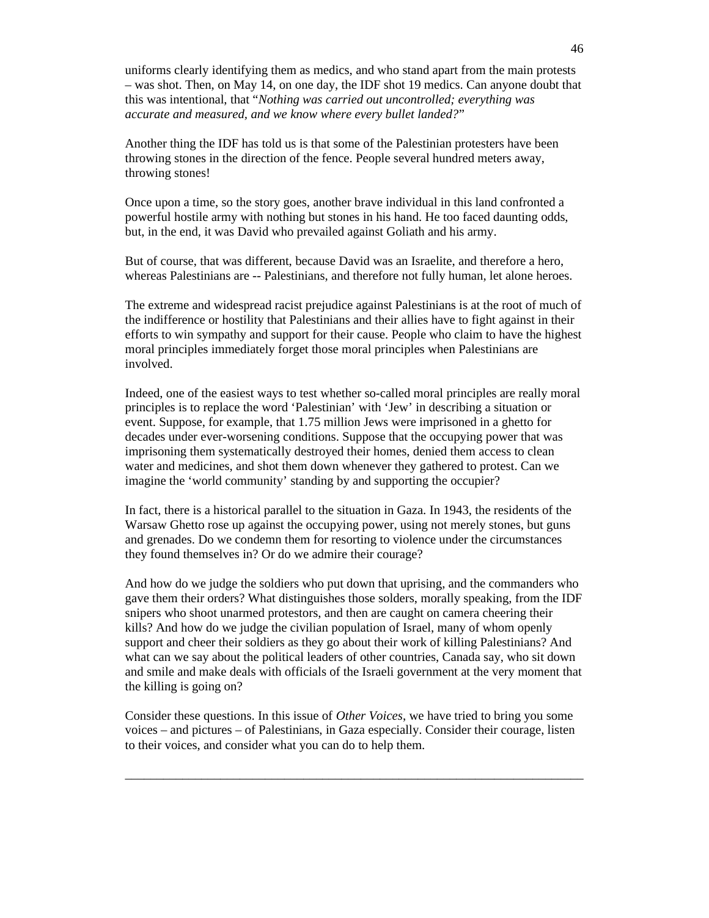uniforms clearly identifying them as medics, and who stand apart from the main protests – was shot. Then, on May 14, on one day, the IDF shot 19 medics. Can anyone doubt that this was intentional, that "*Nothing was carried out uncontrolled; everything was accurate and measured, and we know where every bullet landed?*"

Another thing the IDF has told us is that some of the Palestinian protesters have been throwing stones in the direction of the fence. People several hundred meters away, throwing stones!

Once upon a time, so the story goes, another brave individual in this land confronted a powerful hostile army with nothing but stones in his hand. He too faced daunting odds, but, in the end, it was David who prevailed against Goliath and his army.

But of course, that was different, because David was an Israelite, and therefore a hero, whereas Palestinians are -- Palestinians, and therefore not fully human, let alone heroes.

The extreme and widespread racist prejudice against Palestinians is at the root of much of the indifference or hostility that Palestinians and their allies have to fight against in their efforts to win sympathy and support for their cause. People who claim to have the highest moral principles immediately forget those moral principles when Palestinians are involved.

Indeed, one of the easiest ways to test whether so-called moral principles are really moral principles is to replace the word 'Palestinian' with 'Jew' in describing a situation or event. Suppose, for example, that 1.75 million Jews were imprisoned in a ghetto for decades under ever-worsening conditions. Suppose that the occupying power that was imprisoning them systematically destroyed their homes, denied them access to clean water and medicines, and shot them down whenever they gathered to protest. Can we imagine the 'world community' standing by and supporting the occupier?

In fact, there is a historical parallel to the situation in Gaza. In 1943, the residents of the Warsaw Ghetto rose up against the occupying power, using not merely stones, but guns and grenades. Do we condemn them for resorting to violence under the circumstances they found themselves in? Or do we admire their courage?

And how do we judge the soldiers who put down that uprising, and the commanders who gave them their orders? What distinguishes those solders, morally speaking, from the IDF snipers who shoot unarmed protestors, and then are caught on camera cheering their kills? And how do we judge the civilian population of Israel, many of whom openly support and cheer their soldiers as they go about their work of killing Palestinians? And what can we say about the political leaders of other countries, Canada say, who sit down and smile and make deals with officials of the Israeli government at the very moment that the killing is going on?

Consider these questions. In this issue of *Other Voices*, we have tried to bring you some voices – and pictures – of Palestinians, in Gaza especially. Consider their courage, listen to their voices, and consider what you can do to help them.

---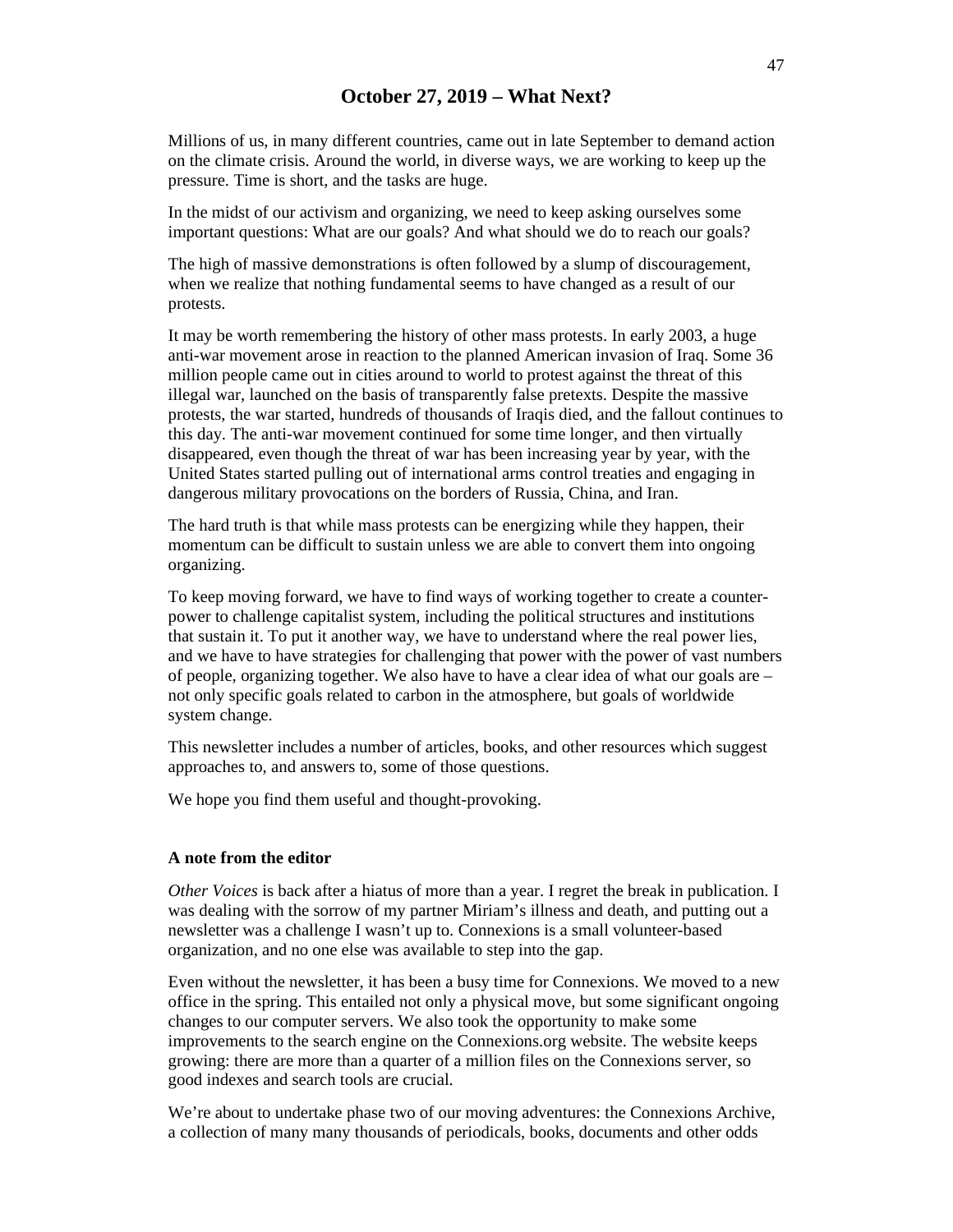## October 27, 2019 – What Next?

Millions of us, in many different countries, came out in late September to demand action on the climate crisis. Around the world, in diverse ways, we are working to keep up the pressure. Time is short, and the tasks are huge.

In the midst of our activism and organizing, we need to keep asking ourselves some important questions: What are our goals? And what should we do to reach our goals?

The high of massive demonstrations is often followed by a slump of discouragement, when we realize that nothing fundamental seems to have changed as a result of our protests.

It may be worth remembering the history of other mass protests. In early 2003, a huge anti-war movement arose in reaction to the planned American invasion of Iraq. Some 36 million people came out in cities around to world to protest against the threat of this illegal war, launched on the basis of transparently false pretexts. Despite the massive protests, the war started, hundreds of thousands of Iraqis died, and the fallout continues to this day. The anti-war movement continued for some time longer, and then virtually disappeared, even though the threat of war has been increasing year by year, with the United States started pulling out of international arms control treaties and engaging in dangerous military provocations on the borders of Russia, China, and Iran.

The hard truth is that while mass protests can be energizing while they happen, their momentum can be difficult to sustain unless we are able to convert them into ongoing organizing.

To keep moving forward, we have to find ways of working together to create a counter-power to challenge capitalist system, including the political structures and institutions that sustain it. To put it another way, we have to understand where the real power lies, and we have to have strategies for challenging that power with the power of vast numbers of people, organizing together. We also have to have a clear idea of what our goals are – not only specific goals related to carbon in the atmosphere, but goals of worldwide system change.

This newsletter includes a number of articles, books, and other resources which suggest approaches to, and answers to, some of those questions.

We hope you find them useful and thought-provoking.

**A note from the editor**

*Other Voices* is back after a hiatus of more than a year. I regret the break in publication. I was dealing with the sorrow of my partner Miriam's illness and death, and putting out a newsletter was a challenge I wasn't up to. Connexions is a small volunteer-based organization, and no one else was available to step into the gap.

Even without the newsletter, it has been a busy time for Connexions. We moved to a new office in the spring. This entailed not only a physical move, but some significant ongoing changes to our computer servers. We also took the opportunity to make some improvements to the search engine on the Connexions.org website. The website keeps growing: there are more than a quarter of a million files on the Connexions server, so good indexes and search tools are crucial.

We're about to undertake phase two of our moving adventures: the Connexions Archive, a collection of many many thousands of periodicals, books, documents and other odds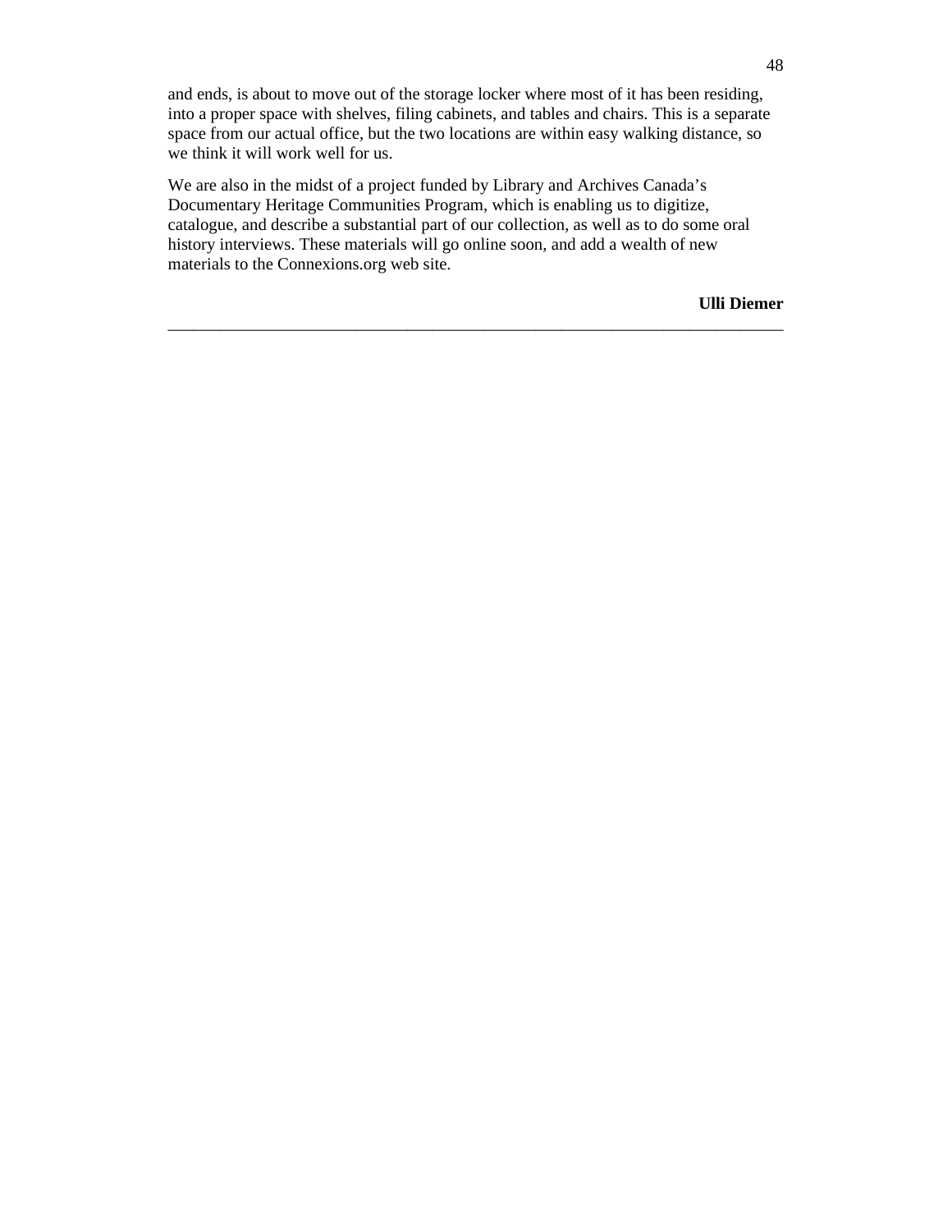and ends, is about to move out of the storage locker where most of it has been residing, into a proper space with shelves, filing cabinets, and tables and chairs. This is a separate space from our actual office, but the two locations are within easy walking distance, so we think it will work well for us.

We are also in the midst of a project funded by Library and Archives Canada's Documentary Heritage Communities Program, which is enabling us to digitize, catalogue, and describe a substantial part of our collection, as well as to do some oral history interviews. These materials will go online soon, and add a wealth of new materials to the Connexions.org web site.

**Ulli Diemer**

---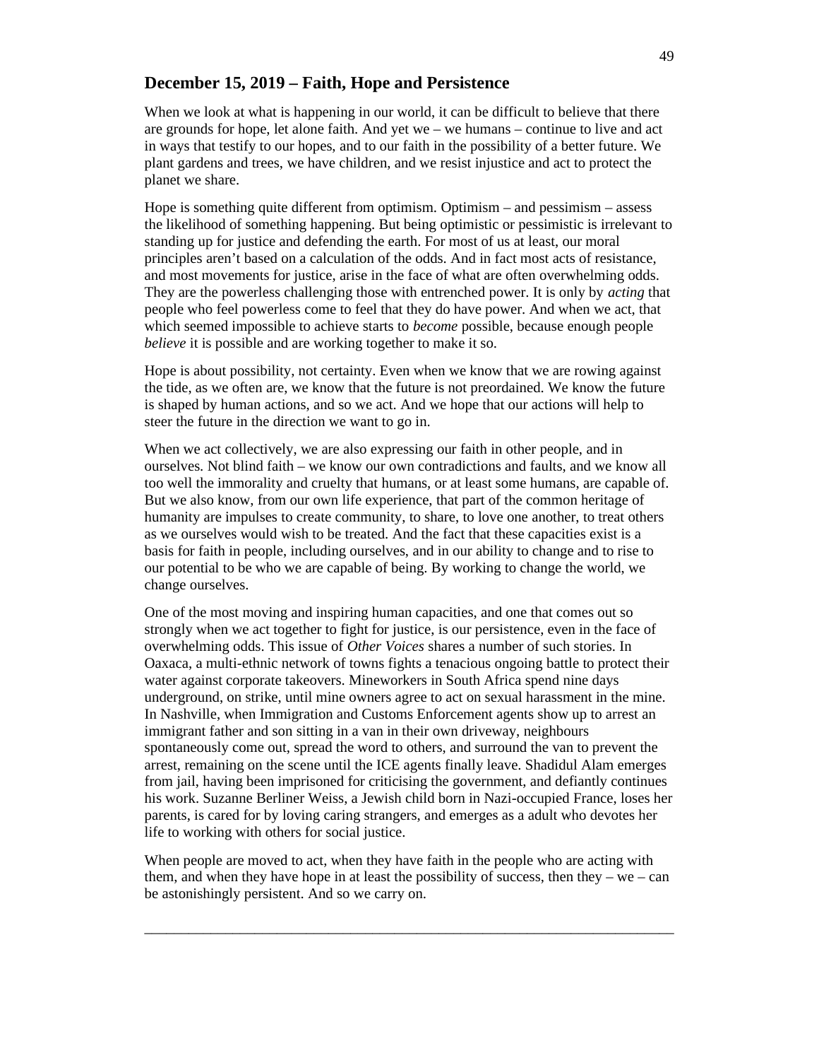## December 15, 2019 – Faith, Hope and Persistence

When we look at what is happening in our world, it can be difficult to believe that there are grounds for hope, let alone faith. And yet we – we humans – continue to live and act in ways that testify to our hopes, and to our faith in the possibility of a better future. We plant gardens and trees, we have children, and we resist injustice and act to protect the planet we share.

Hope is something quite different from optimism. Optimism – and pessimism – assess the likelihood of something happening. But being optimistic or pessimistic is irrelevant to standing up for justice and defending the earth. For most of us at least, our moral principles aren't based on a calculation of the odds. And in fact most acts of resistance, and most movements for justice, arise in the face of what are often overwhelming odds. They are the powerless challenging those with entrenched power. It is only by *acting* that people who feel powerless come to feel that they do have power. And when we act, that which seemed impossible to achieve starts to *become* possible, because enough people *believe* it is possible and are working together to make it so.

Hope is about possibility, not certainty. Even when we know that we are rowing against the tide, as we often are, we know that the future is not preordained. We know the future is shaped by human actions, and so we act. And we hope that our actions will help to steer the future in the direction we want to go in.

When we act collectively, we are also expressing our faith in other people, and in ourselves. Not blind faith – we know our own contradictions and faults, and we know all too well the immorality and cruelty that humans, or at least some humans, are capable of. But we also know, from our own life experience, that part of the common heritage of humanity are impulses to create community, to share, to love one another, to treat others as we ourselves would wish to be treated. And the fact that these capacities exist is a basis for faith in people, including ourselves, and in our ability to change and to rise to our potential to be who we are capable of being. By working to change the world, we change ourselves.

One of the most moving and inspiring human capacities, and one that comes out so strongly when we act together to fight for justice, is our persistence, even in the face of overwhelming odds. This issue of *Other Voices* shares a number of such stories. In Oaxaca, a multi-ethnic network of towns fights a tenacious ongoing battle to protect their water against corporate takeovers. Mineworkers in South Africa spend nine days underground, on strike, until mine owners agree to act on sexual harassment in the mine. In Nashville, when Immigration and Customs Enforcement agents show up to arrest an immigrant father and son sitting in a van in their own driveway, neighbours spontaneously come out, spread the word to others, and surround the van to prevent the arrest, remaining on the scene until the ICE agents finally leave. Shadidul Alam emerges from jail, having been imprisoned for criticising the government, and defiantly continues his work. Suzanne Berliner Weiss, a Jewish child born in Nazi-occupied France, loses her parents, is cared for by loving caring strangers, and emerges as a adult who devotes her life to working with others for social justice.

When people are moved to act, when they have faith in the people who are acting with them, and when they have hope in at least the possibility of success, then they – we – can be astonishingly persistent. And so we carry on.

---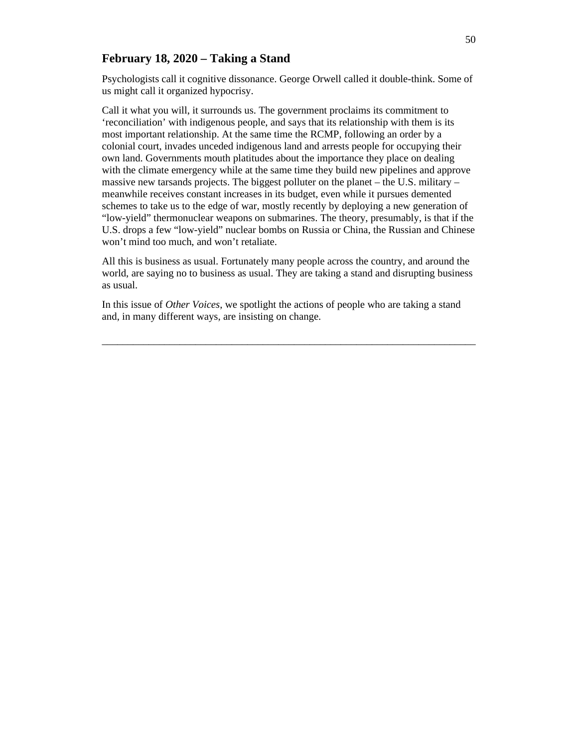## February 18, 2020 – Taking a Stand

Psychologists call it cognitive dissonance. George Orwell called it double-think. Some of us might call it organized hypocrisy.

Call it what you will, it surrounds us. The government proclaims its commitment to 'reconciliation' with indigenous people, and says that its relationship with them is its most important relationship. At the same time the RCMP, following an order by a colonial court, invades unceded indigenous land and arrests people for occupying their own land. Governments mouth platitudes about the importance they place on dealing with the climate emergency while at the same time they build new pipelines and approve massive new tarsands projects. The biggest polluter on the planet – the U.S. military – meanwhile receives constant increases in its budget, even while it pursues demented schemes to take us to the edge of war, mostly recently by deploying a new generation of "low-yield" thermonuclear weapons on submarines. The theory, presumably, is that if the U.S. drops a few "low-yield" nuclear bombs on Russia or China, the Russian and Chinese won't mind too much, and won't retaliate.

All this is business as usual. Fortunately many people across the country, and around the world, are saying no to business as usual. They are taking a stand and disrupting business as usual.

In this issue of *Other Voices*, we spotlight the actions of people who are taking a stand and, in many different ways, are insisting on change.

---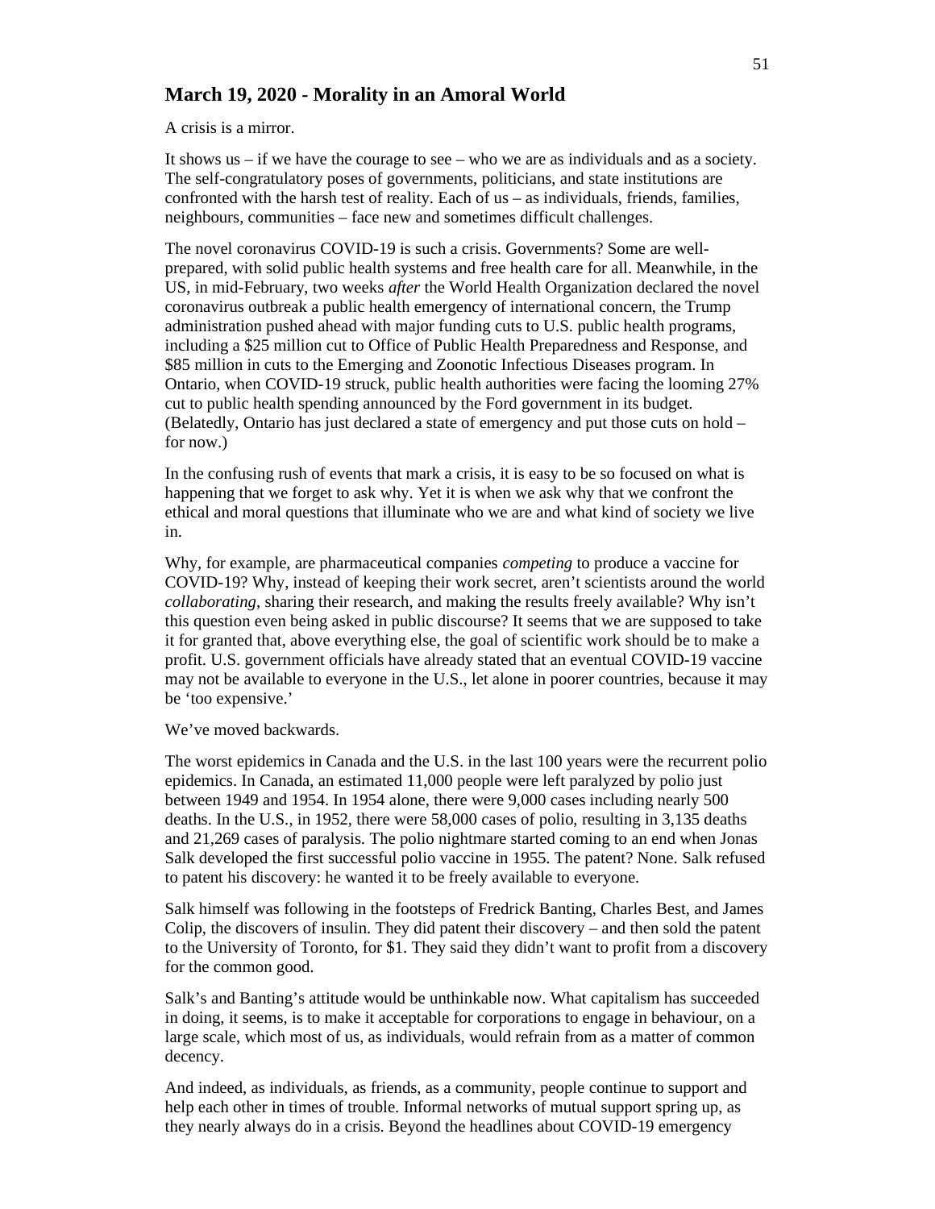## March 19, 2020 - Morality in an Amoral World

A crisis is a mirror.

It shows us – if we have the courage to see – who we are as individuals and as a society. The self-congratulatory poses of governments, politicians, and state institutions are confronted with the harsh test of reality. Each of us – as individuals, friends, families, neighbours, communities – face new and sometimes difficult challenges.

The novel coronavirus COVID-19 is such a crisis. Governments? Some are well-prepared, with solid public health systems and free health care for all. Meanwhile, in the US, in mid-February, two weeks *after* the World Health Organization declared the novel coronavirus outbreak a public health emergency of international concern, the Trump administration pushed ahead with major funding cuts to U.S. public health programs, including a $25 million cut to Office of Public Health Preparedness and Response, and $85 million in cuts to the Emerging and Zoonotic Infectious Diseases program. In Ontario, when COVID-19 struck, public health authorities were facing the looming 27% cut to public health spending announced by the Ford government in its budget. (Belatedly, Ontario has just declared a state of emergency and put those cuts on hold – for now.)

In the confusing rush of events that mark a crisis, it is easy to be so focused on what is happening that we forget to ask why. Yet it is when we ask why that we confront the ethical and moral questions that illuminate who we are and what kind of society we live in.

Why, for example, are pharmaceutical companies *competing* to produce a vaccine for COVID-19? Why, instead of keeping their work secret, aren't scientists around the world *collaborating*, sharing their research, and making the results freely available? Why isn't this question even being asked in public discourse? It seems that we are supposed to take it for granted that, above everything else, the goal of scientific work should be to make a profit. U.S. government officials have already stated that an eventual COVID-19 vaccine may not be available to everyone in the U.S., let alone in poorer countries, because it may be 'too expensive.'

We've moved backwards.

The worst epidemics in Canada and the U.S. in the last 100 years were the recurrent polio epidemics. In Canada, an estimated 11,000 people were left paralyzed by polio just between 1949 and 1954. In 1954 alone, there were 9,000 cases including nearly 500 deaths. In the U.S., in 1952, there were 58,000 cases of polio, resulting in 3,135 deaths and 21,269 cases of paralysis. The polio nightmare started coming to an end when Jonas Salk developed the first successful polio vaccine in 1955. The patent? None. Salk refused to patent his discovery: he wanted it to be freely available to everyone.

Salk himself was following in the footsteps of Fredrick Banting, Charles Best, and James Colip, the discovers of insulin. They did patent their discovery – and then sold the patent to the University of Toronto, for $1. They said they didn't want to profit from a discovery for the common good.

Salk's and Banting's attitude would be unthinkable now. What capitalism has succeeded in doing, it seems, is to make it acceptable for corporations to engage in behaviour, on a large scale, which most of us, as individuals, would refrain from as a matter of common decency.

And indeed, as individuals, as friends, as a community, people continue to support and help each other in times of trouble. Informal networks of mutual support spring up, as they nearly always do in a crisis. Beyond the headlines about COVID-19 emergency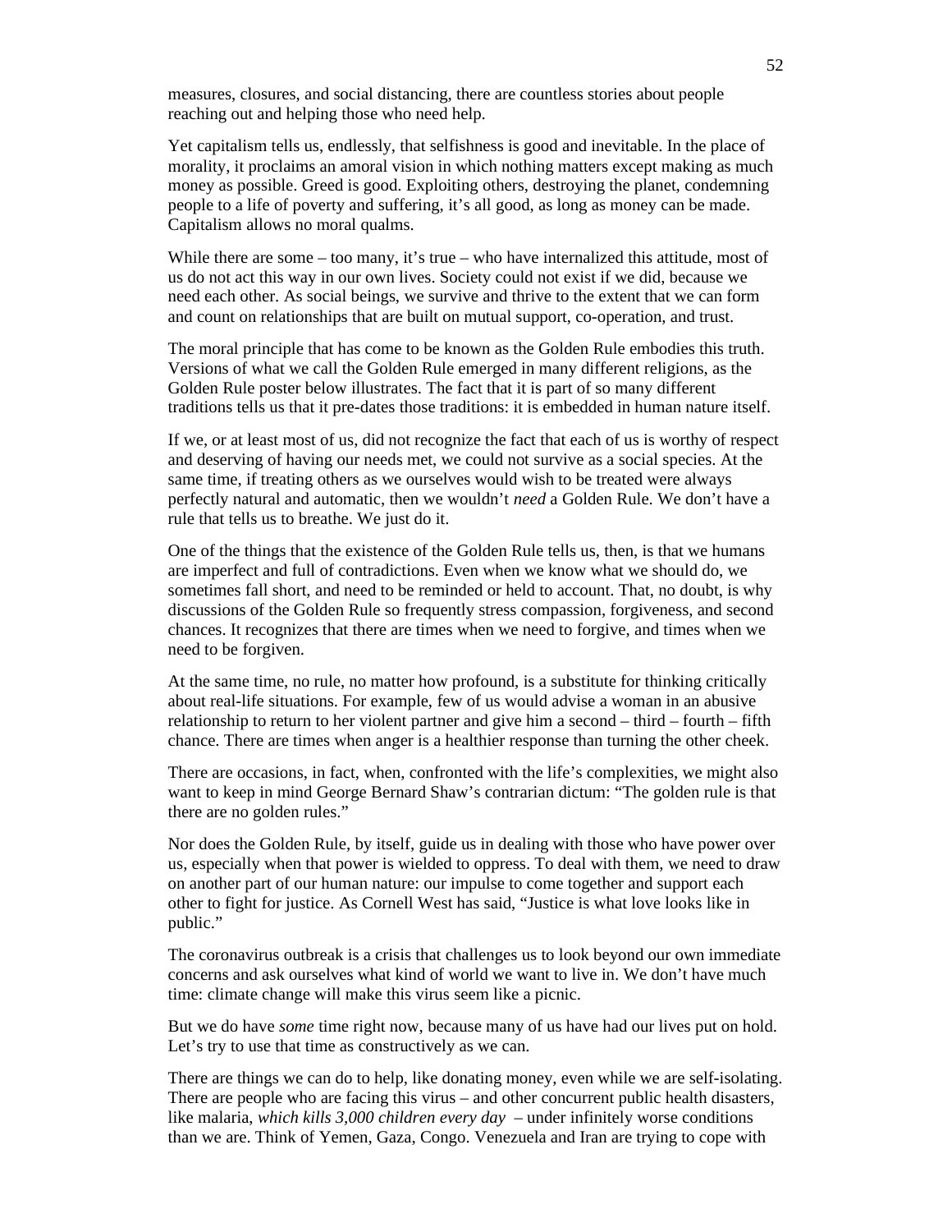measures, closures, and social distancing, there are countless stories about people reaching out and helping those who need help.

Yet capitalism tells us, endlessly, that selfishness is good and inevitable. In the place of morality, it proclaims an amoral vision in which nothing matters except making as much money as possible. Greed is good. Exploiting others, destroying the planet, condemning people to a life of poverty and suffering, it's all good, as long as money can be made. Capitalism allows no moral qualms.

While there are some – too many, it's true – who have internalized this attitude, most of us do not act this way in our own lives. Society could not exist if we did, because we need each other. As social beings, we survive and thrive to the extent that we can form and count on relationships that are built on mutual support, co-operation, and trust.

The moral principle that has come to be known as the Golden Rule embodies this truth. Versions of what we call the Golden Rule emerged in many different religions, as the Golden Rule poster below illustrates. The fact that it is part of so many different traditions tells us that it pre-dates those traditions: it is embedded in human nature itself.

If we, or at least most of us, did not recognize the fact that each of us is worthy of respect and deserving of having our needs met, we could not survive as a social species. At the same time, if treating others as we ourselves would wish to be treated were always perfectly natural and automatic, then we wouldn't *need* a Golden Rule. We don't have a rule that tells us to breathe. We just do it.

One of the things that the existence of the Golden Rule tells us, then, is that we humans are imperfect and full of contradictions. Even when we know what we should do, we sometimes fall short, and need to be reminded or held to account. That, no doubt, is why discussions of the Golden Rule so frequently stress compassion, forgiveness, and second chances. It recognizes that there are times when we need to forgive, and times when we need to be forgiven.

At the same time, no rule, no matter how profound, is a substitute for thinking critically about real-life situations. For example, few of us would advise a woman in an abusive relationship to return to her violent partner and give him a second – third – fourth – fifth chance. There are times when anger is a healthier response than turning the other cheek.

There are occasions, in fact, when, confronted with the life's complexities, we might also want to keep in mind George Bernard Shaw's contrarian dictum: "The golden rule is that there are no golden rules."

Nor does the Golden Rule, by itself, guide us in dealing with those who have power over us, especially when that power is wielded to oppress. To deal with them, we need to draw on another part of our human nature: our impulse to come together and support each other to fight for justice. As Cornell West has said, "Justice is what love looks like in public."

The coronavirus outbreak is a crisis that challenges us to look beyond our own immediate concerns and ask ourselves what kind of world we want to live in. We don't have much time: climate change will make this virus seem like a picnic.

But we do have *some* time right now, because many of us have had our lives put on hold. Let's try to use that time as constructively as we can.

There are things we can do to help, like donating money, even while we are self-isolating. There are people who are facing this virus – and other concurrent public health disasters, like malaria, *which kills 3,000 children every day* – under infinitely worse conditions than we are. Think of Yemen, Gaza, Congo. Venezuela and Iran are trying to cope with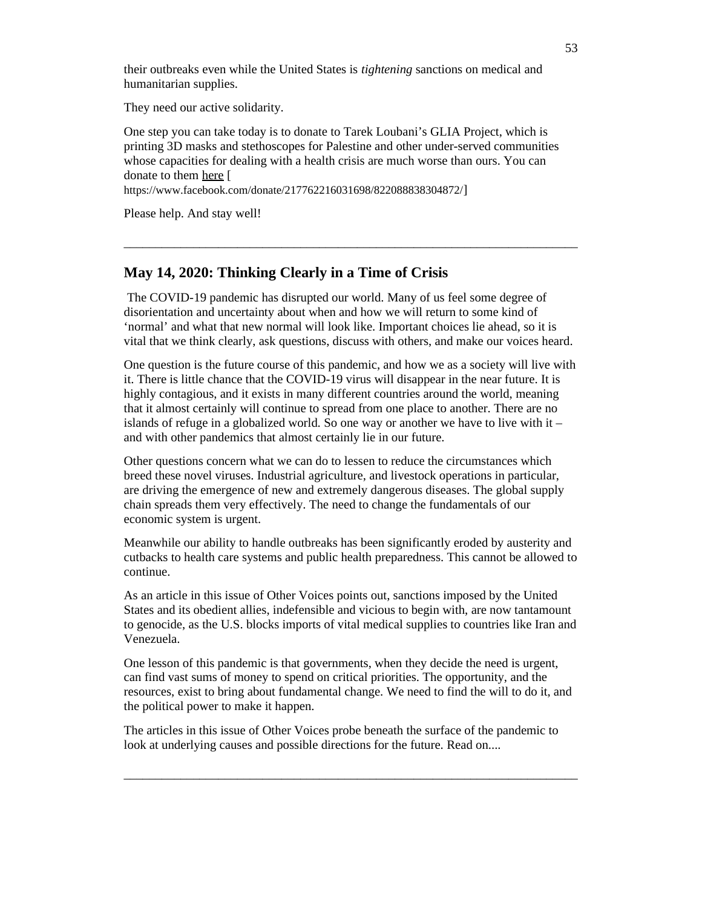their outbreaks even while the United States is *tightening* sanctions on medical and humanitarian supplies.

They need our active solidarity.

One step you can take today is to donate to Tarek Loubani's GLIA Project, which is printing 3D masks and stethoscopes for Palestine and other under-served communities whose capacities for dealing with a health crisis are much worse than ours. You can donate to them here [ https://www.facebook.com/donate/217762216031698/822088838304872/]

Please help. And stay well!

---

## May 14, 2020: Thinking Clearly in a Time of Crisis

The COVID-19 pandemic has disrupted our world. Many of us feel some degree of disorientation and uncertainty about when and how we will return to some kind of 'normal' and what that new normal will look like. Important choices lie ahead, so it is vital that we think clearly, ask questions, discuss with others, and make our voices heard.

One question is the future course of this pandemic, and how we as a society will live with it. There is little chance that the COVID-19 virus will disappear in the near future. It is highly contagious, and it exists in many different countries around the world, meaning that it almost certainly will continue to spread from one place to another. There are no islands of refuge in a globalized world. So one way or another we have to live with it – and with other pandemics that almost certainly lie in our future.

Other questions concern what we can do to lessen to reduce the circumstances which breed these novel viruses. Industrial agriculture, and livestock operations in particular, are driving the emergence of new and extremely dangerous diseases. The global supply chain spreads them very effectively. The need to change the fundamentals of our economic system is urgent.

Meanwhile our ability to handle outbreaks has been significantly eroded by austerity and cutbacks to health care systems and public health preparedness. This cannot be allowed to continue.

As an article in this issue of Other Voices points out, sanctions imposed by the United States and its obedient allies, indefensible and vicious to begin with, are now tantamount to genocide, as the U.S. blocks imports of vital medical supplies to countries like Iran and Venezuela.

One lesson of this pandemic is that governments, when they decide the need is urgent, can find vast sums of money to spend on critical priorities. The opportunity, and the resources, exist to bring about fundamental change. We need to find the will to do it, and the political power to make it happen.

The articles in this issue of Other Voices probe beneath the surface of the pandemic to look at underlying causes and possible directions for the future. Read on....

---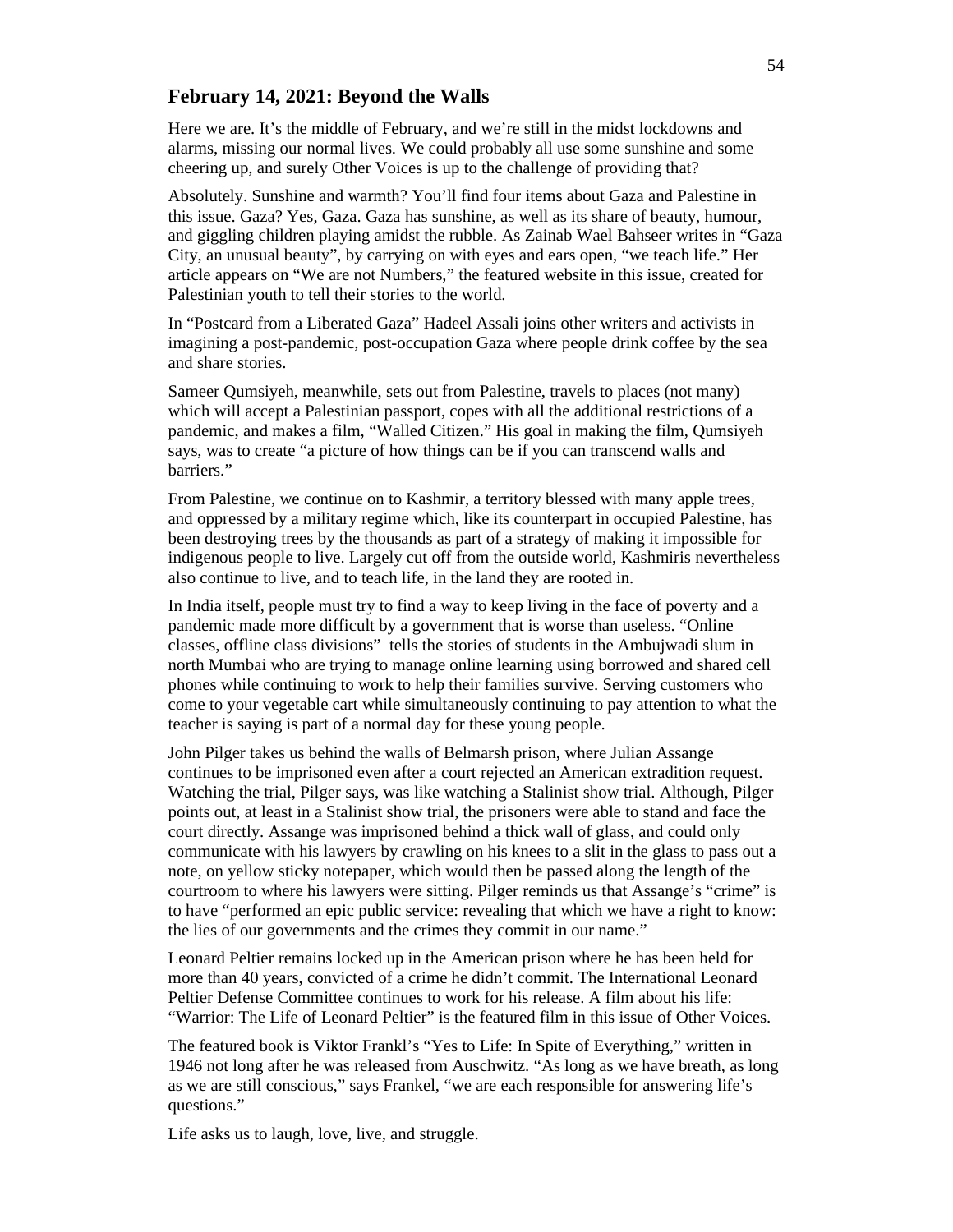## February 14, 2021: Beyond the Walls

Here we are. It's the middle of February, and we're still in the midst lockdowns and alarms, missing our normal lives. We could probably all use some sunshine and some cheering up, and surely Other Voices is up to the challenge of providing that?

Absolutely. Sunshine and warmth? You'll find four items about Gaza and Palestine in this issue. Gaza? Yes, Gaza. Gaza has sunshine, as well as its share of beauty, humour, and giggling children playing amidst the rubble. As Zainab Wael Bahseer writes in "Gaza City, an unusual beauty", by carrying on with eyes and ears open, "we teach life." Her article appears on "We are not Numbers," the featured website in this issue, created for Palestinian youth to tell their stories to the world.

In "Postcard from a Liberated Gaza" Hadeel Assali joins other writers and activists in imagining a post-pandemic, post-occupation Gaza where people drink coffee by the sea and share stories.

Sameer Qumsiyeh, meanwhile, sets out from Palestine, travels to places (not many) which will accept a Palestinian passport, copes with all the additional restrictions of a pandemic, and makes a film, "Walled Citizen." His goal in making the film, Qumsiyeh says, was to create "a picture of how things can be if you can transcend walls and barriers."

From Palestine, we continue on to Kashmir, a territory blessed with many apple trees, and oppressed by a military regime which, like its counterpart in occupied Palestine, has been destroying trees by the thousands as part of a strategy of making it impossible for indigenous people to live. Largely cut off from the outside world, Kashmiris nevertheless also continue to live, and to teach life, in the land they are rooted in.

In India itself, people must try to find a way to keep living in the face of poverty and a pandemic made more difficult by a government that is worse than useless. "Online classes, offline class divisions" tells the stories of students in the Ambujwadi slum in north Mumbai who are trying to manage online learning using borrowed and shared cell phones while continuing to work to help their families survive. Serving customers who come to your vegetable cart while simultaneously continuing to pay attention to what the teacher is saying is part of a normal day for these young people.

John Pilger takes us behind the walls of Belmarsh prison, where Julian Assange continues to be imprisoned even after a court rejected an American extradition request. Watching the trial, Pilger says, was like watching a Stalinist show trial. Although, Pilger points out, at least in a Stalinist show trial, the prisoners were able to stand and face the court directly. Assange was imprisoned behind a thick wall of glass, and could only communicate with his lawyers by crawling on his knees to a slit in the glass to pass out a note, on yellow sticky notepaper, which would then be passed along the length of the courtroom to where his lawyers were sitting. Pilger reminds us that Assange's "crime" is to have "performed an epic public service: revealing that which we have a right to know: the lies of our governments and the crimes they commit in our name."

Leonard Peltier remains locked up in the American prison where he has been held for more than 40 years, convicted of a crime he didn't commit. The International Leonard Peltier Defense Committee continues to work for his release. A film about his life: "Warrior: The Life of Leonard Peltier" is the featured film in this issue of Other Voices.

The featured book is Viktor Frankl's "Yes to Life: In Spite of Everything," written in 1946 not long after he was released from Auschwitz. "As long as we have breath, as long as we are still conscious," says Frankel, "we are each responsible for answering life's questions."

Life asks us to laugh, love, live, and struggle.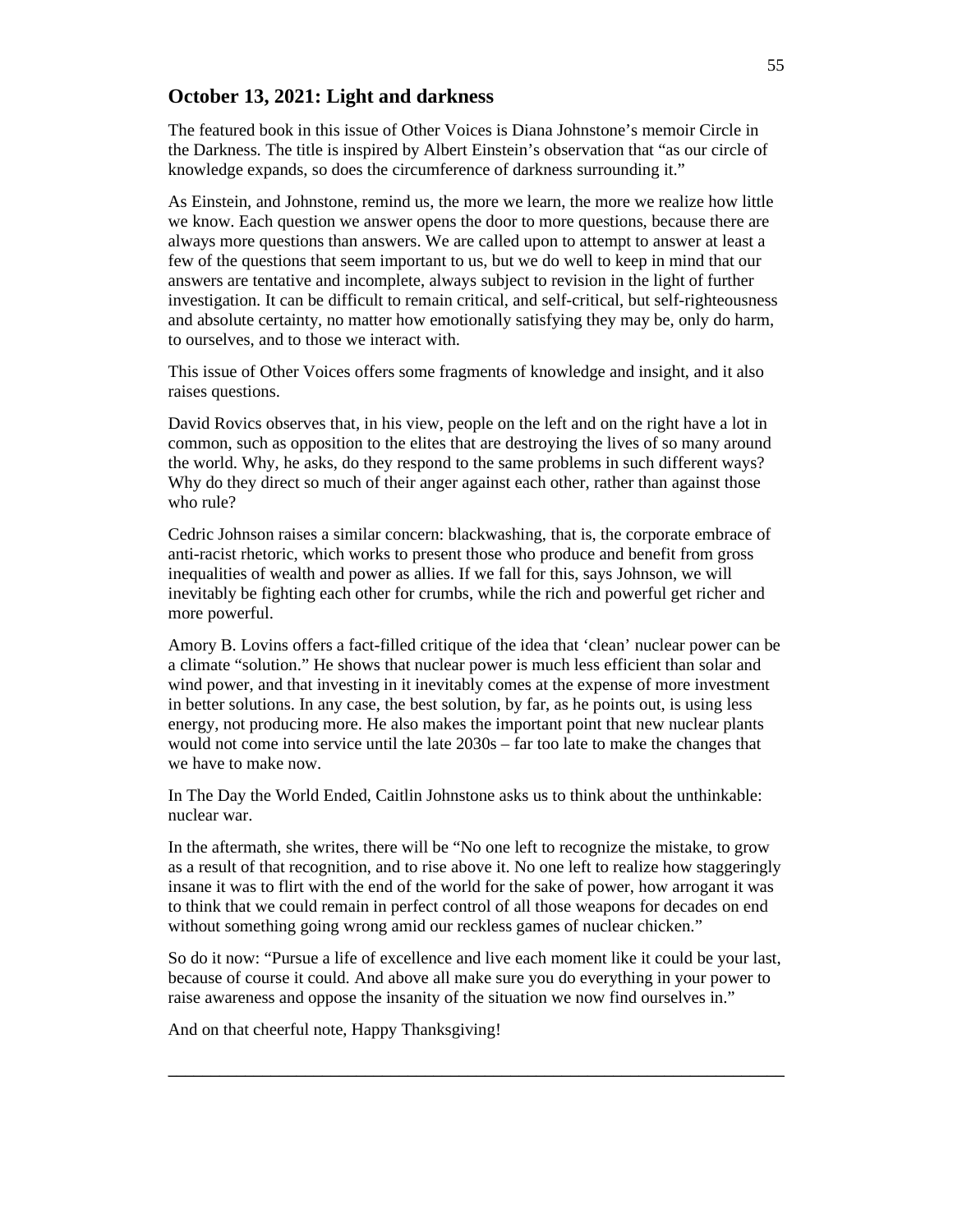## October 13, 2021: Light and darkness

The featured book in this issue of Other Voices is Diana Johnstone's memoir Circle in the Darkness. The title is inspired by Albert Einstein's observation that "as our circle of knowledge expands, so does the circumference of darkness surrounding it."

As Einstein, and Johnstone, remind us, the more we learn, the more we realize how little we know. Each question we answer opens the door to more questions, because there are always more questions than answers. We are called upon to attempt to answer at least a few of the questions that seem important to us, but we do well to keep in mind that our answers are tentative and incomplete, always subject to revision in the light of further investigation. It can be difficult to remain critical, and self-critical, but self-righteousness and absolute certainty, no matter how emotionally satisfying they may be, only do harm, to ourselves, and to those we interact with.

This issue of Other Voices offers some fragments of knowledge and insight, and it also raises questions.

David Rovics observes that, in his view, people on the left and on the right have a lot in common, such as opposition to the elites that are destroying the lives of so many around the world. Why, he asks, do they respond to the same problems in such different ways? Why do they direct so much of their anger against each other, rather than against those who rule?

Cedric Johnson raises a similar concern: blackwashing, that is, the corporate embrace of anti-racist rhetoric, which works to present those who produce and benefit from gross inequalities of wealth and power as allies. If we fall for this, says Johnson, we will inevitably be fighting each other for crumbs, while the rich and powerful get richer and more powerful.

Amory B. Lovins offers a fact-filled critique of the idea that 'clean' nuclear power can be a climate "solution." He shows that nuclear power is much less efficient than solar and wind power, and that investing in it inevitably comes at the expense of more investment in better solutions. In any case, the best solution, by far, as he points out, is using less energy, not producing more. He also makes the important point that new nuclear plants would not come into service until the late 2030s – far too late to make the changes that we have to make now.

In The Day the World Ended, Caitlin Johnstone asks us to think about the unthinkable: nuclear war.

In the aftermath, she writes, there will be "No one left to recognize the mistake, to grow as a result of that recognition, and to rise above it. No one left to realize how staggeringly insane it was to flirt with the end of the world for the sake of power, how arrogant it was to think that we could remain in perfect control of all those weapons for decades on end without something going wrong amid our reckless games of nuclear chicken."

So do it now: "Pursue a life of excellence and live each moment like it could be your last, because of course it could. And above all make sure you do everything in your power to raise awareness and oppose the insanity of the situation we now find ourselves in."

And on that cheerful note, Happy Thanksgiving!

---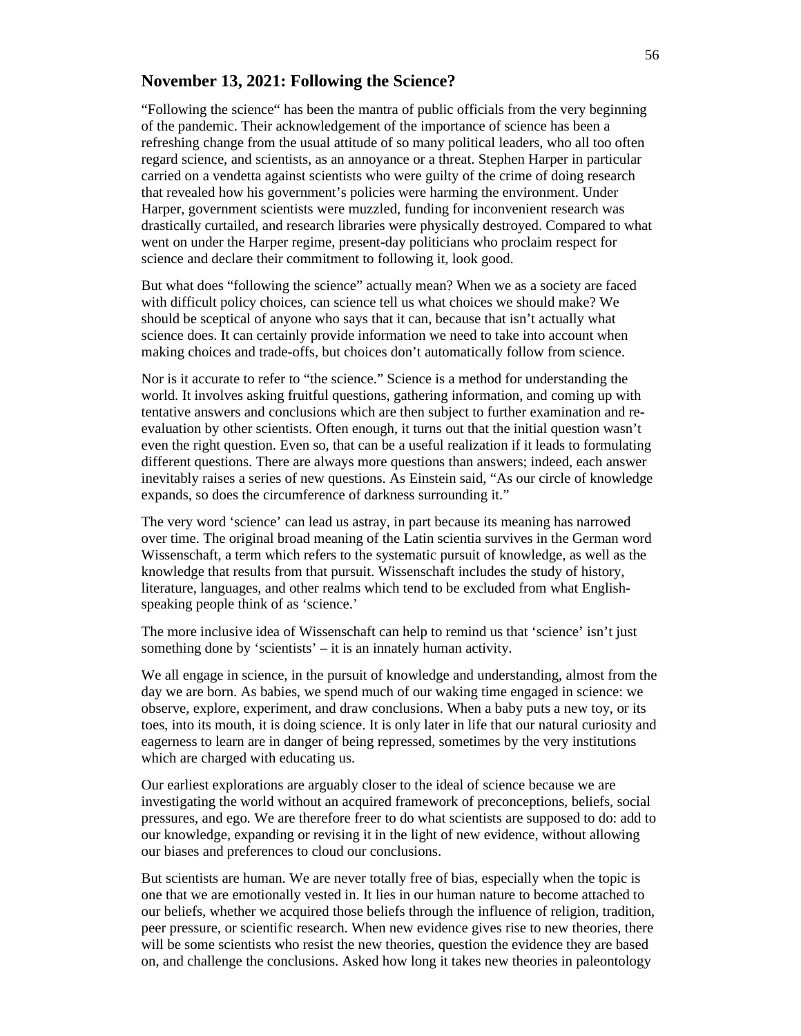## November 13, 2021: Following the Science?

"Following the science" has been the mantra of public officials from the very beginning of the pandemic. Their acknowledgement of the importance of science has been a refreshing change from the usual attitude of so many political leaders, who all too often regard science, and scientists, as an annoyance or a threat. Stephen Harper in particular carried on a vendetta against scientists who were guilty of the crime of doing research that revealed how his government's policies were harming the environment. Under Harper, government scientists were muzzled, funding for inconvenient research was drastically curtailed, and research libraries were physically destroyed. Compared to what went on under the Harper regime, present-day politicians who proclaim respect for science and declare their commitment to following it, look good.

But what does "following the science" actually mean? When we as a society are faced with difficult policy choices, can science tell us what choices we should make? We should be sceptical of anyone who says that it can, because that isn't actually what science does. It can certainly provide information we need to take into account when making choices and trade-offs, but choices don't automatically follow from science.

Nor is it accurate to refer to "the science." Science is a method for understanding the world. It involves asking fruitful questions, gathering information, and coming up with tentative answers and conclusions which are then subject to further examination and re-evaluation by other scientists. Often enough, it turns out that the initial question wasn't even the right question. Even so, that can be a useful realization if it leads to formulating different questions. There are always more questions than answers; indeed, each answer inevitably raises a series of new questions. As Einstein said, "As our circle of knowledge expands, so does the circumference of darkness surrounding it."

The very word 'science' can lead us astray, in part because its meaning has narrowed over time. The original broad meaning of the Latin scientia survives in the German word Wissenschaft, a term which refers to the systematic pursuit of knowledge, as well as the knowledge that results from that pursuit. Wissenschaft includes the study of history, literature, languages, and other realms which tend to be excluded from what English-speaking people think of as 'science.'

The more inclusive idea of Wissenschaft can help to remind us that 'science' isn't just something done by 'scientists' – it is an innately human activity.

We all engage in science, in the pursuit of knowledge and understanding, almost from the day we are born. As babies, we spend much of our waking time engaged in science: we observe, explore, experiment, and draw conclusions. When a baby puts a new toy, or its toes, into its mouth, it is doing science. It is only later in life that our natural curiosity and eagerness to learn are in danger of being repressed, sometimes by the very institutions which are charged with educating us.

Our earliest explorations are arguably closer to the ideal of science because we are investigating the world without an acquired framework of preconceptions, beliefs, social pressures, and ego. We are therefore freer to do what scientists are supposed to do: add to our knowledge, expanding or revising it in the light of new evidence, without allowing our biases and preferences to cloud our conclusions.

But scientists are human. We are never totally free of bias, especially when the topic is one that we are emotionally vested in. It lies in our human nature to become attached to our beliefs, whether we acquired those beliefs through the influence of religion, tradition, peer pressure, or scientific research. When new evidence gives rise to new theories, there will be some scientists who resist the new theories, question the evidence they are based on, and challenge the conclusions. Asked how long it takes new theories in paleontology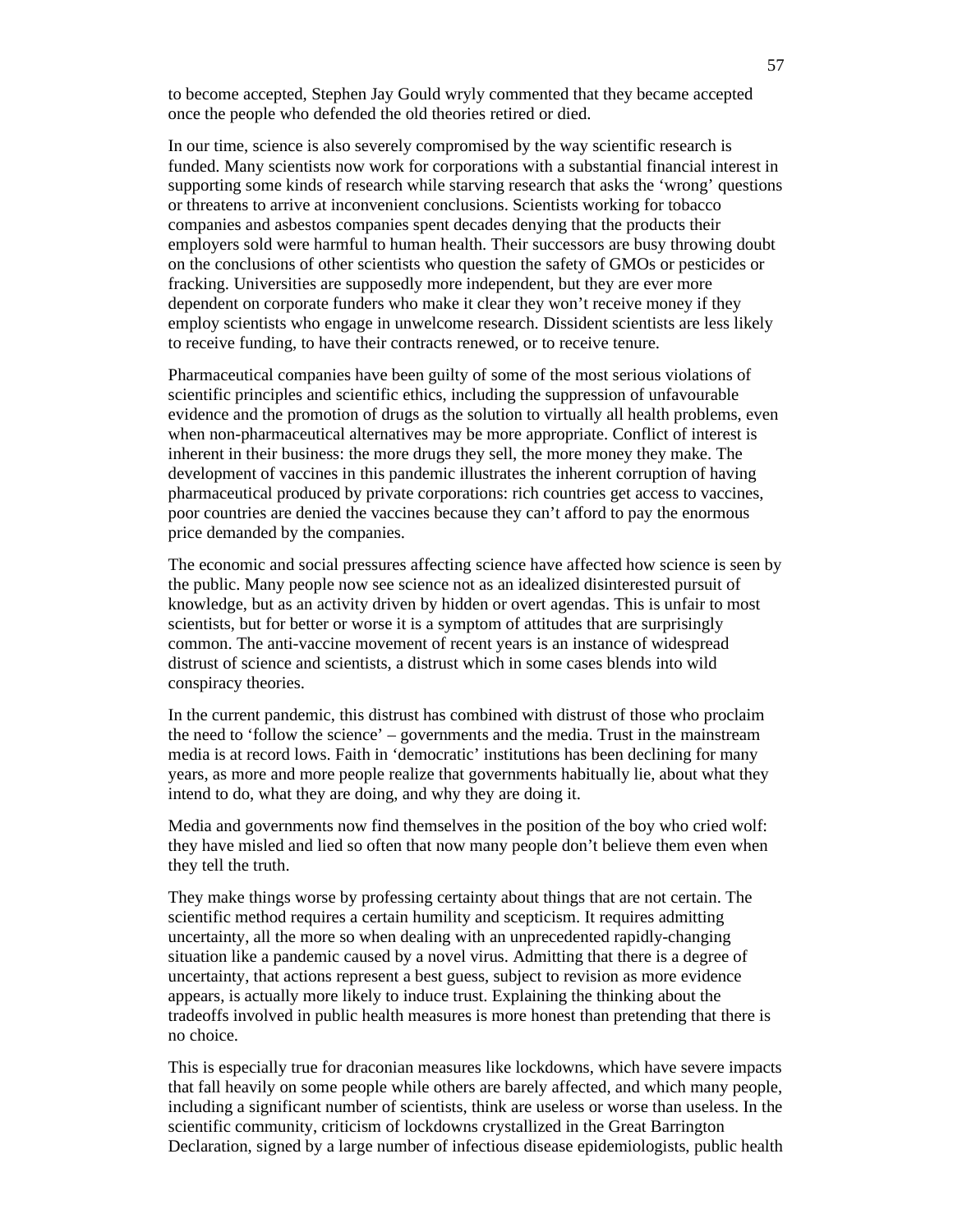to become accepted, Stephen Jay Gould wryly commented that they became accepted once the people who defended the old theories retired or died.

In our time, science is also severely compromised by the way scientific research is funded. Many scientists now work for corporations with a substantial financial interest in supporting some kinds of research while starving research that asks the 'wrong' questions or threatens to arrive at inconvenient conclusions. Scientists working for tobacco companies and asbestos companies spent decades denying that the products their employers sold were harmful to human health. Their successors are busy throwing doubt on the conclusions of other scientists who question the safety of GMOs or pesticides or fracking. Universities are supposedly more independent, but they are ever more dependent on corporate funders who make it clear they won't receive money if they employ scientists who engage in unwelcome research. Dissident scientists are less likely to receive funding, to have their contracts renewed, or to receive tenure.

Pharmaceutical companies have been guilty of some of the most serious violations of scientific principles and scientific ethics, including the suppression of unfavourable evidence and the promotion of drugs as the solution to virtually all health problems, even when non-pharmaceutical alternatives may be more appropriate. Conflict of interest is inherent in their business: the more drugs they sell, the more money they make. The development of vaccines in this pandemic illustrates the inherent corruption of having pharmaceutical produced by private corporations: rich countries get access to vaccines, poor countries are denied the vaccines because they can't afford to pay the enormous price demanded by the companies.

The economic and social pressures affecting science have affected how science is seen by the public. Many people now see science not as an idealized disinterested pursuit of knowledge, but as an activity driven by hidden or overt agendas. This is unfair to most scientists, but for better or worse it is a symptom of attitudes that are surprisingly common. The anti-vaccine movement of recent years is an instance of widespread distrust of science and scientists, a distrust which in some cases blends into wild conspiracy theories.

In the current pandemic, this distrust has combined with distrust of those who proclaim the need to 'follow the science' – governments and the media. Trust in the mainstream media is at record lows. Faith in 'democratic' institutions has been declining for many years, as more and more people realize that governments habitually lie, about what they intend to do, what they are doing, and why they are doing it.

Media and governments now find themselves in the position of the boy who cried wolf: they have misled and lied so often that now many people don't believe them even when they tell the truth.

They make things worse by professing certainty about things that are not certain. The scientific method requires a certain humility and scepticism. It requires admitting uncertainty, all the more so when dealing with an unprecedented rapidly-changing situation like a pandemic caused by a novel virus. Admitting that there is a degree of uncertainty, that actions represent a best guess, subject to revision as more evidence appears, is actually more likely to induce trust. Explaining the thinking about the tradeoffs involved in public health measures is more honest than pretending that there is no choice.

This is especially true for draconian measures like lockdowns, which have severe impacts that fall heavily on some people while others are barely affected, and which many people, including a significant number of scientists, think are useless or worse than useless. In the scientific community, criticism of lockdowns crystallized in the Great Barrington Declaration, signed by a large number of infectious disease epidemiologists, public health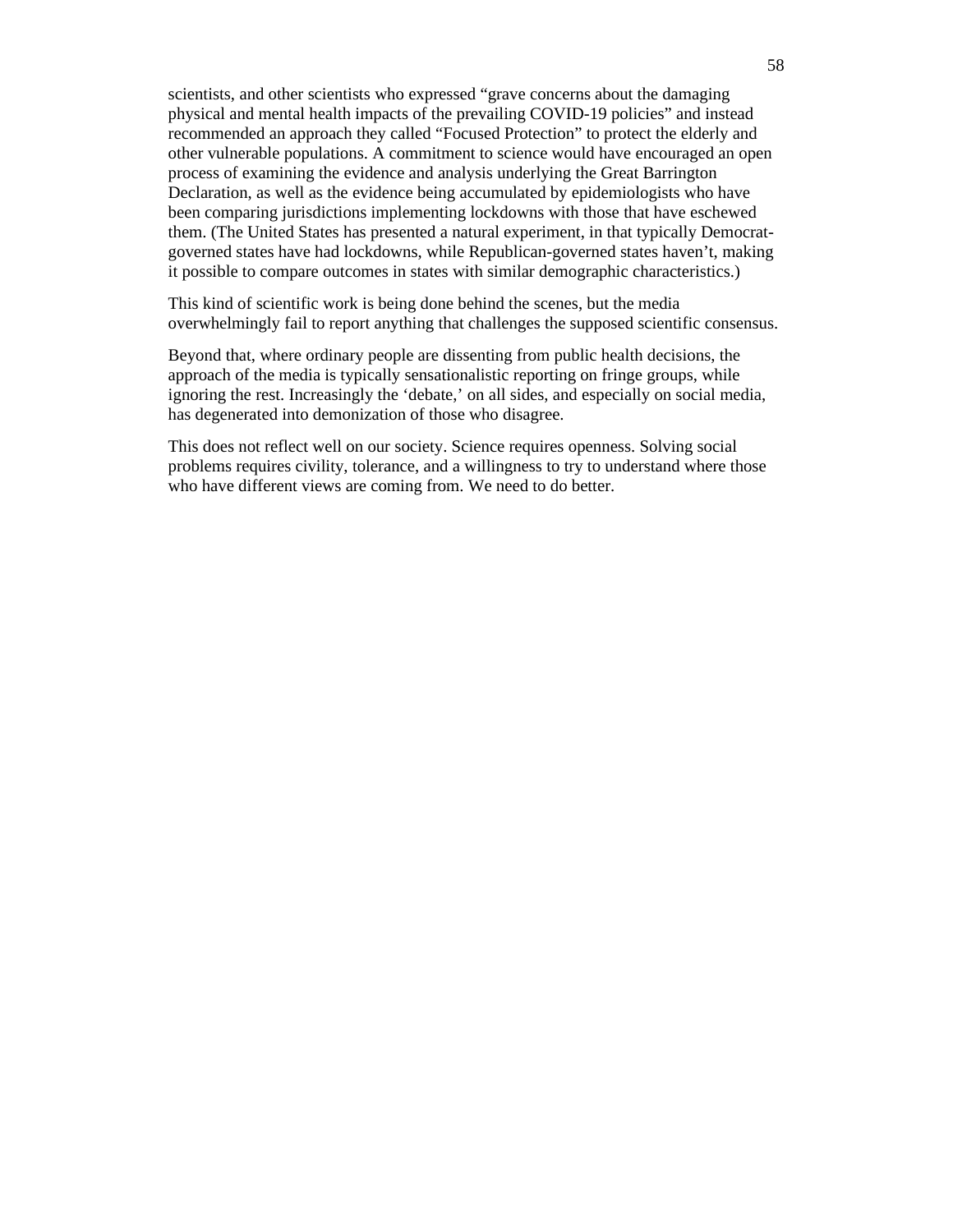scientists, and other scientists who expressed “grave concerns about the damaging physical and mental health impacts of the prevailing COVID-19 policies” and instead recommended an approach they called “Focused Protection” to protect the elderly and other vulnerable populations. A commitment to science would have encouraged an open process of examining the evidence and analysis underlying the Great Barrington Declaration, as well as the evidence being accumulated by epidemiologists who have been comparing jurisdictions implementing lockdowns with those that have eschewed them. (The United States has presented a natural experiment, in that typically Democrat-governed states have had lockdowns, while Republican-governed states haven’t, making it possible to compare outcomes in states with similar demographic characteristics.)

This kind of scientific work is being done behind the scenes, but the media overwhelmingly fail to report anything that challenges the supposed scientific consensus.

Beyond that, where ordinary people are dissenting from public health decisions, the approach of the media is typically sensationalistic reporting on fringe groups, while ignoring the rest. Increasingly the ‘debate,’ on all sides, and especially on social media, has degenerated into demonization of those who disagree.

This does not reflect well on our society. Science requires openness. Solving social problems requires civility, tolerance, and a willingness to try to understand where those who have different views are coming from. We need to do better.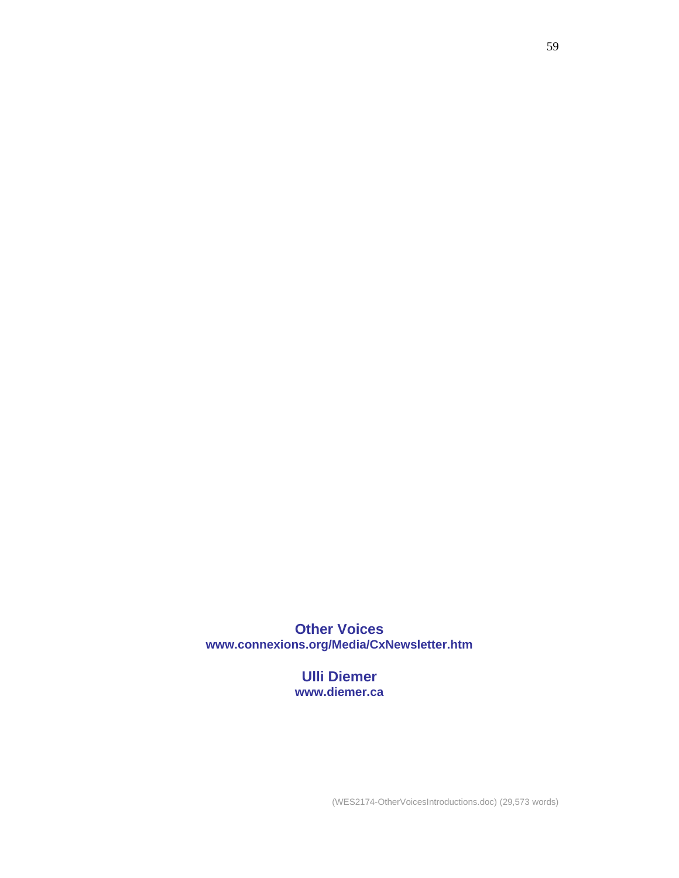**Other Voices**
**www.connexions.org/Media/CxNewsletter.htm**

**Ulli Diemer**
**www.diemer.ca**

(WES2174-OtherVoicesIntroductions.doc) (29,573 words)